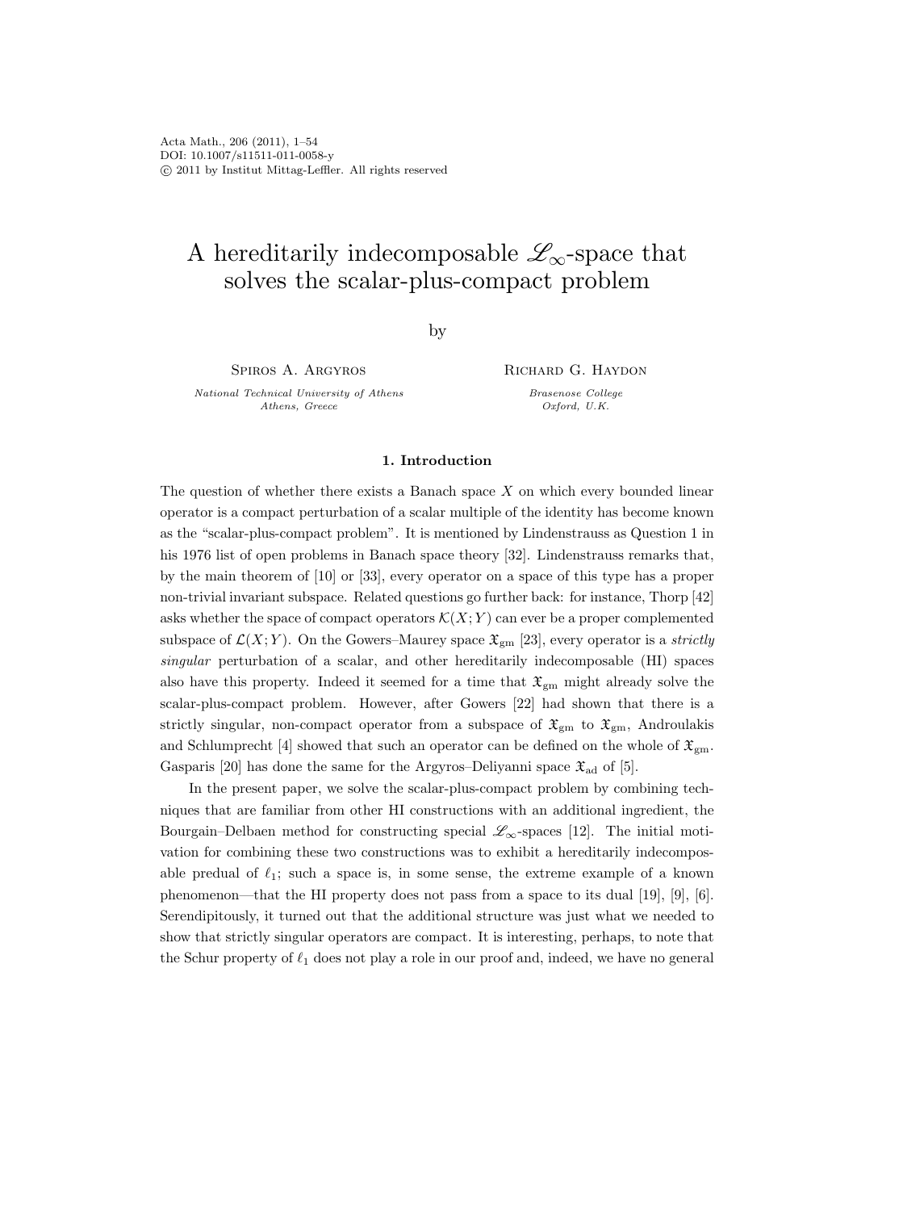# A hereditarily indecomposable $\mathscr{L}_\infty$-space that solves the scalar-plus-compact problem

by

Spiros A. Argyros
*National Technical University of Athens*
*Athens, Greece*

Richard G. Haydon
*Brasenose College*
*Oxford, U.K.*

## 1. Introduction

The question of whether there exists a Banach space $X$ on which every bounded linear operator is a compact perturbation of a scalar multiple of the identity has become known as the "scalar-plus-compact problem". It is mentioned by Lindenstrauss as Question 1 in his 1976 list of open problems in Banach space theory [32]. Lindenstrauss remarks that, by the main theorem of [10] or [33], every operator on a space of this type has a proper non-trivial invariant subspace. Related questions go further back: for instance, Thorp [42] asks whether the space of compact operators $\mathcal{K}(X;Y)$ can ever be a proper complemented subspace of $\mathcal{L}(X;Y)$. On the Gowers–Maurey space $\mathfrak{X}_{\mathrm{gm}}$ [23], every operator is a *strictly singular* perturbation of a scalar, and other hereditarily indecomposable (HI) spaces also have this property. Indeed it seemed for a time that $\mathfrak{X}_{\mathrm{gm}}$ might already solve the scalar-plus-compact problem. However, after Gowers [22] had shown that there is a strictly singular, non-compact operator from a subspace of $\mathfrak{X}_{\mathrm{gm}}$ to $\mathfrak{X}_{\mathrm{gm}}$, Androulakis and Schlumprecht [4] showed that such an operator can be defined on the whole of $\mathfrak{X}_{\mathrm{gm}}$. Gasparis [20] has done the same for the Argyros–Deliyanni space $\mathfrak{X}_{\mathrm{ad}}$ of [5].

In the present paper, we solve the scalar-plus-compact problem by combining techniques that are familiar from other HI constructions with an additional ingredient, the Bourgain–Delbaen method for constructing special $\mathscr{L}_\infty$-spaces [12]. The initial motivation for combining these two constructions was to exhibit a hereditarily indecomposable predual of $\ell_1$; such a space is, in some sense, the extreme example of a known phenomenon—that the HI property does not pass from a space to its dual [19], [9], [6]. Serendipitously, it turned out that the additional structure was just what we needed to show that strictly singular operators are compact. It is interesting, perhaps, to note that the Schur property of $\ell_1$ does not play a role in our proof and, indeed, we have no general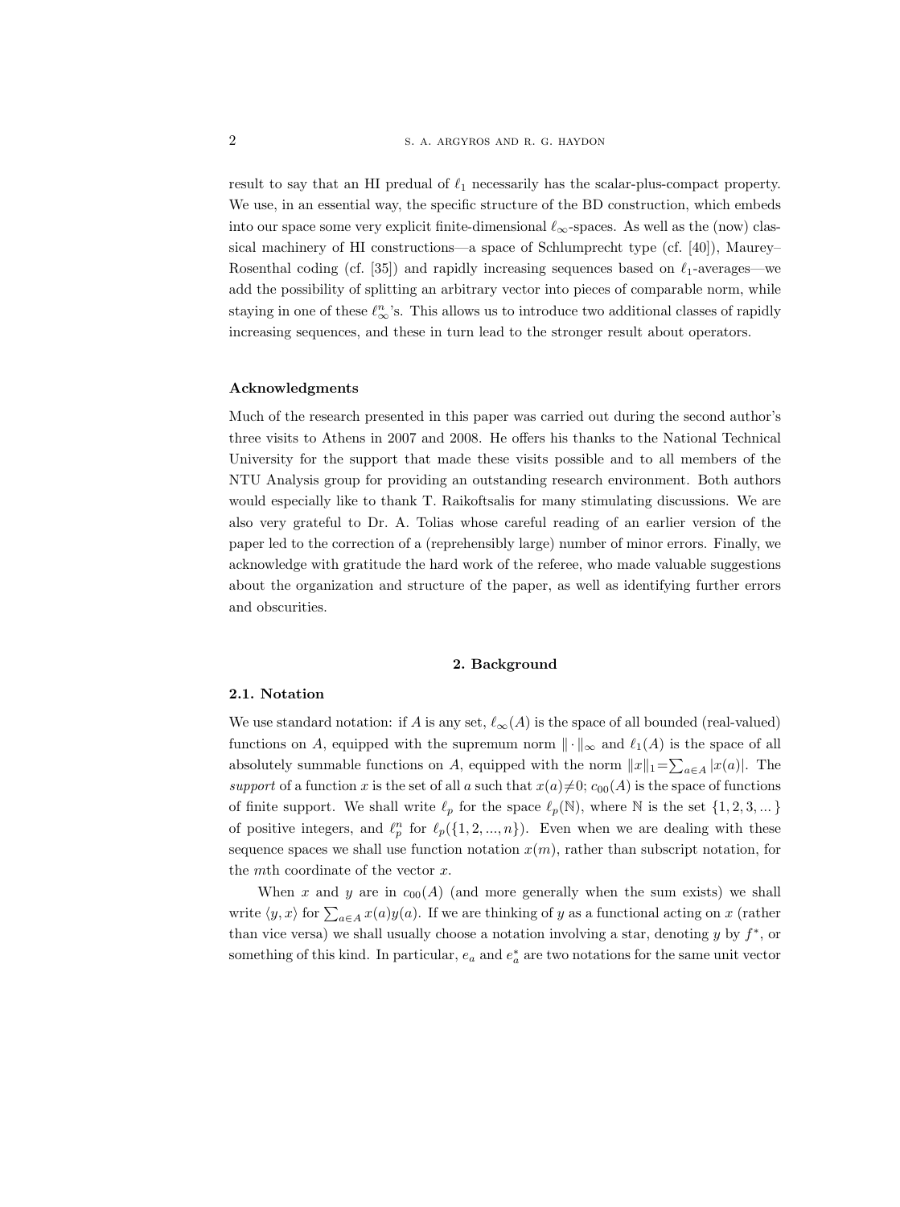result to say that an HI predual of $\ell_1$ necessarily has the scalar-plus-compact property. We use, in an essential way, the specific structure of the BD construction, which embeds into our space some very explicit finite-dimensional $\ell_\infty$-spaces. As well as the (now) classical machinery of HI constructions—a space of Schlumprecht type (cf. [40]), Maurey–Rosenthal coding (cf. [35]) and rapidly increasing sequences based on $\ell_1$-averages—we add the possibility of splitting an arbitrary vector into pieces of comparable norm, while staying in one of these $\ell_\infty^n$'s. This allows us to introduce two additional classes of rapidly increasing sequences, and these in turn lead to the stronger result about operators.

#### Acknowledgments

Much of the research presented in this paper was carried out during the second author's three visits to Athens in 2007 and 2008. He offers his thanks to the National Technical University for the support that made these visits possible and to all members of the NTU Analysis group for providing an outstanding research environment. Both authors would especially like to thank T. Raikoftsalis for many stimulating discussions. We are also very grateful to Dr. A. Tolias whose careful reading of an earlier version of the paper led to the correction of a (reprehensibly large) number of minor errors. Finally, we acknowledge with gratitude the hard work of the referee, who made valuable suggestions about the organization and structure of the paper, as well as identifying further errors and obscurities.

## 2. Background

### 2.1. Notation

We use standard notation: if $A$ is any set, $\ell_\infty(A)$ is the space of all bounded (real-valued) functions on $A$, equipped with the supremum norm $\|\cdot\|_\infty$ and $\ell_1(A)$ is the space of all absolutely summable functions on $A$, equipped with the norm $\|x\|_1 = \sum_{a\in A} |x(a)|$. The *support* of a function $x$ is the set of all $a$ such that $x(a)\neq 0$; $c_{00}(A)$ is the space of functions of finite support. We shall write $\ell_p$ for the space $\ell_p(\mathbb{N})$, where $\mathbb{N}$ is the set $\{1, 2, 3, ...\}$ of positive integers, and $\ell_p^n$ for $\ell_p(\{1, 2, ..., n\})$. Even when we are dealing with these sequence spaces we shall use function notation $x(m)$, rather than subscript notation, for the $m$th coordinate of the vector $x$.

When $x$ and $y$ are in $c_{00}(A)$ (and more generally when the sum exists) we shall write $\langle y, x\rangle$ for $\sum_{a\in A} x(a)y(a)$. If we are thinking of $y$ as a functional acting on $x$ (rather than vice versa) we shall usually choose a notation involving a star, denoting $y$ by $f^*$, or something of this kind. In particular, $e_a$ and $e_a^*$ are two notations for the same unit vector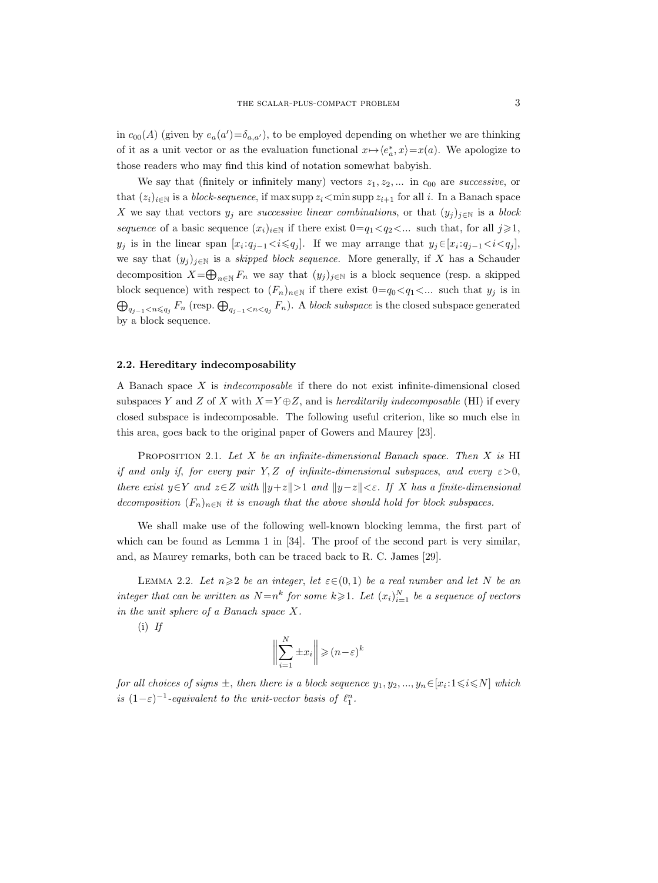in $c_{00}(A)$ (given by $e_a(a')=\delta_{a,a'}$), to be employed depending on whether we are thinking of it as a unit vector or as the evaluation functional $x\mapsto\langle e_a^*, x\rangle = x(a)$. We apologize to those readers who may find this kind of notation somewhat babyish.

We say that (finitely or infinitely many) vectors $z_1, z_2, \dots$ in $c_{00}$ are *successive*, or that $(z_i)_{i\in\mathbb{N}}$ is a *block-sequence*, if $\max\operatorname{supp} z_i < \min\operatorname{supp} z_{i+1}$ for all $i$. In a Banach space $X$ we say that vectors $y_j$ are *successive linear combinations*, or that $(y_j)_{j\in\mathbb{N}}$ is a *block sequence* of a basic sequence $(x_i)_{i\in\mathbb{N}}$ if there exist $0=q_1<q_2<\dots$ such that, for all $j\geqslant 1$, $y_j$ is in the linear span $[x_i : q_{j-1}<i\leqslant q_j]$. If we may arrange that $y_j\in[x_i : q_{j-1}<i<q_j]$, we say that $(y_j)_{j\in\mathbb{N}}$ is a *skipped block sequence*. More generally, if $X$ has a Schauder decomposition $X=\bigoplus_{n\in\mathbb{N}} F_n$ we say that $(y_j)_{j\in\mathbb{N}}$ is a block sequence (resp. a skipped block sequence) with respect to $(F_n)_{n\in\mathbb{N}}$ if there exist $0=q_0<q_1<\dots$ such that $y_j$ is in $\bigoplus_{q_{j-1}<n\leqslant q_j} F_n$ (resp. $\bigoplus_{q_{j-1}<n<q_j} F_n$). A *block subspace* is the closed subspace generated by a block sequence.

### 2.2. Hereditary indecomposability

A Banach space $X$ is *indecomposable* if there do not exist infinite-dimensional closed subspaces $Y$ and $Z$ of $X$ with $X=Y\oplus Z$, and is *hereditarily indecomposable* (HI) if every closed subspace is indecomposable. The following useful criterion, like so much else in this area, goes back to the original paper of Gowers and Maurey [23].

Proposition 2.1. *Let $X$ be an infinite-dimensional Banach space. Then $X$ is* HI *if and only if, for every pair $Y, Z$ of infinite-dimensional subspaces, and every $\varepsilon>0$, there exist $y\in Y$ and $z\in Z$ with $\|y+z\|>1$ and $\|y-z\|<\varepsilon$. If $X$ has a finite-dimensional decomposition $(F_n)_{n\in\mathbb{N}}$ it is enough that the above should hold for block subspaces.*

We shall make use of the following well-known blocking lemma, the first part of which can be found as Lemma 1 in [34]. The proof of the second part is very similar, and, as Maurey remarks, both can be traced back to R. C. James [29].

Lemma 2.2. *Let $n\geqslant 2$ be an integer, let $\varepsilon\in(0,1)$ be a real number and let $N$ be an integer that can be written as $N=n^k$ for some $k\geqslant 1$. Let $(x_i)_{i=1}^N$ be a sequence of vectors in the unit sphere of a Banach space $X$.*

(i) *If*

$$\left\|\sum_{i=1}^{N} \pm x_i\right\| \geqslant (n-\varepsilon)^k$$

*for all choices of signs $\pm$, then there is a block sequence $y_1, y_2, \dots, y_n \in [x_i : 1\leqslant i\leqslant N]$ which is $(1-\varepsilon)^{-1}$-equivalent to the unit-vector basis of $\ell_1^n$.*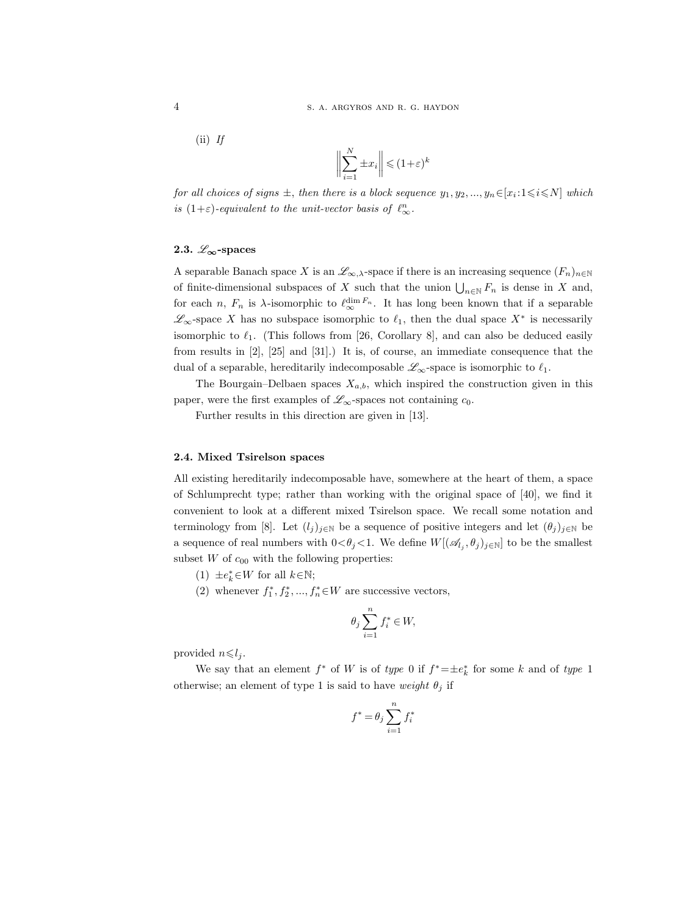(ii) *If*

$$\left\|\sum_{i=1}^{N} \pm x_i\right\| \leqslant (1+\varepsilon)^k$$

*for all choices of signs* $\pm$, *then there is a block sequence* $y_1, y_2, ..., y_n \in [x_i : 1 \leqslant i \leqslant N]$ *which is* $(1+\varepsilon)$*-equivalent to the unit-vector basis of* $\ell_\infty^n$.

### 2.3. $\mathscr{L}_\infty$-spaces

A separable Banach space $X$ is an $\mathscr{L}_{\infty,\lambda}$-space if there is an increasing sequence $(F_n)_{n\in\mathbb{N}}$ of finite-dimensional subspaces of $X$ such that the union $\bigcup_{n\in\mathbb{N}} F_n$ is dense in $X$ and, for each $n$, $F_n$ is $\lambda$-isomorphic to $\ell_\infty^{\dim F_n}$. It has long been known that if a separable $\mathscr{L}_\infty$-space $X$ has no subspace isomorphic to $\ell_1$, then the dual space $X^*$ is necessarily isomorphic to $\ell_1$. (This follows from [26, Corollary 8], and can also be deduced easily from results in [2], [25] and [31].) It is, of course, an immediate consequence that the dual of a separable, hereditarily indecomposable $\mathscr{L}_\infty$-space is isomorphic to $\ell_1$.

The Bourgain–Delbaen spaces $X_{a,b}$, which inspired the construction given in this paper, were the first examples of $\mathscr{L}_\infty$-spaces not containing $c_0$.

Further results in this direction are given in [13].

### 2.4. Mixed Tsirelson spaces

All existing hereditarily indecomposable have, somewhere at the heart of them, a space of Schlumprecht type; rather than working with the original space of [40], we find it convenient to look at a different mixed Tsirelson space. We recall some notation and terminology from [8]. Let $(l_j)_{j\in\mathbb{N}}$ be a sequence of positive integers and let $(\theta_j)_{j\in\mathbb{N}}$ be a sequence of real numbers with $0<\theta_j<1$. We define $W[(\mathscr{A}_{l_j}, \theta_j)_{j\in\mathbb{N}}]$ to be the smallest subset $W$ of $c_{00}$ with the following properties:

(1) $\pm e_k^* \in W$ for all $k \in \mathbb{N}$;

(2) whenever $f_1^*, f_2^*, ..., f_n^* \in W$ are successive vectors,

$$\theta_j \sum_{i=1}^{n} f_i^* \in W,$$

provided $n \leqslant l_j$.

We say that an element $f^*$ of $W$ is of *type* 0 if $f^* = \pm e_k^*$ for some $k$ and of *type* 1 otherwise; an element of type 1 is said to have *weight* $\theta_j$ if

$$f^* = \theta_j \sum_{i=1}^{n} f_i^*$$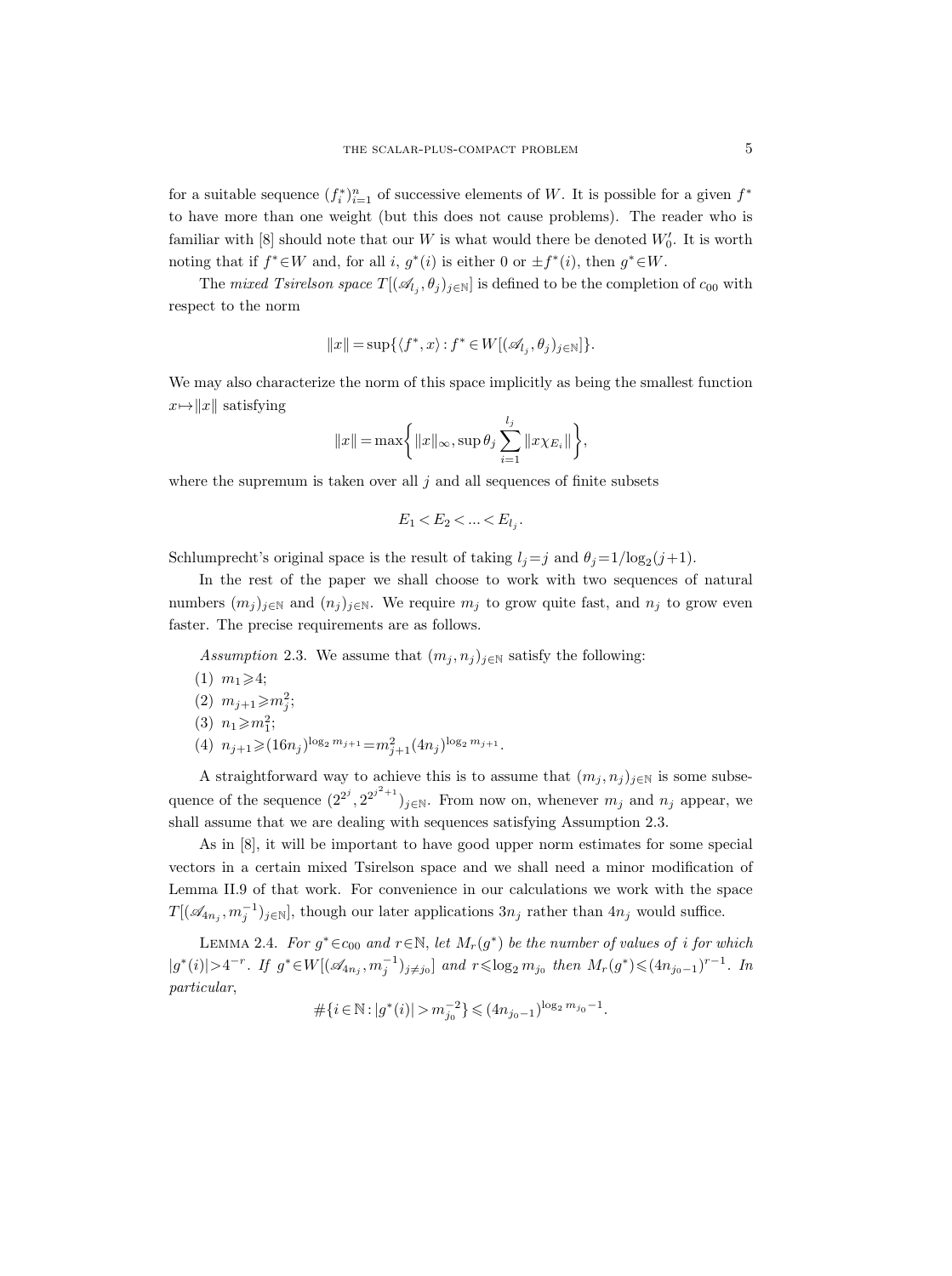for a suitable sequence $(f_i^*)_{i=1}^n$ of successive elements of $W$. It is possible for a given $f^*$ to have more than one weight (but this does not cause problems). The reader who is familiar with [8] should note that our $W$ is what would there be denoted $W_0'$. It is worth noting that if $f^* \in W$ and, for all $i$, $g^*(i)$ is either 0 or $\pm f^*(i)$, then $g^* \in W$.

The *mixed Tsirelson space* $T[(\mathscr{A}_{l_j}, \theta_j)_{j\in\mathbb{N}}]$ is defined to be the completion of $c_{00}$ with respect to the norm

$$\|x\| = \sup\{\langle f^*, x\rangle : f^* \in W[(\mathscr{A}_{l_j}, \theta_j)_{j\in\mathbb{N}}]\}.$$

We may also characterize the norm of this space implicitly as being the smallest function $x \mapsto \|x\|$ satisfying

$$\|x\| = \max\left\{ \|x\|_\infty, \sup \theta_j \sum_{i=1}^{l_j} \|x\chi_{E_i}\| \right\},$$

where the supremum is taken over all $j$ and all sequences of finite subsets

$$E_1 < E_2 < \dots < E_{l_j}.$$

Schlumprecht's original space is the result of taking $l_j = j$ and $\theta_j = 1/\log_2(j+1)$.

In the rest of the paper we shall choose to work with two sequences of natural numbers $(m_j)_{j\in\mathbb{N}}$ and $(n_j)_{j\in\mathbb{N}}$. We require $m_j$ to grow quite fast, and $n_j$ to grow even faster. The precise requirements are as follows.

*Assumption* 2.3. We assume that $(m_j, n_j)_{j\in\mathbb{N}}$ satisfy the following:

(1) $m_1 \geqslant 4$;

(2) $m_{j+1} \geqslant m_j^2$;

(3) $n_1 \geqslant m_1^2$;

(4) $n_{j+1} \geqslant (16n_j)^{\log_2 m_{j+1}} = m_{j+1}^2 (4n_j)^{\log_2 m_{j+1}}$.

A straightforward way to achieve this is to assume that $(m_j, n_j)_{j\in\mathbb{N}}$ is some subsequence of the sequence $(2^{2^j}, 2^{2^{j^2+1}})_{j\in\mathbb{N}}$. From now on, whenever $m_j$ and $n_j$ appear, we shall assume that we are dealing with sequences satisfying Assumption 2.3.

As in [8], it will be important to have good upper norm estimates for some special vectors in a certain mixed Tsirelson space and we shall need a minor modification of Lemma II.9 of that work. For convenience in our calculations we work with the space $T[(\mathscr{A}_{4n_j}, m_j^{-1})_{j\in\mathbb{N}}]$, though our later applications $3n_j$ rather than $4n_j$ would suffice.

LEMMA 2.4. *For $g^* \in c_{00}$ and $r \in \mathbb{N}$, let $M_r(g^*)$ be the number of values of $i$ for which $|g^*(i)| > 4^{-r}$. If $g^* \in W[(\mathscr{A}_{4n_j}, m_j^{-1})_{j\neq j_0}]$ and $r \leqslant \log_2 m_{j_0}$ then $M_r(g^*) \leqslant (4n_{j_0-1})^{r-1}$. In particular,*

$$\#\{i \in \mathbb{N} : |g^*(i)| > m_{j_0}^{-2}\} \leqslant (4n_{j_0-1})^{\log_2 m_{j_0} - 1}.$$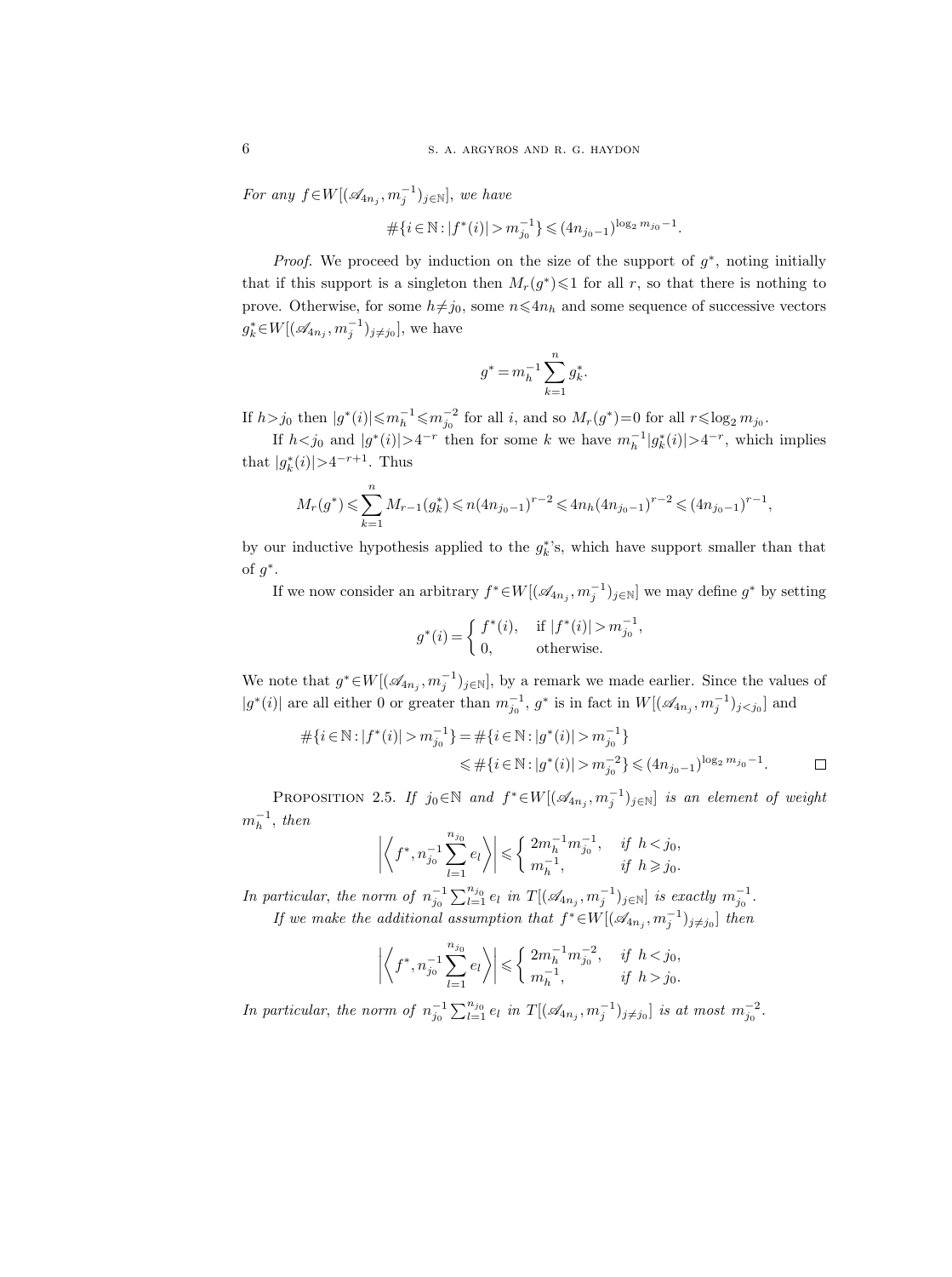*For any* $f \in W[(\mathscr{A}_{4n_j}, m_j^{-1})_{j\in\mathbb{N}}]$, *we have*

$$\#\{i \in \mathbb{N} : |f^*(i)| > m_{j_0}^{-1}\} \leqslant (4n_{j_0-1})^{\log_2 m_{j_0} - 1}.$$

*Proof.* We proceed by induction on the size of the support of $g^*$, noting initially that if this support is a singleton then $M_r(g^*) \leqslant 1$ for all $r$, so that there is nothing to prove. Otherwise, for some $h \neq j_0$, some $n \leqslant 4n_h$ and some sequence of successive vectors $g_k^* \in W[(\mathscr{A}_{4n_j}, m_j^{-1})_{j\neq j_0}]$, we have

$$g^* = m_h^{-1} \sum_{k=1}^{n} g_k^*.$$

If $h > j_0$ then $|g^*(i)| \leqslant m_h^{-1} \leqslant m_{j_0}^{-2}$ for all $i$, and so $M_r(g^*) = 0$ for all $r \leqslant \log_2 m_{j_0}$.

If $h < j_0$ and $|g^*(i)| > 4^{-r}$ then for some $k$ we have $m_h^{-1}|g_k^*(i)| > 4^{-r}$, which implies that $|g_k^*(i)| > 4^{-r+1}$. Thus

$$M_r(g^*) \leqslant \sum_{k=1}^{n} M_{r-1}(g_k^*) \leqslant n(4n_{j_0-1})^{r-2} \leqslant 4n_h(4n_{j_0-1})^{r-2} \leqslant (4n_{j_0-1})^{r-1},$$

by our inductive hypothesis applied to the $g_k^*$'s, which have support smaller than that of $g^*$.

If we now consider an arbitrary $f^* \in W[(\mathscr{A}_{4n_j}, m_j^{-1})_{j\in\mathbb{N}}]$ we may define $g^*$ by setting

$$g^*(i) = \begin{cases} f^*(i), & \text{if } |f^*(i)| > m_{j_0}^{-1}, \\ 0, & \text{otherwise.} \end{cases}$$

We note that $g^* \in W[(\mathscr{A}_{4n_j}, m_j^{-1})_{j\in\mathbb{N}}]$, by a remark we made earlier. Since the values of $|g^*(i)|$ are all either 0 or greater than $m_{j_0}^{-1}$, $g^*$ is in fact in $W[(\mathscr{A}_{4n_j}, m_j^{-1})_{j<j_0}]$ and

$$\begin{aligned}\#\{i \in \mathbb{N} : |f^*(i)| > m_{j_0}^{-1}\} &= \#\{i \in \mathbb{N} : |g^*(i)| > m_{j_0}^{-1}\} \\ &\leqslant \#\{i \in \mathbb{N} : |g^*(i)| > m_{j_0}^{-2}\} \leqslant (4n_{j_0-1})^{\log_2 m_{j_0} - 1}. \qquad \square\end{aligned}$$

PROPOSITION 2.5. *If* $j_0 \in \mathbb{N}$ *and* $f^* \in W[(\mathscr{A}_{4n_j}, m_j^{-1})_{j\in\mathbb{N}}]$ *is an element of weight* $m_h^{-1}$, *then*

$$\left| \left\langle f^*, n_{j_0}^{-1} \sum_{l=1}^{n_{j_0}} e_l \right\rangle \right| \leqslant \begin{cases} 2m_h^{-1} m_{j_0}^{-1}, & \text{if } h < j_0, \\ m_h^{-1}, & \text{if } h \geqslant j_0. \end{cases}$$

*In particular, the norm of* $n_{j_0}^{-1} \sum_{l=1}^{n_{j_0}} e_l$ *in* $T[(\mathscr{A}_{4n_j}, m_j^{-1})_{j\in\mathbb{N}}]$ *is exactly* $m_{j_0}^{-1}$.

*If we make the additional assumption that* $f^* \in W[(\mathscr{A}_{4n_j}, m_j^{-1})_{j\neq j_0}]$ *then*

$$\left| \left\langle f^*, n_{j_0}^{-1} \sum_{l=1}^{n_{j_0}} e_l \right\rangle \right| \leqslant \begin{cases} 2m_h^{-1} m_{j_0}^{-2}, & \text{if } h < j_0, \\ m_h^{-1}, & \text{if } h > j_0. \end{cases}$$

*In particular, the norm of* $n_{j_0}^{-1} \sum_{l=1}^{n_{j_0}} e_l$ *in* $T[(\mathscr{A}_{4n_j}, m_j^{-1})_{j\neq j_0}]$ *is at most* $m_{j_0}^{-2}$.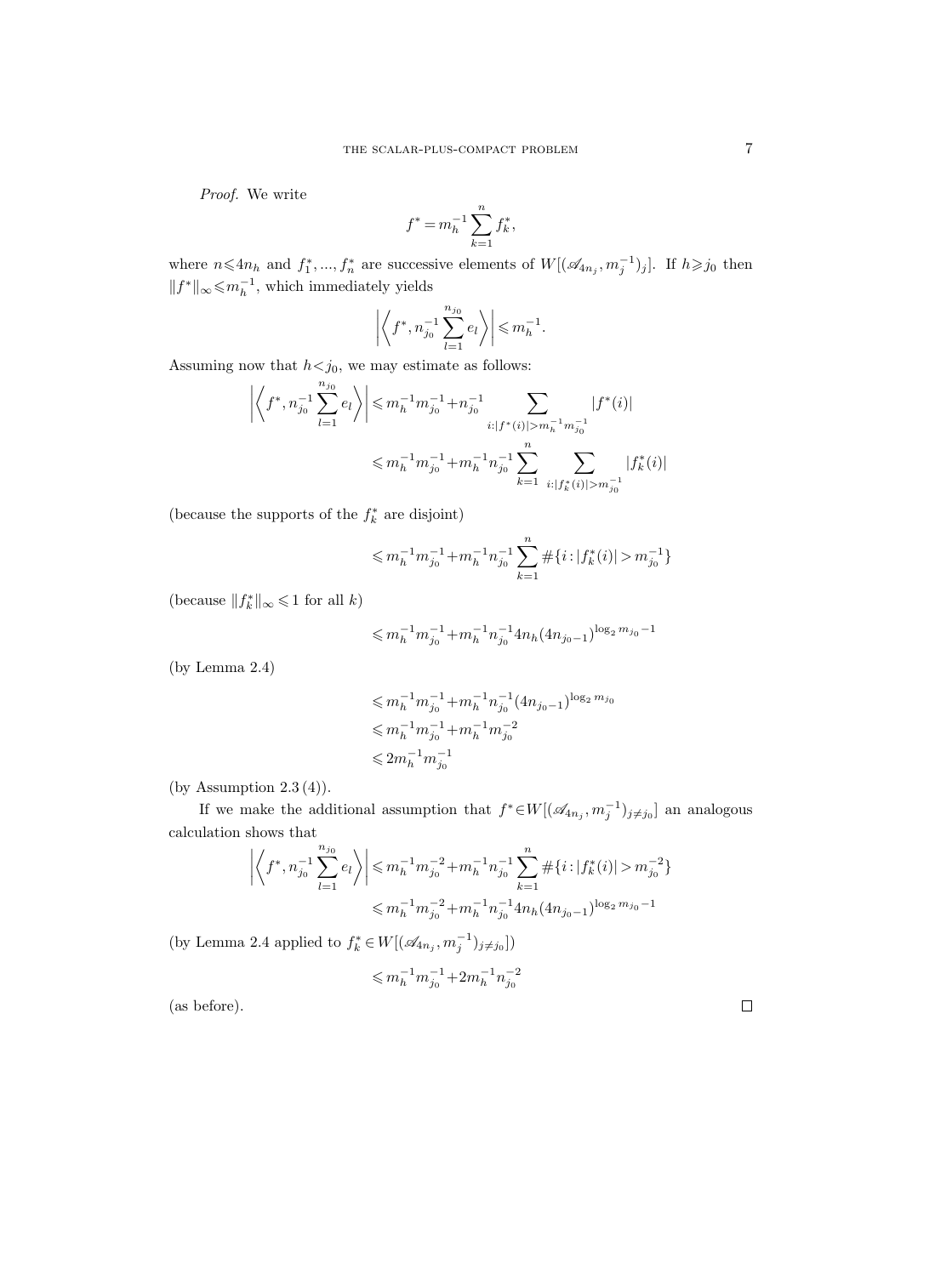*Proof.* We write

$$f^* = m_h^{-1} \sum_{k=1}^{n} f_k^*,$$

where $n \leqslant 4n_h$ and $f_1^*, ..., f_n^*$ are successive elements of $W[(\mathscr{A}_{4n_j}, m_j^{-1})_j]$. If $h \geqslant j_0$ then $\|f^*\|_\infty \leqslant m_h^{-1}$, which immediately yields

$$\left| \left\langle f^*, n_{j_0}^{-1} \sum_{l=1}^{n_{j_0}} e_l \right\rangle \right| \leqslant m_h^{-1}.$$

Assuming now that $h < j_0$, we may estimate as follows:

$$\begin{aligned}
\left| \left\langle f^*, n_{j_0}^{-1} \sum_{l=1}^{n_{j_0}} e_l \right\rangle \right| &\leqslant m_h^{-1} m_{j_0}^{-1} + n_{j_0}^{-1} \sum_{i : |f^*(i)| > m_h^{-1} m_{j_0}^{-1}} |f^*(i)| \\
&\leqslant m_h^{-1} m_{j_0}^{-1} + m_h^{-1} n_{j_0}^{-1} \sum_{k=1}^{n} \sum_{i : |f_k^*(i)| > m_{j_0}^{-1}} |f_k^*(i)|
\end{aligned}$$

(because the supports of the $f_k^*$ are disjoint)

$$\leqslant m_h^{-1} m_{j_0}^{-1} + m_h^{-1} n_{j_0}^{-1} \sum_{k=1}^{n} \#\{i : |f_k^*(i)| > m_{j_0}^{-1}\}$$

(because $\|f_k^*\|_\infty \leqslant 1$ for all $k$)

$$\leqslant m_h^{-1} m_{j_0}^{-1} + m_h^{-1} n_{j_0}^{-1} 4n_h (4n_{j_0-1})^{\log_2 m_{j_0} - 1}$$

(by Lemma 2.4)

$$\begin{aligned}
&\leqslant m_h^{-1} m_{j_0}^{-1} + m_h^{-1} n_{j_0}^{-1} (4n_{j_0-1})^{\log_2 m_{j_0}} \\
&\leqslant m_h^{-1} m_{j_0}^{-1} + m_h^{-1} m_{j_0}^{-2} \\
&\leqslant 2 m_h^{-1} m_{j_0}^{-1}
\end{aligned}$$

(by Assumption 2.3 (4)).

If we make the additional assumption that $f^* \in W[(\mathscr{A}_{4n_j}, m_j^{-1})_{j \neq j_0}]$ an analogous calculation shows that

$$\begin{aligned}
\left| \left\langle f^*, n_{j_0}^{-1} \sum_{l=1}^{n_{j_0}} e_l \right\rangle \right| &\leqslant m_h^{-1} m_{j_0}^{-2} + m_h^{-1} n_{j_0}^{-1} \sum_{k=1}^{n} \#\{i : |f_k^*(i)| > m_{j_0}^{-2}\} \\
&\leqslant m_h^{-1} m_{j_0}^{-2} + m_h^{-1} n_{j_0}^{-1} 4n_h (4n_{j_0-1})^{\log_2 m_{j_0} - 1}
\end{aligned}$$

(by Lemma 2.4 applied to $f_k^* \in W[(\mathscr{A}_{4n_j}, m_j^{-1})_{j \neq j_0}]$)

$$\leqslant m_h^{-1} m_{j_0}^{-1} + 2 m_h^{-1} n_{j_0}^{-2}$$

(as before). $\square$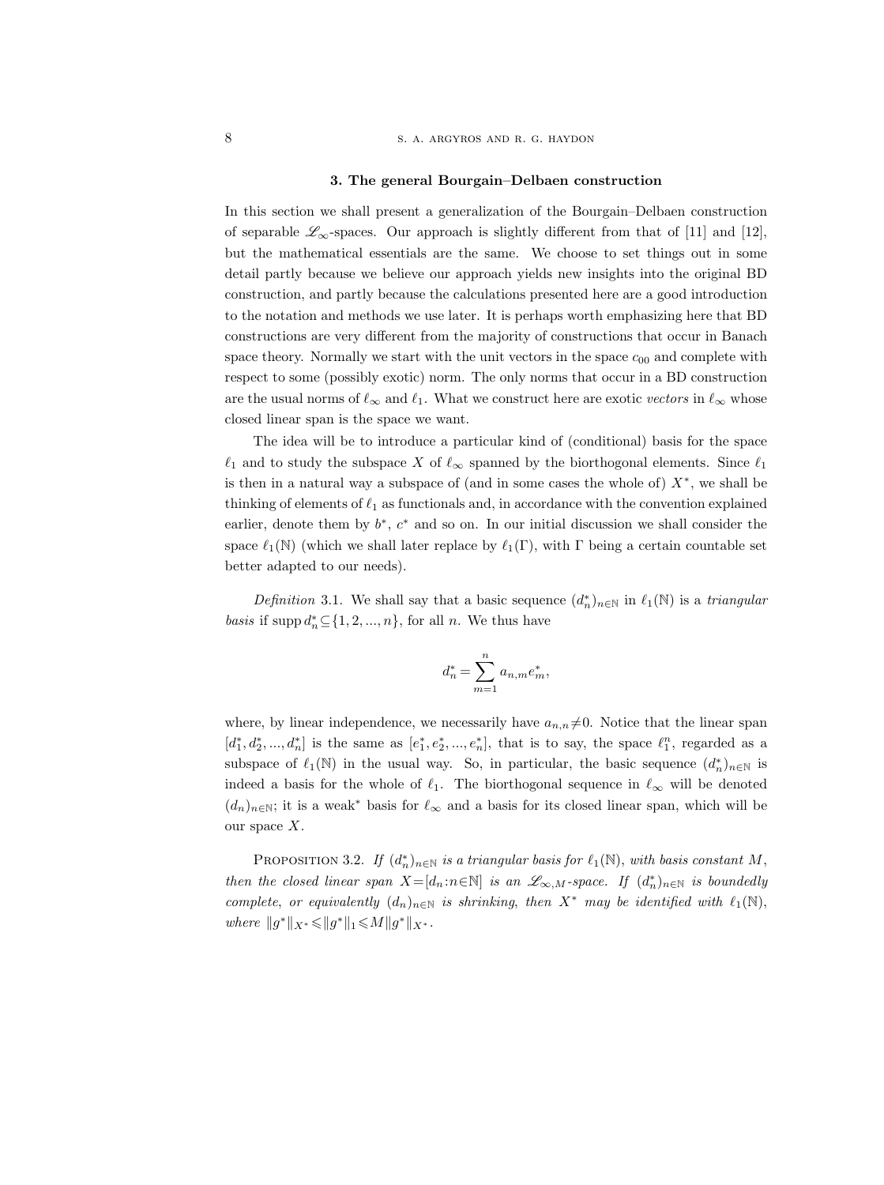### 3. The general Bourgain–Delbaen construction

In this section we shall present a generalization of the Bourgain–Delbaen construction of separable $\mathscr{L}_\infty$-spaces. Our approach is slightly different from that of [11] and [12], but the mathematical essentials are the same. We choose to set things out in some detail partly because we believe our approach yields new insights into the original BD construction, and partly because the calculations presented here are a good introduction to the notation and methods we use later. It is perhaps worth emphasizing here that BD constructions are very different from the majority of constructions that occur in Banach space theory. Normally we start with the unit vectors in the space $c_{00}$ and complete with respect to some (possibly exotic) norm. The only norms that occur in a BD construction are the usual norms of $\ell_\infty$ and $\ell_1$. What we construct here are exotic *vectors* in $\ell_\infty$ whose closed linear span is the space we want.

The idea will be to introduce a particular kind of (conditional) basis for the space $\ell_1$ and to study the subspace $X$ of $\ell_\infty$ spanned by the biorthogonal elements. Since $\ell_1$ is then in a natural way a subspace of (and in some cases the whole of) $X^*$, we shall be thinking of elements of $\ell_1$ as functionals and, in accordance with the convention explained earlier, denote them by $b^*$, $c^*$ and so on. In our initial discussion we shall consider the space $\ell_1(\mathbb{N})$ (which we shall later replace by $\ell_1(\Gamma)$, with $\Gamma$ being a certain countable set better adapted to our needs).

*Definition* 3.1. We shall say that a basic sequence $(d_n^*)_{n\in\mathbb{N}}$ in $\ell_1(\mathbb{N})$ is a *triangular basis* if $\operatorname{supp} d_n^* \subseteq \{1,2,...,n\}$, for all $n$. We thus have

$$d_n^* = \sum_{m=1}^{n} a_{n,m} e_m^*,$$

where, by linear independence, we necessarily have $a_{n,n} \neq 0$. Notice that the linear span $[d_1^*, d_2^*, ..., d_n^*]$ is the same as $[e_1^*, e_2^*, ..., e_n^*]$, that is to say, the space $\ell_1^n$, regarded as a subspace of $\ell_1(\mathbb{N})$ in the usual way. So, in particular, the basic sequence $(d_n^*)_{n\in\mathbb{N}}$ is indeed a basis for the whole of $\ell_1$. The biorthogonal sequence in $\ell_\infty$ will be denoted $(d_n)_{n\in\mathbb{N}}$; it is a weak$^*$ basis for $\ell_\infty$ and a basis for its closed linear span, which will be our space $X$.

Proposition 3.2. *If $(d_n^*)_{n\in\mathbb{N}}$ is a triangular basis for $\ell_1(\mathbb{N})$, with basis constant $M$, then the closed linear span $X=[d_n:n\in\mathbb{N}]$ is an $\mathscr{L}_{\infty,M}$-space. If $(d_n^*)_{n\in\mathbb{N}}$ is boundedly complete, or equivalently $(d_n)_{n\in\mathbb{N}}$ is shrinking, then $X^*$ may be identified with $\ell_1(\mathbb{N})$, where $\|g^*\|_{X^*} \leqslant \|g^*\|_1 \leqslant M\|g^*\|_{X^*}$.*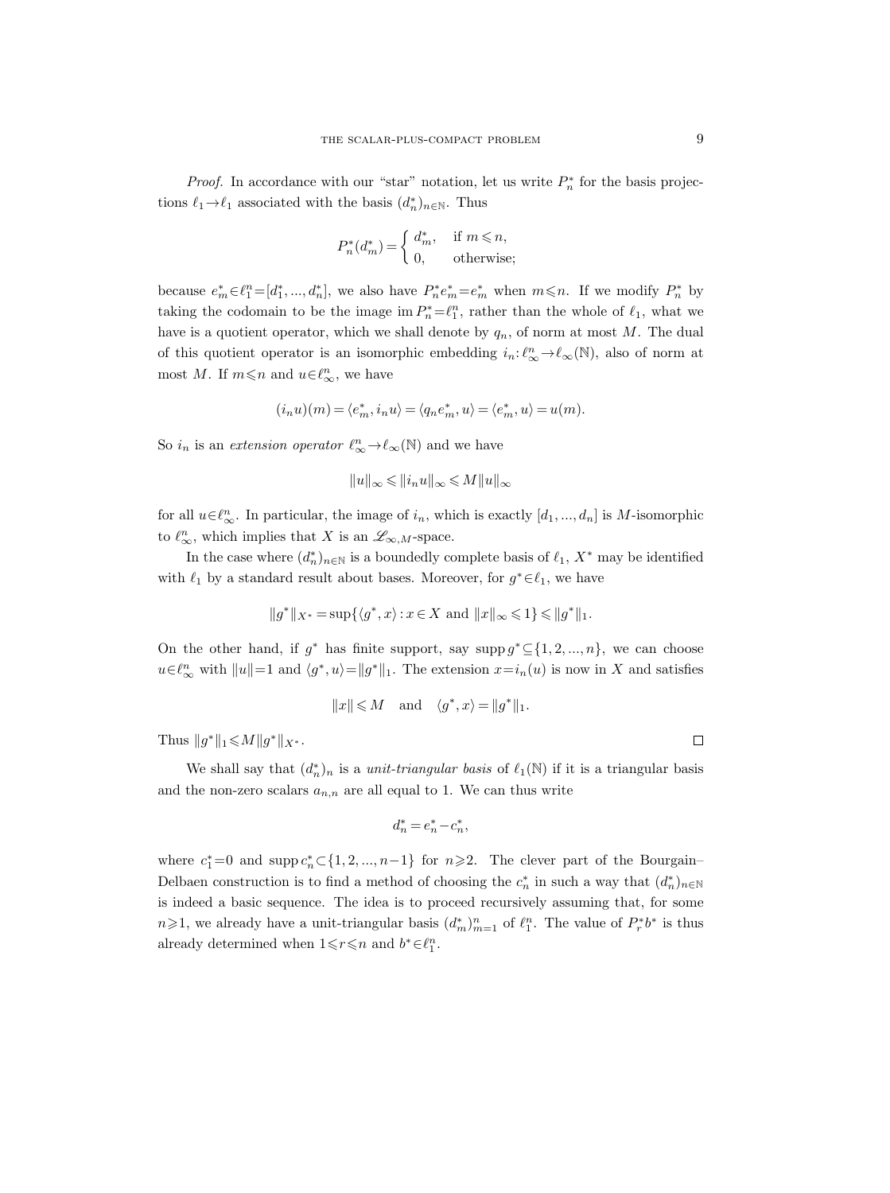*Proof.* In accordance with our "star" notation, let us write $P_n^*$ for the basis projections $\ell_1 \to \ell_1$ associated with the basis $(d_n^*)_{n\in\mathbb{N}}$. Thus

$$P_n^*(d_m^*) = \begin{cases} d_m^*, & \text{if } m \leqslant n, \\ 0, & \text{otherwise;} \end{cases}$$

because $e_m^* \in \ell_1^n = [d_1^*, ..., d_n^*]$, we also have $P_n^* e_m^* = e_m^*$ when $m \leqslant n$. If we modify $P_n^*$ by taking the codomain to be the image $\operatorname{im} P_n^* = \ell_1^n$, rather than the whole of $\ell_1$, what we have is a quotient operator, which we shall denote by $q_n$, of norm at most $M$. The dual of this quotient operator is an isomorphic embedding $i_n : \ell_\infty^n \to \ell_\infty(\mathbb{N})$, also of norm at most $M$. If $m \leqslant n$ and $u \in \ell_\infty^n$, we have

$$(i_n u)(m) = \langle e_m^*, i_n u\rangle = \langle q_n e_m^*, u\rangle = \langle e_m^*, u\rangle = u(m).$$

So $i_n$ is an *extension operator* $\ell_\infty^n \to \ell_\infty(\mathbb{N})$ and we have

$$\|u\|_\infty \leqslant \|i_n u\|_\infty \leqslant M\|u\|_\infty$$

for all $u \in \ell_\infty^n$. In particular, the image of $i_n$, which is exactly $[d_1, ..., d_n]$ is $M$-isomorphic to $\ell_\infty^n$, which implies that $X$ is an $\mathscr{L}_{\infty,M}$-space.

In the case where $(d_n^*)_{n\in\mathbb{N}}$ is a boundedly complete basis of $\ell_1$, $X^*$ may be identified with $\ell_1$ by a standard result about bases. Moreover, for $g^* \in \ell_1$, we have

$$\|g^*\|_{X^*} = \sup\{\langle g^*, x\rangle : x \in X \text{ and } \|x\|_\infty \leqslant 1\} \leqslant \|g^*\|_1.$$

On the other hand, if $g^*$ has finite support, say $\operatorname{supp} g^* \subseteq \{1, 2, ..., n\}$, we can choose $u \in \ell_\infty^n$ with $\|u\| = 1$ and $\langle g^*, u\rangle = \|g^*\|_1$. The extension $x = i_n(u)$ is now in $X$ and satisfies

$$\|x\| \leqslant M \quad \text{and} \quad \langle g^*, x\rangle = \|g^*\|_1.$$

Thus $\|g^*\|_1 \leqslant M\|g^*\|_{X^*}$. $\square$

We shall say that $(d_n^*)_n$ is a *unit-triangular basis* of $\ell_1(\mathbb{N})$ if it is a triangular basis and the non-zero scalars $a_{n,n}$ are all equal to 1. We can thus write

$$d_n^* = e_n^* - c_n^*,$$

where $c_1^* = 0$ and $\operatorname{supp} c_n^* \subset \{1, 2, ..., n-1\}$ for $n \geqslant 2$. The clever part of the Bourgain–Delbaen construction is to find a method of choosing the $c_n^*$ in such a way that $(d_n^*)_{n\in\mathbb{N}}$ is indeed a basic sequence. The idea is to proceed recursively assuming that, for some $n \geqslant 1$, we already have a unit-triangular basis $(d_m^*)_{m=1}^n$ of $\ell_1^n$. The value of $P_r^* b^*$ is thus already determined when $1 \leqslant r \leqslant n$ and $b^* \in \ell_1^n$.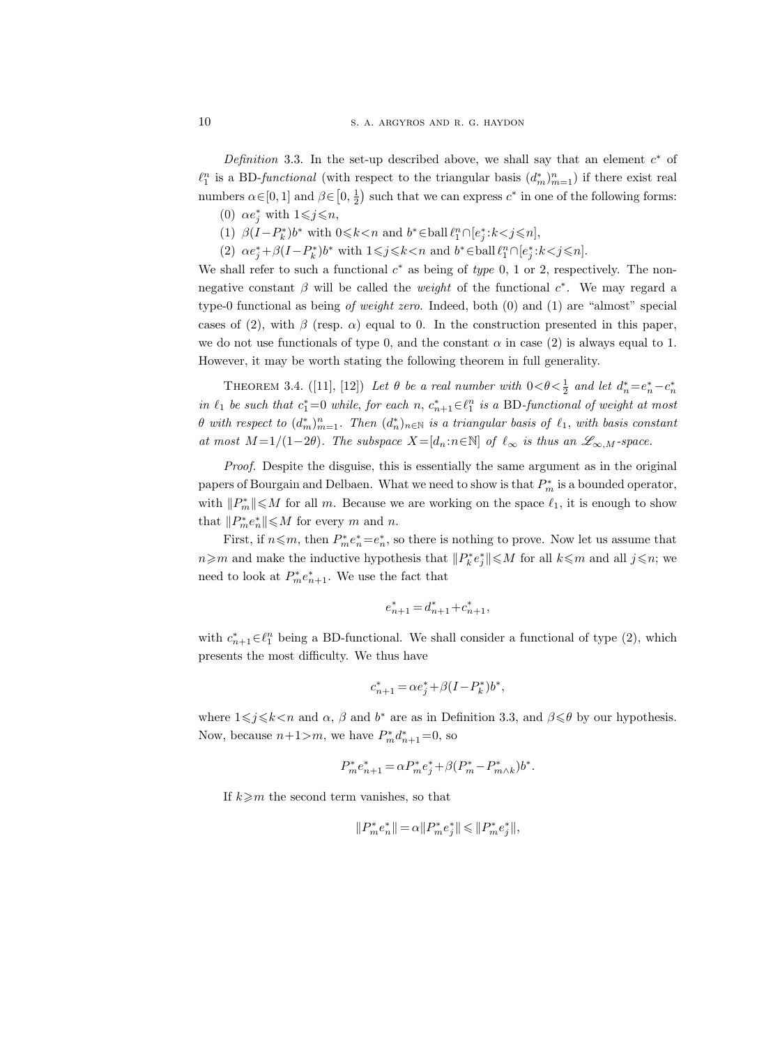*Definition* 3.3. In the set-up described above, we shall say that an element $c^*$ of $\ell_1^n$ is a BD-*functional* (with respect to the triangular basis $(d_m^*)_{m=1}^n$) if there exist real numbers $\alpha \in [0,1]$ and $\beta \in [0, \frac{1}{2})$ such that we can express $c^*$ in one of the following forms:

(0) $\alpha e_j^*$ with $1 \leqslant j \leqslant n$,

(1) $\beta(I-P_k^*)b^*$ with $0 \leqslant k < n$ and $b^* \in \operatorname{ball} \ell_1^n \cap [e_j^* : k < j \leqslant n]$,

(2) $\alpha e_j^* + \beta(I-P_k^*)b^*$ with $1 \leqslant j \leqslant k < n$ and $b^* \in \operatorname{ball} \ell_1^n \cap [e_j^* : k < j \leqslant n]$.

We shall refer to such a functional $c^*$ as being of *type* 0, 1 or 2, respectively. The non-negative constant $\beta$ will be called the *weight* of the functional $c^*$. We may regard a type-0 functional as being *of weight zero*. Indeed, both (0) and (1) are "almost" special cases of (2), with $\beta$ (resp. $\alpha$) equal to 0. In the construction presented in this paper, we do not use functionals of type 0, and the constant $\alpha$ in case (2) is always equal to 1. However, it may be worth stating the following theorem in full generality.

THEOREM 3.4. ([11], [12]) *Let $\theta$ be a real number with $0 < \theta < \frac{1}{2}$ and let $d_n^* = e_n^* - c_n^*$ in $\ell_1$ be such that $c_1^* = 0$ while, for each $n$, $c_{n+1}^* \in \ell_1^n$ is a* BD*-functional of weight at most $\theta$ with respect to $(d_m^*)_{m=1}^n$. Then $(d_n^*)_{n \in \mathbb{N}}$ is a triangular basis of $\ell_1$, with basis constant at most $M = 1/(1-2\theta)$. The subspace $X = [d_n : n \in \mathbb{N}]$ of $\ell_\infty$ is thus an $\mathscr{L}_{\infty,M}$-space.*

*Proof.* Despite the disguise, this is essentially the same argument as in the original papers of Bourgain and Delbaen. What we need to show is that $P_m^*$ is a bounded operator, with $\|P_m^*\| \leqslant M$ for all $m$. Because we are working on the space $\ell_1$, it is enough to show that $\|P_m^* e_n^*\| \leqslant M$ for every $m$ and $n$.

First, if $n \leqslant m$, then $P_m^* e_n^* = e_n^*$, so there is nothing to prove. Now let us assume that $n \geqslant m$ and make the inductive hypothesis that $\|P_k^* e_j^*\| \leqslant M$ for all $k \leqslant m$ and all $j \leqslant n$; we need to look at $P_m^* e_{n+1}^*$. We use the fact that

$$e_{n+1}^* = d_{n+1}^* + c_{n+1}^*,$$

with $c_{n+1}^* \in \ell_1^n$ being a BD-functional. We shall consider a functional of type (2), which presents the most difficulty. We thus have

$$c_{n+1}^* = \alpha e_j^* + \beta(I-P_k^*)b^*,$$

where $1 \leqslant j \leqslant k < n$ and $\alpha$, $\beta$ and $b^*$ are as in Definition 3.3, and $\beta \leqslant \theta$ by our hypothesis. Now, because $n+1 > m$, we have $P_m^* d_{n+1}^* = 0$, so

$$P_m^* e_{n+1}^* = \alpha P_m^* e_j^* + \beta(P_m^* - P_{m \wedge k}^*)b^*.$$

If $k \geqslant m$ the second term vanishes, so that

$$\|P_m^* e_n^*\| = \alpha \|P_m^* e_j^*\| \leqslant \|P_m^* e_j^*\|,$$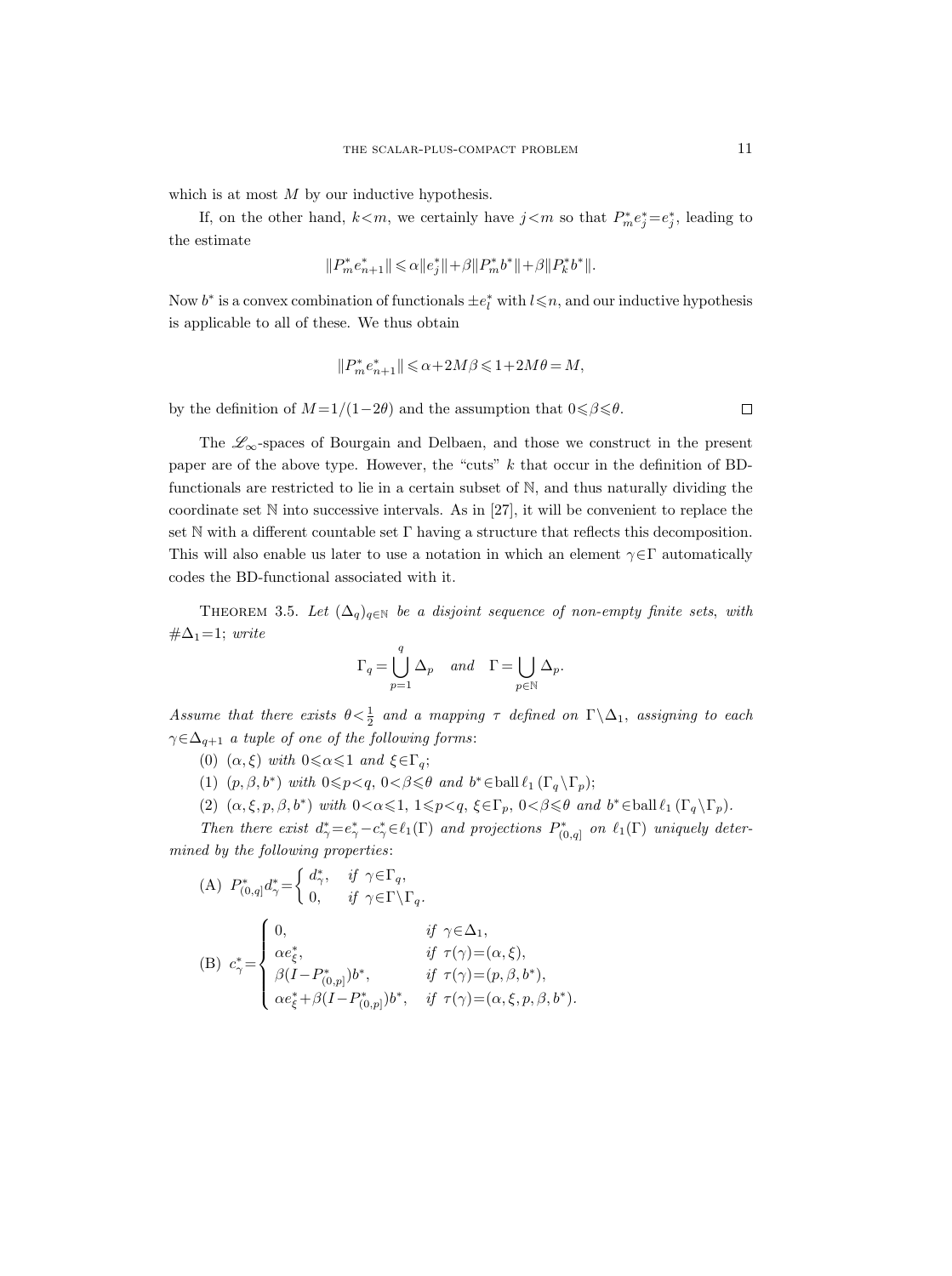which is at most $M$ by our inductive hypothesis.

If, on the other hand, $k<m$, we certainly have $j<m$ so that $P_m^* e_j^* = e_j^*$, leading to the estimate

$$\|P_m^* e_{n+1}^*\| \leqslant \alpha \|e_j^*\| + \beta \|P_m^* b^*\| + \beta \|P_k^* b^*\|.$$

Now $b^*$ is a convex combination of functionals $\pm e_l^*$ with $l \leqslant n$, and our inductive hypothesis is applicable to all of these. We thus obtain

$$\|P_m^* e_{n+1}^*\| \leqslant \alpha + 2M\beta \leqslant 1 + 2M\theta = M,$$

by the definition of $M = 1/(1-2\theta)$ and the assumption that $0 \leqslant \beta \leqslant \theta$. $\square$

The $\mathscr{L}_\infty$-spaces of Bourgain and Delbaen, and those we construct in the present paper are of the above type. However, the "cuts" $k$ that occur in the definition of BD-functionals are restricted to lie in a certain subset of $\mathbb{N}$, and thus naturally dividing the coordinate set $\mathbb{N}$ into successive intervals. As in [27], it will be convenient to replace the set $\mathbb{N}$ with a different countable set $\Gamma$ having a structure that reflects this decomposition. This will also enable us later to use a notation in which an element $\gamma \in \Gamma$ automatically codes the BD-functional associated with it.

Theorem 3.5. *Let $(\Delta_q)_{q\in\mathbb{N}}$ be a disjoint sequence of non-empty finite sets, with $\#\Delta_1 = 1$; write*

$$\Gamma_q = \bigcup_{p=1}^{q} \Delta_p \quad \textit{and} \quad \Gamma = \bigcup_{p\in\mathbb{N}} \Delta_p.$$

*Assume that there exists $\theta < \frac{1}{2}$ and a mapping $\tau$ defined on $\Gamma \setminus \Delta_1$, assigning to each $\gamma \in \Delta_{q+1}$ a tuple of one of the following forms:*

(0) *$(\alpha, \xi)$ with $0 \leqslant \alpha \leqslant 1$ and $\xi \in \Gamma_q$;*

(1) *$(p, \beta, b^*)$ with $0 \leqslant p < q$, $0 < \beta \leqslant \theta$ and $b^* \in \operatorname{ball} \ell_1(\Gamma_q \setminus \Gamma_p)$;*

(2) *$(\alpha, \xi, p, \beta, b^*)$ with $0 < \alpha \leqslant 1$, $1 \leqslant p < q$, $\xi \in \Gamma_p$, $0 < \beta \leqslant \theta$ and $b^* \in \operatorname{ball} \ell_1(\Gamma_q \setminus \Gamma_p)$.*

*Then there exist $d_\gamma^* = e_\gamma^* - c_\gamma^* \in \ell_1(\Gamma)$ and projections $P_{(0,q]}^*$ on $\ell_1(\Gamma)$ uniquely determined by the following properties:*

(A) $P_{(0,q]}^* d_\gamma^* = \begin{cases} d_\gamma^*, & \textit{if } \gamma \in \Gamma_q, \\ 0, & \textit{if } \gamma \in \Gamma \setminus \Gamma_q. \end{cases}$

(B) $c_\gamma^* = \begin{cases} 0, & \textit{if } \gamma \in \Delta_1, \\ \alpha e_\xi^*, & \textit{if } \tau(\gamma) = (\alpha, \xi), \\ \beta (I - P_{(0,p]}^*) b^*, & \textit{if } \tau(\gamma) = (p, \beta, b^*), \\ \alpha e_\xi^* + \beta (I - P_{(0,p]}^*) b^*, & \textit{if } \tau(\gamma) = (\alpha, \xi, p, \beta, b^*). \end{cases}$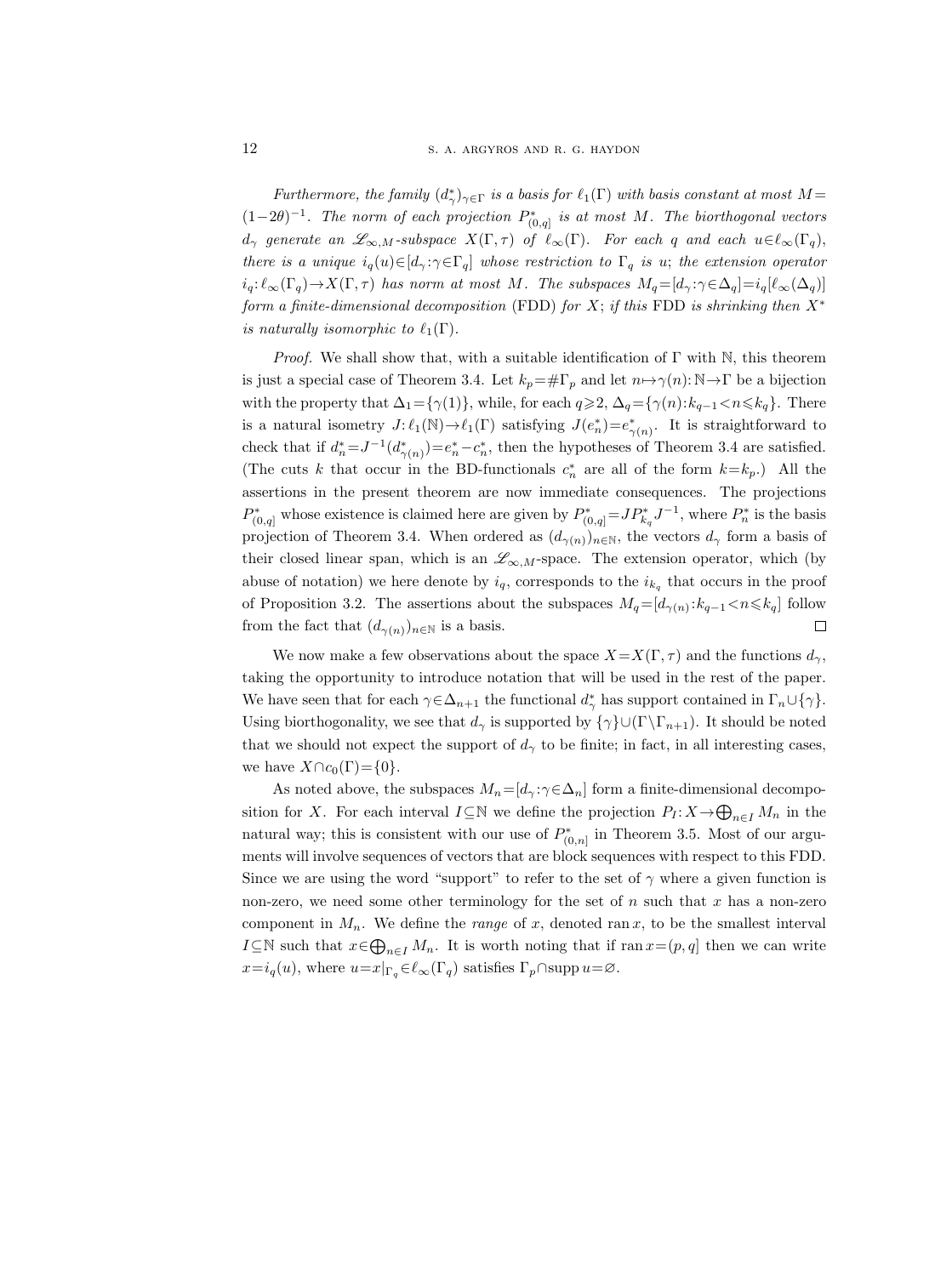*Furthermore, the family $(d^*_\gamma)_{\gamma\in\Gamma}$ is a basis for $\ell_1(\Gamma)$ with basis constant at most $M=(1-2\theta)^{-1}$. The norm of each projection $P^*_{(0,q]}$ is at most $M$. The biorthogonal vectors $d_\gamma$ generate an $\mathscr{L}_{\infty,M}$-subspace $X(\Gamma,\tau)$ of $\ell_\infty(\Gamma)$. For each $q$ and each $u\in\ell_\infty(\Gamma_q)$, there is a unique $i_q(u)\in[d_\gamma:\gamma\in\Gamma_q]$ whose restriction to $\Gamma_q$ is $u$; the extension operator $i_q:\ell_\infty(\Gamma_q)\to X(\Gamma,\tau)$ has norm at most $M$. The subspaces $M_q=[d_\gamma:\gamma\in\Delta_q]=i_q[\ell_\infty(\Delta_q)]$ form a finite-dimensional decomposition* (FDD) *for $X$; if this* FDD *is shrinking then $X^*$ is naturally isomorphic to $\ell_1(\Gamma)$.*

*Proof.* We shall show that, with a suitable identification of $\Gamma$ with $\mathbb{N}$, this theorem is just a special case of Theorem 3.4. Let $k_p=\#\Gamma_p$ and let $n\mapsto\gamma(n):\mathbb{N}\to\Gamma$ be a bijection with the property that $\Delta_1=\{\gamma(1)\}$, while, for each $q\geqslant 2$, $\Delta_q=\{\gamma(n):k_{q-1}<n\leqslant k_q\}$. There is a natural isometry $J:\ell_1(\mathbb{N})\to\ell_1(\Gamma)$ satisfying $J(e^*_n)=e^*_{\gamma(n)}$. It is straightforward to check that if $d^*_n=J^{-1}(d^*_{\gamma(n)})=e^*_n-c^*_n$, then the hypotheses of Theorem 3.4 are satisfied. (The cuts $k$ that occur in the BD-functionals $c^*_n$ are all of the form $k=k_p$.) All the assertions in the present theorem are now immediate consequences. The projections $P^*_{(0,q]}$ whose existence is claimed here are given by $P^*_{(0,q]}=JP^*_{k_q}J^{-1}$, where $P^*_n$ is the basis projection of Theorem 3.4. When ordered as $(d_{\gamma(n)})_{n\in\mathbb{N}}$, the vectors $d_\gamma$ form a basis of their closed linear span, which is an $\mathscr{L}_{\infty,M}$-space. The extension operator, which (by abuse of notation) we here denote by $i_q$, corresponds to the $i_{k_q}$ that occurs in the proof of Proposition 3.2. The assertions about the subspaces $M_q=[d_{\gamma(n)}:k_{q-1}<n\leqslant k_q]$ follow from the fact that $(d_{\gamma(n)})_{n\in\mathbb{N}}$ is a basis. ◻

We now make a few observations about the space $X=X(\Gamma,\tau)$ and the functions $d_\gamma$, taking the opportunity to introduce notation that will be used in the rest of the paper. We have seen that for each $\gamma\in\Delta_{n+1}$ the functional $d^*_\gamma$ has support contained in $\Gamma_n\cup\{\gamma\}$. Using biorthogonality, we see that $d_\gamma$ is supported by $\{\gamma\}\cup(\Gamma\setminus\Gamma_{n+1})$. It should be noted that we should not expect the support of $d_\gamma$ to be finite; in fact, in all interesting cases, we have $X\cap c_0(\Gamma)=\{0\}$.

As noted above, the subspaces $M_n=[d_\gamma:\gamma\in\Delta_n]$ form a finite-dimensional decomposition for $X$. For each interval $I\subseteq\mathbb{N}$ we define the projection $P_I:X\to\bigoplus_{n\in I}M_n$ in the natural way; this is consistent with our use of $P^*_{(0,n]}$ in Theorem 3.5. Most of our arguments will involve sequences of vectors that are block sequences with respect to this FDD. Since we are using the word "support" to refer to the set of $\gamma$ where a given function is non-zero, we need some other terminology for the set of $n$ such that $x$ has a non-zero component in $M_n$. We define the *range* of $x$, denoted $\operatorname{ran} x$, to be the smallest interval $I\subseteq\mathbb{N}$ such that $x\in\bigoplus_{n\in I}M_n$. It is worth noting that if $\operatorname{ran} x=(p,q]$ then we can write $x=i_q(u)$, where $u=x|_{\Gamma_q}\in\ell_\infty(\Gamma_q)$ satisfies $\Gamma_p\cap\operatorname{supp} u=\varnothing$.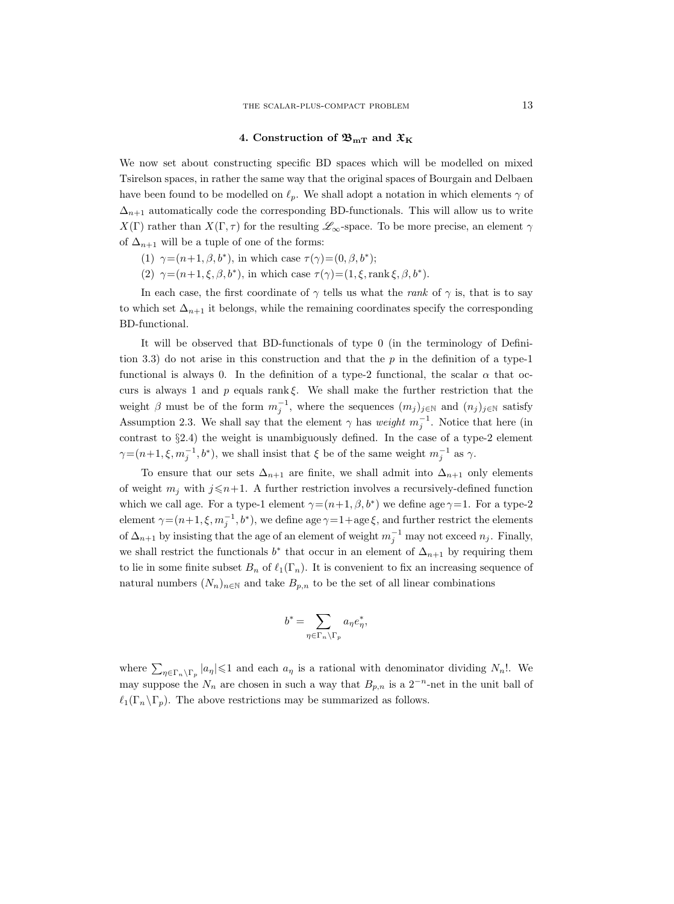## 4. Construction of $\mathfrak{B}_{\mathrm{mT}}$ and $\mathfrak{X}_{\mathrm{K}}$

We now set about constructing specific BD spaces which will be modelled on mixed Tsirelson spaces, in rather the same way that the original spaces of Bourgain and Delbaen have been found to be modelled on $\ell_p$. We shall adopt a notation in which elements $\gamma$ of $\Delta_{n+1}$ automatically code the corresponding BD-functionals. This will allow us to write $X(\Gamma)$ rather than $X(\Gamma,\tau)$ for the resulting $\mathscr{L}_\infty$-space. To be more precise, an element $\gamma$ of $\Delta_{n+1}$ will be a tuple of one of the forms:

(1) $\gamma=(n+1,\beta,b^*)$, in which case $\tau(\gamma)=(0,\beta,b^*)$;

(2) $\gamma=(n+1,\xi,\beta,b^*)$, in which case $\tau(\gamma)=(1,\xi,\operatorname{rank}\xi,\beta,b^*)$.

In each case, the first coordinate of $\gamma$ tells us what the *rank* of $\gamma$ is, that is to say to which set $\Delta_{n+1}$ it belongs, while the remaining coordinates specify the corresponding BD-functional.

It will be observed that BD-functionals of type 0 (in the terminology of Definition 3.3) do not arise in this construction and that the $p$ in the definition of a type-1 functional is always 0. In the definition of a type-2 functional, the scalar $\alpha$ that occurs is always 1 and $p$ equals $\operatorname{rank}\xi$. We shall make the further restriction that the weight $\beta$ must be of the form $m_j^{-1}$, where the sequences $(m_j)_{j\in\mathbb{N}}$ and $(n_j)_{j\in\mathbb{N}}$ satisfy Assumption 2.3. We shall say that the element $\gamma$ has *weight* $m_j^{-1}$. Notice that here (in contrast to §2.4) the weight is unambiguously defined. In the case of a type-2 element $\gamma=(n+1,\xi,m_j^{-1},b^*)$, we shall insist that $\xi$ be of the same weight $m_j^{-1}$ as $\gamma$.

To ensure that our sets $\Delta_{n+1}$ are finite, we shall admit into $\Delta_{n+1}$ only elements of weight $m_j$ with $j\leqslant n+1$. A further restriction involves a recursively-defined function which we call age. For a type-1 element $\gamma=(n+1,\beta,b^*)$ we define $\operatorname{age}\gamma=1$. For a type-2 element $\gamma=(n+1,\xi,m_j^{-1},b^*)$, we define $\operatorname{age}\gamma=1+\operatorname{age}\xi$, and further restrict the elements of $\Delta_{n+1}$ by insisting that the age of an element of weight $m_j^{-1}$ may not exceed $n_j$. Finally, we shall restrict the functionals $b^*$ that occur in an element of $\Delta_{n+1}$ by requiring them to lie in some finite subset $B_n$ of $\ell_1(\Gamma_n)$. It is convenient to fix an increasing sequence of natural numbers $(N_n)_{n\in\mathbb{N}}$ and take $B_{p,n}$ to be the set of all linear combinations

$$b^*=\sum_{\eta\in\Gamma_n\setminus\Gamma_p} a_\eta e_\eta^*,$$

where $\sum_{\eta\in\Gamma_n\setminus\Gamma_p}|a_\eta|\leqslant 1$ and each $a_\eta$ is a rational with denominator dividing $N_n!$. We may suppose the $N_n$ are chosen in such a way that $B_{p,n}$ is a $2^{-n}$-net in the unit ball of $\ell_1(\Gamma_n\setminus\Gamma_p)$. The above restrictions may be summarized as follows.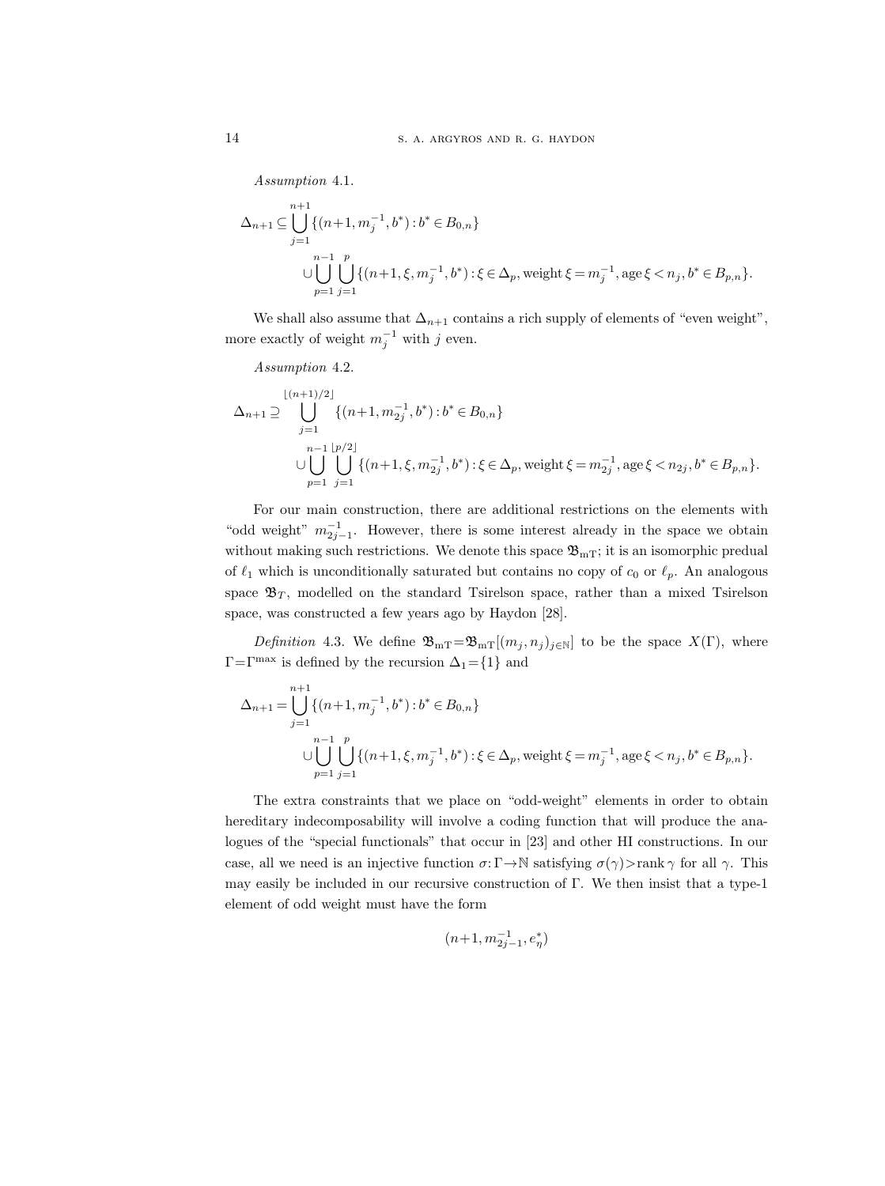*Assumption* 4.1.

$$
\begin{aligned}
\Delta_{n+1} \subseteq \bigcup_{j=1}^{n+1} &\{(n+1, m_j^{-1}, b^*) : b^* \in B_{0,n}\} \\
&\cup \bigcup_{p=1}^{n-1} \bigcup_{j=1}^{p} \{(n+1, \xi, m_j^{-1}, b^*) : \xi \in \Delta_p, \operatorname{weight} \xi = m_j^{-1}, \operatorname{age} \xi < n_j, b^* \in B_{p,n}\}.
\end{aligned}
$$

We shall also assume that $\Delta_{n+1}$ contains a rich supply of elements of "even weight", more exactly of weight $m_j^{-1}$ with $j$ even.

*Assumption* 4.2.

$$
\begin{aligned}
\Delta_{n+1} \supseteq \bigcup_{j=1}^{\lfloor (n+1)/2 \rfloor} &\{(n+1, m_{2j}^{-1}, b^*) : b^* \in B_{0,n}\} \\
&\cup \bigcup_{p=1}^{n-1} \bigcup_{j=1}^{\lfloor p/2 \rfloor} \{(n+1, \xi, m_{2j}^{-1}, b^*) : \xi \in \Delta_p, \operatorname{weight} \xi = m_{2j}^{-1}, \operatorname{age} \xi < n_{2j}, b^* \in B_{p,n}\}.
\end{aligned}
$$

For our main construction, there are additional restrictions on the elements with "odd weight" $m_{2j-1}^{-1}$. However, there is some interest already in the space we obtain without making such restrictions. We denote this space $\mathfrak{B}_{\mathrm{mT}}$; it is an isomorphic predual of $\ell_1$ which is unconditionally saturated but contains no copy of $c_0$ or $\ell_p$. An analogous space $\mathfrak{B}_T$, modelled on the standard Tsirelson space, rather than a mixed Tsirelson space, was constructed a few years ago by Haydon [28].

*Definition* 4.3. We define $\mathfrak{B}_{\mathrm{mT}} = \mathfrak{B}_{\mathrm{mT}}[(m_j, n_j)_{j\in\mathbb{N}}]$ to be the space $X(\Gamma)$, where $\Gamma = \Gamma^{\max}$ is defined by the recursion $\Delta_1 = \{1\}$ and

$$
\begin{aligned}
\Delta_{n+1} = \bigcup_{j=1}^{n+1} &\{(n+1, m_j^{-1}, b^*) : b^* \in B_{0,n}\} \\
&\cup \bigcup_{p=1}^{n-1} \bigcup_{j=1}^{p} \{(n+1, \xi, m_j^{-1}, b^*) : \xi \in \Delta_p, \operatorname{weight} \xi = m_j^{-1}, \operatorname{age} \xi < n_j, b^* \in B_{p,n}\}.
\end{aligned}
$$

The extra constraints that we place on "odd-weight" elements in order to obtain hereditary indecomposability will involve a coding function that will produce the analogues of the "special functionals" that occur in [23] and other HI constructions. In our case, all we need is an injective function $\sigma : \Gamma \to \mathbb{N}$ satisfying $\sigma(\gamma) > \operatorname{rank} \gamma$ for all $\gamma$. This may easily be included in our recursive construction of $\Gamma$. We then insist that a type-1 element of odd weight must have the form

$$
(n+1, m_{2j-1}^{-1}, e_\eta^*)
$$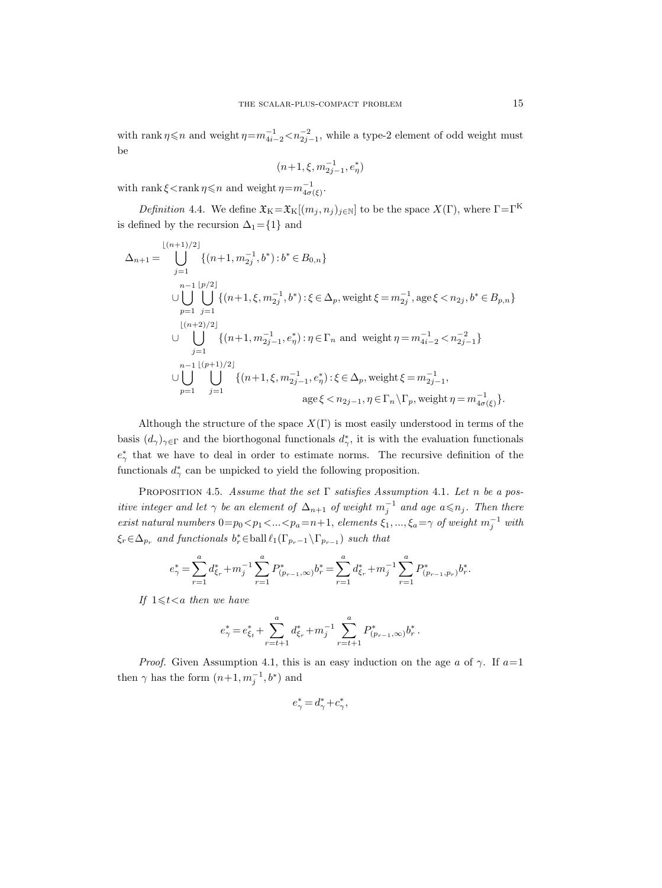with $\operatorname{rank}\eta \leqslant n$ and $\operatorname{weight}\eta = m_{4i-2}^{-1} < n_{2j-1}^{-2}$, while a type-2 element of odd weight must be

$$(n+1, \xi, m_{2j-1}^{-1}, e_\eta^*)$$

with $\operatorname{rank}\xi < \operatorname{rank}\eta \leqslant n$ and $\operatorname{weight}\eta = m_{4\sigma(\xi)}^{-1}$.

*Definition* 4.4. We define $\mathfrak{X}_{\mathrm{K}} = \mathfrak{X}_{\mathrm{K}}[(m_j, n_j)_{j\in\mathbb{N}}]$ to be the space $X(\Gamma)$, where $\Gamma = \Gamma^{\mathrm{K}}$ is defined by the recursion $\Delta_1 = \{1\}$ and

$$\begin{aligned}
\Delta_{n+1} = & \bigcup_{j=1}^{\lfloor (n+1)/2 \rfloor} \{(n+1, m_{2j}^{-1}, b^*) : b^* \in B_{0,n}\} \\
& \cup \bigcup_{p=1}^{n-1} \bigcup_{j=1}^{\lfloor p/2 \rfloor} \{(n+1, \xi, m_{2j}^{-1}, b^*) : \xi \in \Delta_p, \operatorname{weight}\xi = m_{2j}^{-1}, \operatorname{age}\xi < n_{2j}, b^* \in B_{p,n}\} \\
& \cup \bigcup_{j=1}^{\lfloor (n+2)/2 \rfloor} \{(n+1, m_{2j-1}^{-1}, e_\eta^*) : \eta \in \Gamma_n \text{ and } \operatorname{weight}\eta = m_{4i-2}^{-1} < n_{2j-1}^{-2}\} \\
& \cup \bigcup_{p=1}^{n-1} \bigcup_{j=1}^{\lfloor (p+1)/2 \rfloor} \{(n+1, \xi, m_{2j-1}^{-1}, e_\eta^*) : \xi \in \Delta_p, \operatorname{weight}\xi = m_{2j-1}^{-1}, \\
& \qquad\qquad\qquad\qquad \operatorname{age}\xi < n_{2j-1}, \eta \in \Gamma_n \setminus \Gamma_p, \operatorname{weight}\eta = m_{4\sigma(\xi)}^{-1}\}.
\end{aligned}$$

Although the structure of the space $X(\Gamma)$ is most easily understood in terms of the basis $(d_\gamma)_{\gamma\in\Gamma}$ and the biorthogonal functionals $d_\gamma^*$, it is with the evaluation functionals $e_\gamma^*$ that we have to deal in order to estimate norms. The recursive definition of the functionals $d_\gamma^*$ can be unpicked to yield the following proposition.

Proposition 4.5. *Assume that the set $\Gamma$ satisfies Assumption* 4.1. *Let $n$ be a positive integer and let $\gamma$ be an element of $\Delta_{n+1}$ of weight $m_j^{-1}$ and age $a \leqslant n_j$. Then there exist natural numbers $0 = p_0 < p_1 < \ldots < p_a = n+1$, elements $\xi_1, \ldots, \xi_a = \gamma$ of weight $m_j^{-1}$ with $\xi_r \in \Delta_{p_r}$ and functionals $b_r^* \in \operatorname{ball}\ell_1(\Gamma_{p_r-1} \setminus \Gamma_{p_{r-1}})$ such that*

$$e_\gamma^* = \sum_{r=1}^{a} d_{\xi_r}^* + m_j^{-1} \sum_{r=1}^{a} P_{(p_{r-1},\infty)}^* b_r^* = \sum_{r=1}^{a} d_{\xi_r}^* + m_j^{-1} \sum_{r=1}^{a} P_{(p_{r-1},p_r)}^* b_r^*.$$

*If $1 \leqslant t < a$ then we have*

$$e_\gamma^* = e_{\xi_t}^* + \sum_{r=t+1}^{a} d_{\xi_r}^* + m_j^{-1} \sum_{r=t+1}^{a} P_{(p_{r-1},\infty)}^* b_r^*.$$

*Proof.* Given Assumption 4.1, this is an easy induction on the age $a$ of $\gamma$. If $a = 1$ then $\gamma$ has the form $(n+1, m_j^{-1}, b^*)$ and

$$e_\gamma^* = d_\gamma^* + c_\gamma^*,$$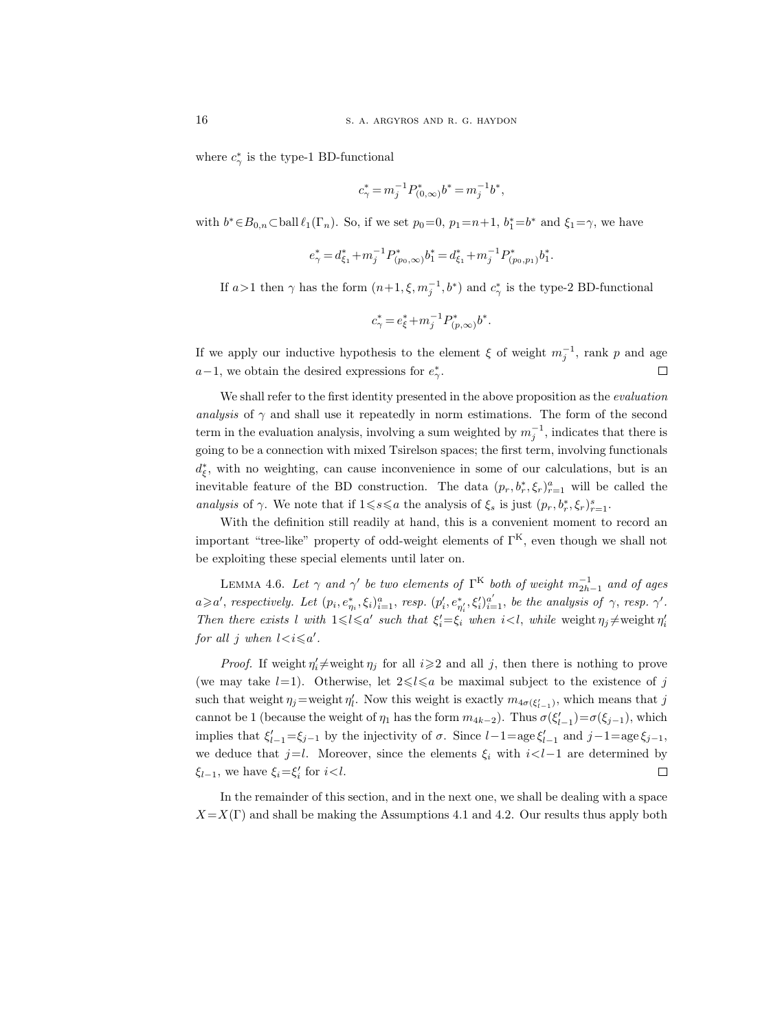where $c^*_\gamma$ is the type-1 BD-functional

$$c^*_\gamma = m_j^{-1} P^*_{(0,\infty)} b^* = m_j^{-1} b^*,$$

with $b^* \in B_{0,n} \subset \operatorname{ball} \ell_1(\Gamma_n)$. So, if we set $p_0=0$, $p_1=n+1$, $b_1^*=b^*$ and $\xi_1=\gamma$, we have

$$e^*_\gamma = d^*_{\xi_1} + m_j^{-1} P^*_{(p_0,\infty)} b^*_1 = d^*_{\xi_1} + m_j^{-1} P^*_{(p_0,p_1)} b^*_1.$$

If $a>1$ then $\gamma$ has the form $(n+1, \xi, m_j^{-1}, b^*)$ and $c^*_\gamma$ is the type-2 BD-functional

$$c^*_\gamma = e^*_\xi + m_j^{-1} P^*_{(p,\infty)} b^*.$$

If we apply our inductive hypothesis to the element $\xi$ of weight $m_j^{-1}$, rank $p$ and age $a-1$, we obtain the desired expressions for $e^*_\gamma$. □

We shall refer to the first identity presented in the above proposition as the *evaluation analysis* of $\gamma$ and shall use it repeatedly in norm estimations. The form of the second term in the evaluation analysis, involving a sum weighted by $m_j^{-1}$, indicates that there is going to be a connection with mixed Tsirelson spaces; the first term, involving functionals $d^*_\xi$, with no weighting, can cause inconvenience in some of our calculations, but is an inevitable feature of the BD construction. The data $(p_r, b^*_r, \xi_r)_{r=1}^a$ will be called the *analysis* of $\gamma$. We note that if $1 \leqslant s \leqslant a$ the analysis of $\xi_s$ is just $(p_r, b^*_r, \xi_r)_{r=1}^s$.

With the definition still readily at hand, this is a convenient moment to record an important "tree-like" property of odd-weight elements of $\Gamma^{\mathrm{K}}$, even though we shall not be exploiting these special elements until later on.

Lemma 4.6. *Let $\gamma$ and $\gamma'$ be two elements of $\Gamma^{\mathrm{K}}$ both of weight $m_{2h-1}^{-1}$ and of ages $a \geqslant a'$, respectively. Let $(p_i, e^*_{\eta_i}, \xi_i)_{i=1}^a$, resp. $(p'_i, e^*_{\eta'_i}, \xi'_i)_{i=1}^{a'}$, be the analysis of $\gamma$, resp. $\gamma'$. Then there exists $l$ with $1 \leqslant l \leqslant a'$ such that $\xi'_i = \xi_i$ when $i<l$, while* weight $\eta_j \neq$ weight $\eta'_i$ *for all $j$ when $l < i \leqslant a'$.*

*Proof.* If weight $\eta'_i \neq$ weight $\eta_j$ for all $i \geqslant 2$ and all $j$, then there is nothing to prove (we may take $l=1$). Otherwise, let $2 \leqslant l \leqslant a$ be maximal subject to the existence of $j$ such that weight $\eta_j =$ weight $\eta'_l$. Now this weight is exactly $m_{4\sigma(\xi'_{l-1})}$, which means that $j$ cannot be 1 (because the weight of $\eta_1$ has the form $m_{4k-2}$). Thus $\sigma(\xi'_{l-1}) = \sigma(\xi_{j-1})$, which implies that $\xi'_{l-1} = \xi_{j-1}$ by the injectivity of $\sigma$. Since $l-1 = \operatorname{age} \xi'_{l-1}$ and $j-1 = \operatorname{age} \xi_{j-1}$, we deduce that $j=l$. Moreover, since the elements $\xi_i$ with $i<l-1$ are determined by $\xi_{l-1}$, we have $\xi_i = \xi'_i$ for $i<l$. □

In the remainder of this section, and in the next one, we shall be dealing with a space $X = X(\Gamma)$ and shall be making the Assumptions 4.1 and 4.2. Our results thus apply both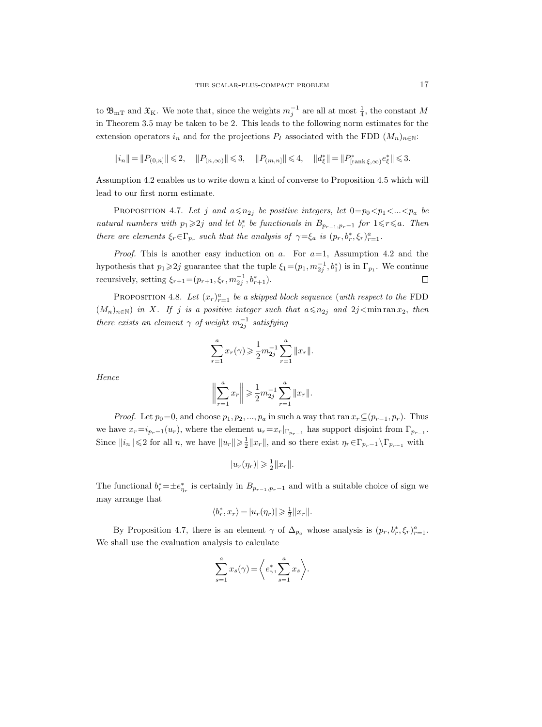to $\mathfrak{B}_{\mathrm{mT}}$ and $\mathfrak{X}_{\mathrm{K}}$. We note that, since the weights $m_j^{-1}$ are all at most $\frac{1}{4}$, the constant $M$ in Theorem 3.5 may be taken to be 2. This leads to the following norm estimates for the extension operators $i_n$ and for the projections $P_I$ associated with the FDD $(M_n)_{n\in\mathbb{N}}$:

$$\|i_n\| = \|P_{(0,n]}\| \leqslant 2, \quad \|P_{(n,\infty)}\| \leqslant 3, \quad \|P_{(m,n]}\| \leqslant 4, \quad \|d_\xi^*\| = \|P^*_{[\operatorname{rank}\xi,\infty)} e_\xi^*\| \leqslant 3.$$

Assumption 4.2 enables us to write down a kind of converse to Proposition 4.5 which will lead to our first norm estimate.

Proposition 4.7. *Let $j$ and $a \leqslant n_{2j}$ be positive integers, let $0 = p_0 < p_1 < \ldots < p_a$ be natural numbers with $p_1 \geqslant 2j$ and let $b_r^*$ be functionals in $B_{p_{r-1}, p_r - 1}$ for $1 \leqslant r \leqslant a$. Then there are elements $\xi_r \in \Gamma_{p_r}$ such that the analysis of $\gamma = \xi_a$ is $(p_r, b_r^*, \xi_r)_{r=1}^a$.*

*Proof.* This is another easy induction on $a$. For $a = 1$, Assumption 4.2 and the hypothesis that $p_1 \geqslant 2j$ guarantee that the tuple $\xi_1 = (p_1, m_{2j}^{-1}, b_1^*)$ is in $\Gamma_{p_1}$. We continue recursively, setting $\xi_{r+1} = (p_{r+1}, \xi_r, m_{2j}^{-1}, b_{r+1}^*)$. $\square$

Proposition 4.8. *Let $(x_r)_{r=1}^a$ be a skipped block sequence (with respect to the FDD $(M_n)_{n\in\mathbb{N}}$) in $X$. If $j$ is a positive integer such that $a \leqslant n_{2j}$ and $2j < \min \operatorname{ran} x_2$, then there exists an element $\gamma$ of weight $m_{2j}^{-1}$ satisfying*

$$\sum_{r=1}^{a} x_r(\gamma) \geqslant \frac{1}{2} m_{2j}^{-1} \sum_{r=1}^{a} \|x_r\|.$$

*Hence*

$$\left\| \sum_{r=1}^{a} x_r \right\| \geqslant \frac{1}{2} m_{2j}^{-1} \sum_{r=1}^{a} \|x_r\|.$$

*Proof.* Let $p_0 = 0$, and choose $p_1, p_2, \ldots, p_a$ in such a way that $\operatorname{ran} x_r \subseteq (p_{r-1}, p_r)$. Thus we have $x_r = i_{p_r - 1}(u_r)$, where the element $u_r = x_r|_{\Gamma_{p_r - 1}}$ has support disjoint from $\Gamma_{p_{r-1}}$. Since $\|i_n\| \leqslant 2$ for all $n$, we have $\|u_r\| \geqslant \frac{1}{2}\|x_r\|$, and so there exist $\eta_r \in \Gamma_{p_r - 1} \setminus \Gamma_{p_{r-1}}$ with

$$|u_r(\eta_r)| \geqslant \tfrac{1}{2}\|x_r\|.$$

The functional $b_r^* = \pm e_{\eta_r}^*$ is certainly in $B_{p_{r-1}, p_r - 1}$ and with a suitable choice of sign we may arrange that

$$\langle b_r^*, x_r \rangle = |u_r(\eta_r)| \geqslant \tfrac{1}{2}\|x_r\|.$$

By Proposition 4.7, there is an element $\gamma$ of $\Delta_{p_a}$ whose analysis is $(p_r, b_r^*, \xi_r)_{r=1}^a$. We shall use the evaluation analysis to calculate

$$\sum_{s=1}^{a} x_s(\gamma) = \left\langle e_\gamma^*, \sum_{s=1}^{a} x_s \right\rangle.$$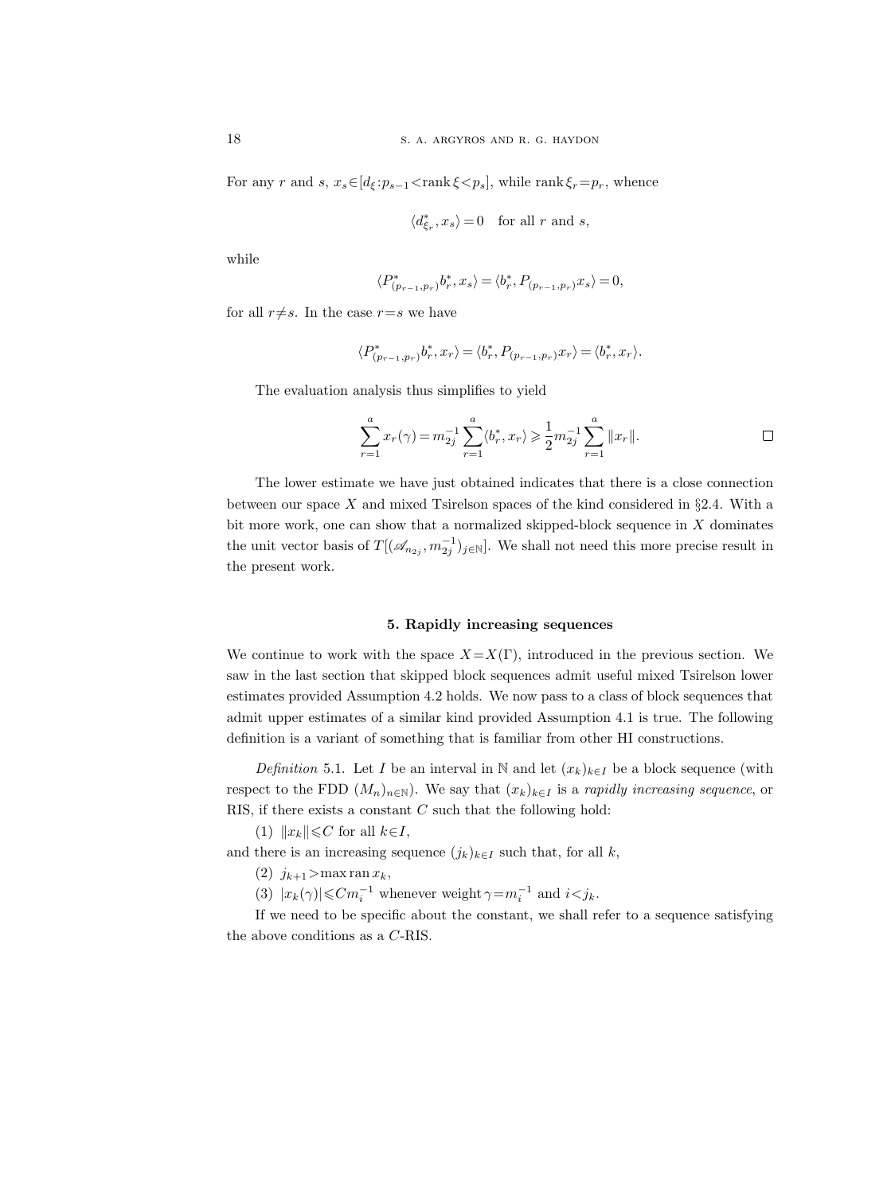For any $r$ and $s$, $x_s \in [d_\xi : p_{s-1} < \operatorname{rank} \xi < p_s]$, while $\operatorname{rank} \xi_r = p_r$, whence

$$\langle d^*_{\xi_r}, x_s \rangle = 0 \quad \text{for all } r \text{ and } s,$$

while

$$\langle P^*_{(p_{r-1}, p_r)} b^*_r, x_s \rangle = \langle b^*_r, P_{(p_{r-1}, p_r)} x_s \rangle = 0,$$

for all $r \neq s$. In the case $r = s$ we have

$$\langle P^*_{(p_{r-1}, p_r)} b^*_r, x_r \rangle = \langle b^*_r, P_{(p_{r-1}, p_r)} x_r \rangle = \langle b^*_r, x_r \rangle.$$

The evaluation analysis thus simplifies to yield

$$\sum_{r=1}^{a} x_r(\gamma) = m_{2j}^{-1} \sum_{r=1}^{a} \langle b^*_r, x_r \rangle \geqslant \frac{1}{2} m_{2j}^{-1} \sum_{r=1}^{a} \|x_r\|. \qquad \square$$

The lower estimate we have just obtained indicates that there is a close connection between our space $X$ and mixed Tsirelson spaces of the kind considered in §2.4. With a bit more work, one can show that a normalized skipped-block sequence in $X$ dominates the unit vector basis of $T[(\mathscr{A}_{n_{2j}}, m_{2j}^{-1})_{j \in \mathbb{N}}]$. We shall not need this more precise result in the present work.

## 5. Rapidly increasing sequences

We continue to work with the space $X = X(\Gamma)$, introduced in the previous section. We saw in the last section that skipped block sequences admit useful mixed Tsirelson lower estimates provided Assumption 4.2 holds. We now pass to a class of block sequences that admit upper estimates of a similar kind provided Assumption 4.1 is true. The following definition is a variant of something that is familiar from other HI constructions.

*Definition* 5.1. Let $I$ be an interval in $\mathbb{N}$ and let $(x_k)_{k \in I}$ be a block sequence (with respect to the FDD $(M_n)_{n \in \mathbb{N}}$). We say that $(x_k)_{k \in I}$ is a *rapidly increasing sequence*, or RIS, if there exists a constant $C$ such that the following hold:

(1) $\|x_k\| \leqslant C$ for all $k \in I$,

and there is an increasing sequence $(j_k)_{k \in I}$ such that, for all $k$,

(2) $j_{k+1} > \max \operatorname{ran} x_k$,

(3) $|x_k(\gamma)| \leqslant C m_i^{-1}$ whenever weight $\gamma = m_i^{-1}$ and $i < j_k$.

If we need to be specific about the constant, we shall refer to a sequence satisfying the above conditions as a $C$-RIS.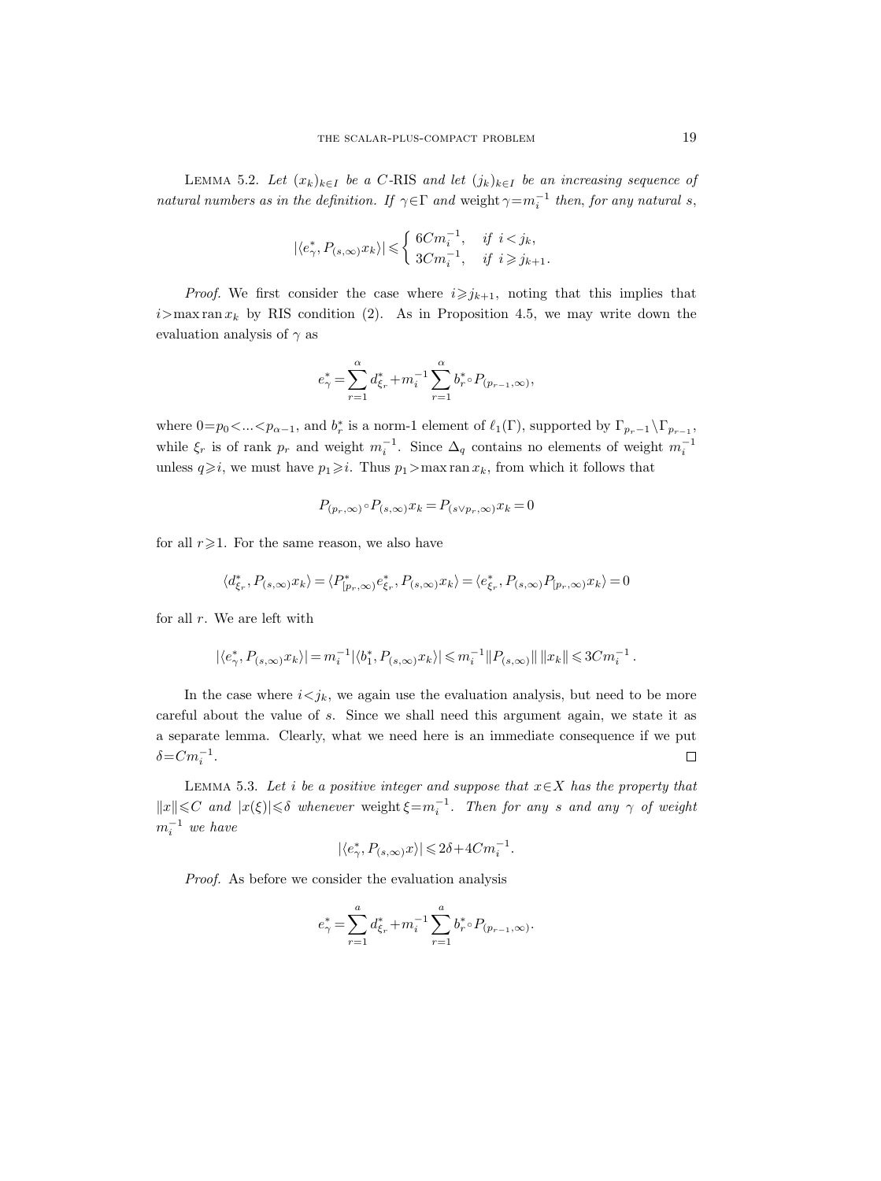LEMMA 5.2. *Let $(x_k)_{k\in I}$ be a $C$-RIS and let $(j_k)_{k\in I}$ be an increasing sequence of natural numbers as in the definition. If $\gamma\in\Gamma$ and* weight $\gamma = m_i^{-1}$ *then, for any natural $s$,*

$$
|\langle e_\gamma^*, P_{(s,\infty)} x_k\rangle| \leqslant \begin{cases} 6Cm_i^{-1}, & \text{if } i < j_k, \\ 3Cm_i^{-1}, & \text{if } i \geqslant j_{k+1}. \end{cases}
$$

*Proof.* We first consider the case where $i \geqslant j_{k+1}$, noting that this implies that $i > \max \operatorname{ran} x_k$ by RIS condition (2). As in Proposition 4.5, we may write down the evaluation analysis of $\gamma$ as

$$
e_\gamma^* = \sum_{r=1}^{\alpha} d_{\xi_r}^* + m_i^{-1} \sum_{r=1}^{\alpha} b_r^* \circ P_{(p_{r-1},\infty)},
$$

where $0 = p_0 < \ldots < p_{\alpha-1}$, and $b_r^*$ is a norm-1 element of $\ell_1(\Gamma)$, supported by $\Gamma_{p_r-1} \setminus \Gamma_{p_{r-1}}$, while $\xi_r$ is of rank $p_r$ and weight $m_i^{-1}$. Since $\Delta_q$ contains no elements of weight $m_i^{-1}$ unless $q \geqslant i$, we must have $p_1 \geqslant i$. Thus $p_1 > \max \operatorname{ran} x_k$, from which it follows that

$$
P_{(p_r,\infty)} \circ P_{(s,\infty)} x_k = P_{(s\vee p_r,\infty)} x_k = 0
$$

for all $r \geqslant 1$. For the same reason, we also have

$$
\langle d_{\xi_r}^*, P_{(s,\infty)} x_k\rangle = \langle P_{[p_r,\infty)}^* e_{\xi_r}^*, P_{(s,\infty)} x_k\rangle = \langle e_{\xi_r}^*, P_{(s,\infty)} P_{[p_r,\infty)} x_k\rangle = 0
$$

for all $r$. We are left with

$$
|\langle e_\gamma^*, P_{(s,\infty)} x_k\rangle| = m_i^{-1} |\langle b_1^*, P_{(s,\infty)} x_k\rangle| \leqslant m_i^{-1} \|P_{(s,\infty)}\| \, \|x_k\| \leqslant 3Cm_i^{-1}.
$$

In the case where $i < j_k$, we again use the evaluation analysis, but need to be more careful about the value of $s$. Since we shall need this argument again, we state it as a separate lemma. Clearly, what we need here is an immediate consequence if we put $\delta = Cm_i^{-1}$. $\square$

LEMMA 5.3. *Let $i$ be a positive integer and suppose that $x \in X$ has the property that $\|x\| \leqslant C$ and $|x(\xi)| \leqslant \delta$ whenever* weight $\xi = m_i^{-1}$. *Then for any $s$ and any $\gamma$ of weight $m_i^{-1}$ we have*

$$
|\langle e_\gamma^*, P_{(s,\infty)} x\rangle| \leqslant 2\delta + 4Cm_i^{-1}.
$$

*Proof.* As before we consider the evaluation analysis

$$
e_\gamma^* = \sum_{r=1}^{a} d_{\xi_r}^* + m_i^{-1} \sum_{r=1}^{a} b_r^* \circ P_{(p_{r-1},\infty)}.
$$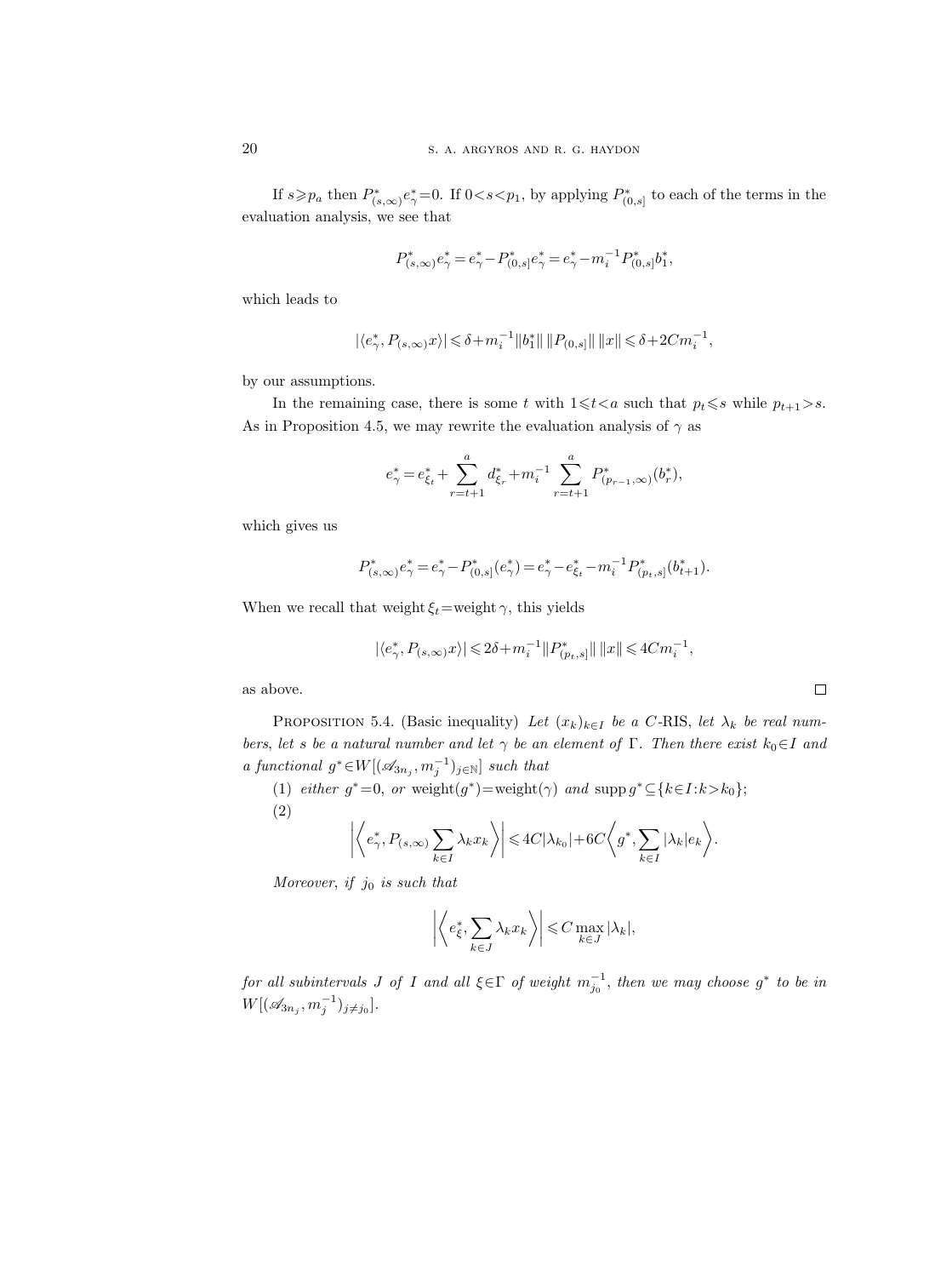If $s \geqslant p_a$ then $P^*_{(s,\infty)} e^*_\gamma = 0$. If $0 < s < p_1$, by applying $P^*_{(0,s]}$ to each of the terms in the evaluation analysis, we see that

$$P^*_{(s,\infty)} e^*_\gamma = e^*_\gamma - P^*_{(0,s]} e^*_\gamma = e^*_\gamma - m_i^{-1} P^*_{(0,s]} b^*_1,$$

which leads to

$$|\langle e^*_\gamma, P_{(s,\infty)} x\rangle| \leqslant \delta + m_i^{-1} \|b^*_1\| \, \|P_{(0,s]}\| \, \|x\| \leqslant \delta + 2Cm_i^{-1},$$

by our assumptions.

In the remaining case, there is some $t$ with $1 \leqslant t < a$ such that $p_t \leqslant s$ while $p_{t+1} > s$. As in Proposition 4.5, we may rewrite the evaluation analysis of $\gamma$ as

$$e^*_\gamma = e^*_{\xi_t} + \sum_{r=t+1}^{a} d^*_{\xi_r} + m_i^{-1} \sum_{r=t+1}^{a} P^*_{(p_{r-1},\infty)}(b^*_r),$$

which gives us

$$P^*_{(s,\infty)} e^*_\gamma = e^*_\gamma - P^*_{(0,s]}(e^*_\gamma) = e^*_\gamma - e^*_{\xi_t} - m_i^{-1} P^*_{(p_t,s]}(b^*_{t+1}).$$

When we recall that $\operatorname{weight} \xi_t = \operatorname{weight} \gamma$, this yields

$$|\langle e^*_\gamma, P_{(s,\infty)} x\rangle| \leqslant 2\delta + m_i^{-1} \|P^*_{(p_t,s]}\| \, \|x\| \leqslant 4Cm_i^{-1},$$

as above. $\square$

Proposition 5.4. (Basic inequality) *Let $(x_k)_{k\in I}$ be a $C$-RIS, let $\lambda_k$ be real numbers, let $s$ be a natural number and let $\gamma$ be an element of $\Gamma$. Then there exist $k_0 \in I$ and a functional $g^* \in W[(\mathscr{A}_{3n_j}, m_j^{-1})_{j\in\mathbb{N}}]$ such that*

(1) *either $g^* = 0$, or $\operatorname{weight}(g^*) = \operatorname{weight}(\gamma)$ and $\operatorname{supp} g^* \subseteq \{k \in I : k > k_0\}$;*

(2)

$$\left|\left\langle e^*_\gamma, P_{(s,\infty)} \sum_{k\in I} \lambda_k x_k \right\rangle\right| \leqslant 4C|\lambda_{k_0}| + 6C \left\langle g^*, \sum_{k\in I} |\lambda_k| e_k \right\rangle.$$

*Moreover, if $j_0$ is such that*

$$\left|\left\langle e^*_\xi, \sum_{k\in J} \lambda_k x_k \right\rangle\right| \leqslant C \max_{k\in J} |\lambda_k|,$$

*for all subintervals $J$ of $I$ and all $\xi \in \Gamma$ of weight $m_{j_0}^{-1}$, then we may choose $g^*$ to be in $W[(\mathscr{A}_{3n_j}, m_j^{-1})_{j\neq j_0}]$.*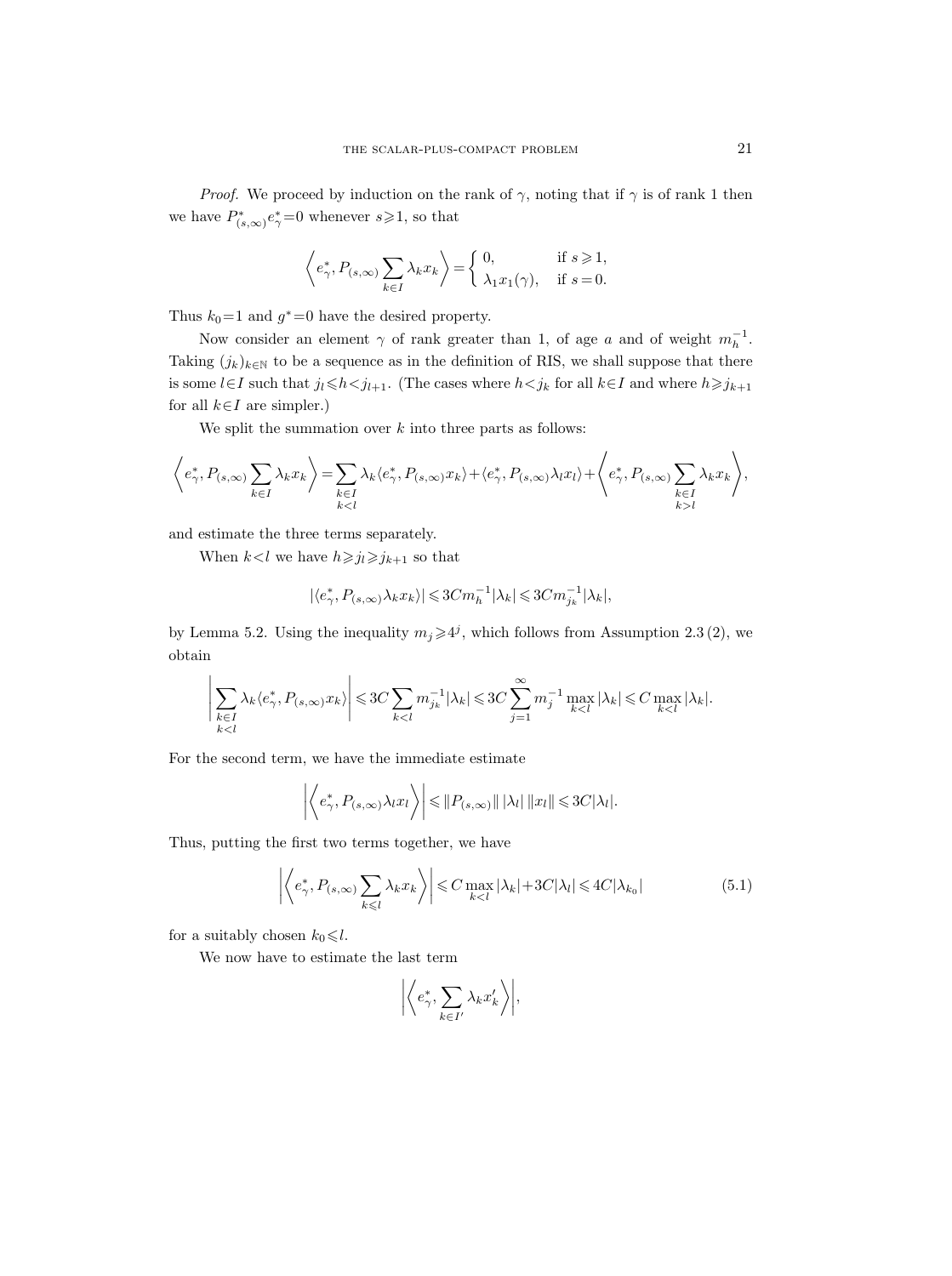*Proof.* We proceed by induction on the rank of $\gamma$, noting that if $\gamma$ is of rank 1 then we have $P^*_{(s,\infty)} e^*_\gamma = 0$ whenever $s \geqslant 1$, so that

$$\left\langle e^*_\gamma, P_{(s,\infty)} \sum_{k\in I} \lambda_k x_k \right\rangle = \begin{cases} 0, & \text{if } s \geqslant 1, \\ \lambda_1 x_1(\gamma), & \text{if } s = 0. \end{cases}$$

Thus $k_0 = 1$ and $g^* = 0$ have the desired property.

Now consider an element $\gamma$ of rank greater than 1, of age $a$ and of weight $m_h^{-1}$. Taking $(j_k)_{k\in\mathbb{N}}$ to be a sequence as in the definition of RIS, we shall suppose that there is some $l \in I$ such that $j_l \leqslant h < j_{l+1}$. (The cases where $h < j_k$ for all $k \in I$ and where $h \geqslant j_{k+1}$ for all $k \in I$ are simpler.)

We split the summation over $k$ into three parts as follows:

$$\left\langle e^*_\gamma, P_{(s,\infty)} \sum_{k\in I} \lambda_k x_k \right\rangle = \sum_{\substack{k\in I\\ k<l}} \lambda_k \langle e^*_\gamma, P_{(s,\infty)} x_k\rangle + \langle e^*_\gamma, P_{(s,\infty)} \lambda_l x_l\rangle + \left\langle e^*_\gamma, P_{(s,\infty)} \sum_{\substack{k\in I\\ k>l}} \lambda_k x_k \right\rangle,$$

and estimate the three terms separately.

When $k < l$ we have $h \geqslant j_l \geqslant j_{k+1}$ so that

$$|\langle e^*_\gamma, P_{(s,\infty)} \lambda_k x_k\rangle| \leqslant 3C m_h^{-1} |\lambda_k| \leqslant 3C m_{j_k}^{-1} |\lambda_k|,$$

by Lemma 5.2. Using the inequality $m_j \geqslant 4^j$, which follows from Assumption 2.3 (2), we obtain

$$\left| \sum_{\substack{k\in I\\ k<l}} \lambda_k \langle e^*_\gamma, P_{(s,\infty)} x_k\rangle \right| \leqslant 3C \sum_{k<l} m_{j_k}^{-1} |\lambda_k| \leqslant 3C \sum_{j=1}^{\infty} m_j^{-1} \max_{k<l} |\lambda_k| \leqslant C \max_{k<l} |\lambda_k|.$$

For the second term, we have the immediate estimate

$$\left| \left\langle e^*_\gamma, P_{(s,\infty)} \lambda_l x_l \right\rangle \right| \leqslant \|P_{(s,\infty)}\| \, |\lambda_l| \, \|x_l\| \leqslant 3C |\lambda_l|.$$

Thus, putting the first two terms together, we have

$$\left| \left\langle e^*_\gamma, P_{(s,\infty)} \sum_{k\leqslant l} \lambda_k x_k \right\rangle \right| \leqslant C \max_{k<l} |\lambda_k| + 3C |\lambda_l| \leqslant 4C |\lambda_{k_0}| \tag{5.1}$$

for a suitably chosen $k_0 \leqslant l$.

We now have to estimate the last term

$$\left| \left\langle e^*_\gamma, \sum_{k\in I'} \lambda_k x'_k \right\rangle \right|,$$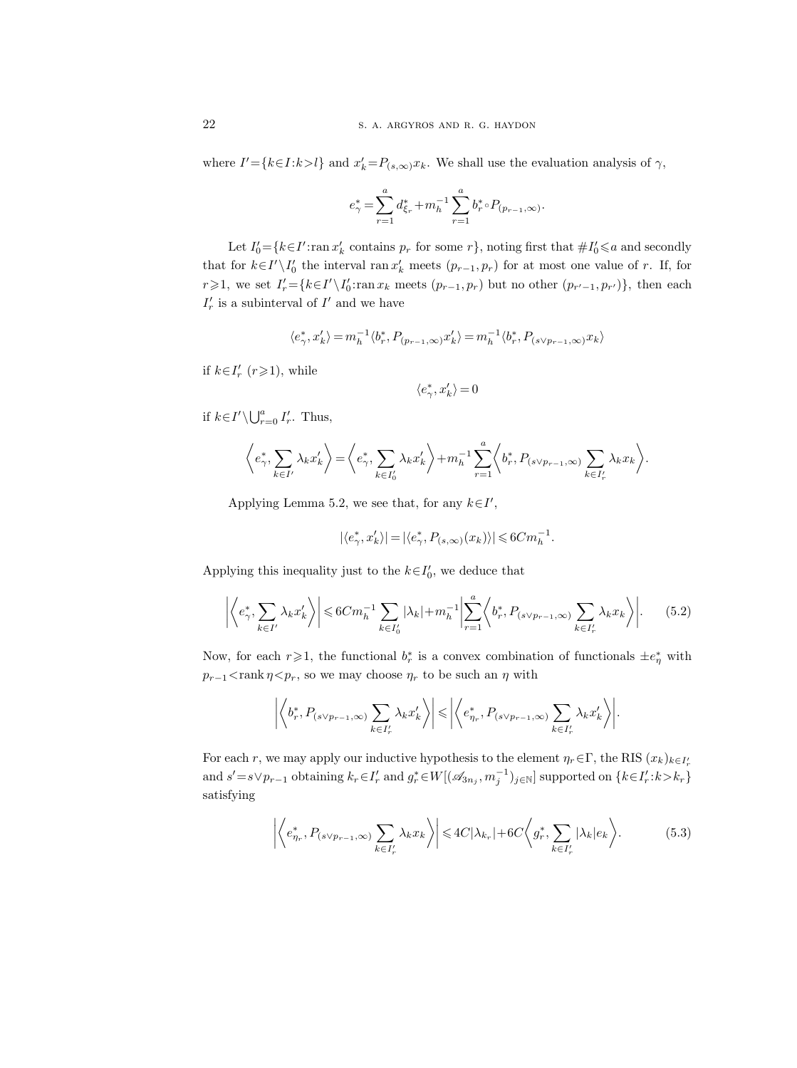where $I'=\{k\in I:k>l\}$ and $x'_k=P_{(s,\infty)}x_k$. We shall use the evaluation analysis of $\gamma$,

$$e^*_\gamma=\sum_{r=1}^{a}d^*_{\xi_r}+m_h^{-1}\sum_{r=1}^{a}b^*_r\circ P_{(p_{r-1},\infty)}.$$

Let $I'_0=\{k\in I':\operatorname{ran}x'_k$ contains $p_r$ for some $r\}$, noting first that $\#I'_0\leqslant a$ and secondly that for $k\in I'\setminus I'_0$ the interval $\operatorname{ran}x'_k$ meets $(p_{r-1},p_r)$ for at most one value of $r$. If, for $r\geqslant 1$, we set $I'_r=\{k\in I'\setminus I'_0:\operatorname{ran}x_k$ meets $(p_{r-1},p_r)$ but no other $(p_{r'-1},p_{r'})\}$, then each $I'_r$ is a subinterval of $I'$ and we have

$$\langle e^*_\gamma,x'_k\rangle=m_h^{-1}\langle b^*_r,P_{(p_{r-1},\infty)}x'_k\rangle=m_h^{-1}\langle b^*_r,P_{(s\vee p_{r-1},\infty)}x_k\rangle$$

if $k\in I'_r$ $(r\geqslant 1)$, while

$$\langle e^*_\gamma,x'_k\rangle=0$$

if $k\in I'\setminus\bigcup_{r=0}^{a}I'_r$. Thus,

$$\left\langle e^*_\gamma,\sum_{k\in I'}\lambda_k x'_k\right\rangle=\left\langle e^*_\gamma,\sum_{k\in I'_0}\lambda_k x'_k\right\rangle+m_h^{-1}\sum_{r=1}^{a}\left\langle b^*_r,P_{(s\vee p_{r-1},\infty)}\sum_{k\in I'_r}\lambda_k x_k\right\rangle.$$

Applying Lemma 5.2, we see that, for any $k\in I'$,

$$|\langle e^*_\gamma,x'_k\rangle|=|\langle e^*_\gamma,P_{(s,\infty)}(x_k)\rangle|\leqslant 6Cm_h^{-1}.$$

Applying this inequality just to the $k\in I'_0$, we deduce that

$$\left|\left\langle e^*_\gamma,\sum_{k\in I'}\lambda_k x'_k\right\rangle\right|\leqslant 6Cm_h^{-1}\sum_{k\in I'_0}|\lambda_k|+m_h^{-1}\left|\sum_{r=1}^{a}\left\langle b^*_r,P_{(s\vee p_{r-1},\infty)}\sum_{k\in I'_r}\lambda_k x_k\right\rangle\right|. \tag{5.2}$$

Now, for each $r\geqslant 1$, the functional $b^*_r$ is a convex combination of functionals $\pm e^*_\eta$ with $p_{r-1}<\operatorname{rank}\eta<p_r$, so we may choose $\eta_r$ to be such an $\eta$ with

$$\left|\left\langle b^*_r,P_{(s\vee p_{r-1},\infty)}\sum_{k\in I'_r}\lambda_k x'_k\right\rangle\right|\leqslant\left|\left\langle e^*_{\eta_r},P_{(s\vee p_{r-1},\infty)}\sum_{k\in I'_r}\lambda_k x'_k\right\rangle\right|.$$

For each $r$, we may apply our inductive hypothesis to the element $\eta_r\in\Gamma$, the RIS $(x_k)_{k\in I'_r}$ and $s'=s\vee p_{r-1}$ obtaining $k_r\in I'_r$ and $g^*_r\in W[(\mathscr{A}_{3n_j},m_j^{-1})_{j\in\mathbb{N}}]$ supported on $\{k\in I'_r:k>k_r\}$ satisfying

$$\left|\left\langle e^*_{\eta_r},P_{(s\vee p_{r-1},\infty)}\sum_{k\in I'_r}\lambda_k x_k\right\rangle\right|\leqslant 4C|\lambda_{k_r}|+6C\left\langle g^*_r,\sum_{k\in I'_r}|\lambda_k|e_k\right\rangle. \tag{5.3}$$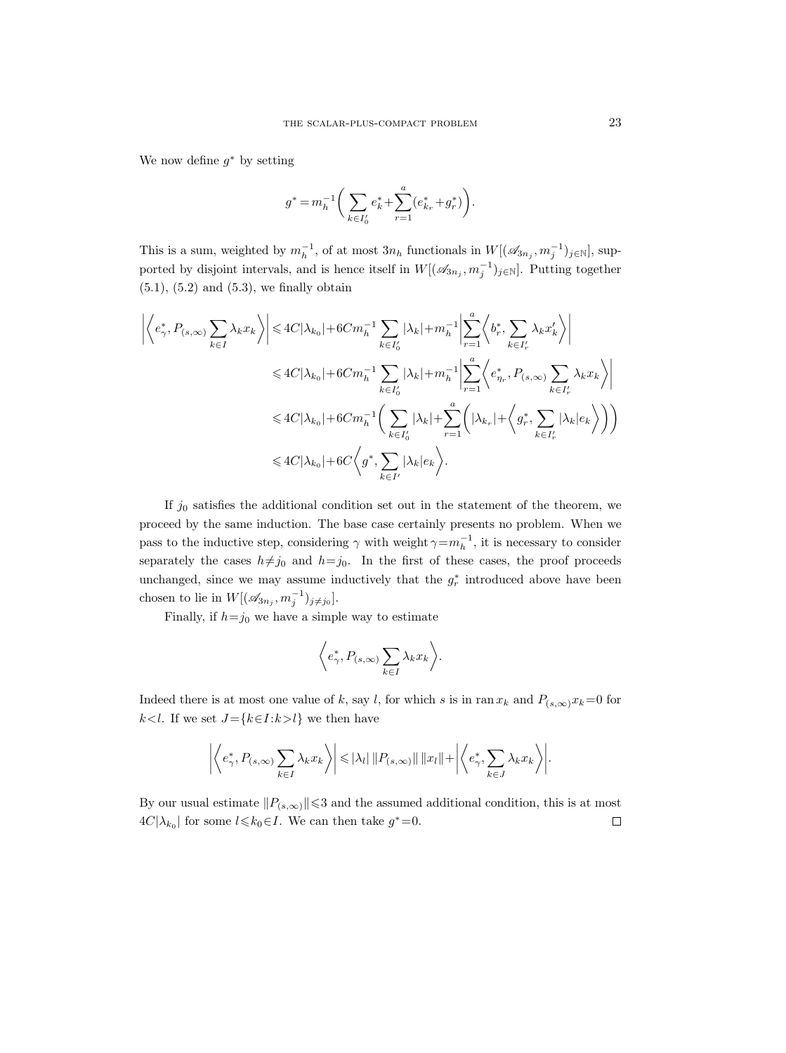We now define $g^*$ by setting

$$g^* = m_h^{-1}\bigg(\sum_{k\in I_0'} e_k^* + \sum_{r=1}^{a}(e_{k_r}^* + g_r^*)\bigg).$$

This is a sum, weighted by $m_h^{-1}$, of at most $3n_h$ functionals in $W[(\mathscr{A}_{3n_j}, m_j^{-1})_{j\in\mathbb{N}}]$, supported by disjoint intervals, and is hence itself in $W[(\mathscr{A}_{3n_j}, m_j^{-1})_{j\in\mathbb{N}}]$. Putting together (5.1), (5.2) and (5.3), we finally obtain

$$\begin{aligned}
\bigg|\bigg\langle e_\gamma^*, P_{(s,\infty)}\sum_{k\in I}\lambda_k x_k\bigg\rangle\bigg| &\leqslant 4C|\lambda_{k_0}| + 6Cm_h^{-1}\sum_{k\in I_0'}|\lambda_k| + m_h^{-1}\bigg|\sum_{r=1}^{a}\bigg\langle b_r^*, \sum_{k\in I_r'}\lambda_k x_k'\bigg\rangle\bigg| \\
&\leqslant 4C|\lambda_{k_0}| + 6Cm_h^{-1}\sum_{k\in I_0'}|\lambda_k| + m_h^{-1}\bigg|\sum_{r=1}^{a}\bigg\langle e_{\eta_r}^*, P_{(s,\infty)}\sum_{k\in I_r'}\lambda_k x_k\bigg\rangle\bigg| \\
&\leqslant 4C|\lambda_{k_0}| + 6Cm_h^{-1}\bigg(\sum_{k\in I_0'}|\lambda_k| + \sum_{r=1}^{a}\bigg(|\lambda_{k_r}| + \bigg\langle g_r^*, \sum_{k\in I_r'}|\lambda_k| e_k\bigg\rangle\bigg)\bigg) \\
&\leqslant 4C|\lambda_{k_0}| + 6C\bigg\langle g^*, \sum_{k\in I'}|\lambda_k| e_k\bigg\rangle.
\end{aligned}$$

If $j_0$ satisfies the additional condition set out in the statement of the theorem, we proceed by the same induction. The base case certainly presents no problem. When we pass to the inductive step, considering $\gamma$ with weight $\gamma = m_h^{-1}$, it is necessary to consider separately the cases $h \neq j_0$ and $h = j_0$. In the first of these cases, the proof proceeds unchanged, since we may assume inductively that the $g_r^*$ introduced above have been chosen to lie in $W[(\mathscr{A}_{3n_j}, m_j^{-1})_{j\neq j_0}]$.

Finally, if $h = j_0$ we have a simple way to estimate

$$\bigg\langle e_\gamma^*, P_{(s,\infty)}\sum_{k\in I}\lambda_k x_k\bigg\rangle.$$

Indeed there is at most one value of $k$, say $l$, for which $s$ is in $\operatorname{ran} x_k$ and $P_{(s,\infty)}x_k = 0$ for $k < l$. If we set $J = \{k \in I : k > l\}$ we then have

$$\bigg|\bigg\langle e_\gamma^*, P_{(s,\infty)}\sum_{k\in I}\lambda_k x_k\bigg\rangle\bigg| \leqslant |\lambda_l|\,\|P_{(s,\infty)}\|\,\|x_l\| + \bigg|\bigg\langle e_\gamma^*, \sum_{k\in J}\lambda_k x_k\bigg\rangle\bigg|.$$

By our usual estimate $\|P_{(s,\infty)}\| \leqslant 3$ and the assumed additional condition, this is at most $4C|\lambda_{k_0}|$ for some $l \leqslant k_0 \in I$. We can then take $g^* = 0$. $\square$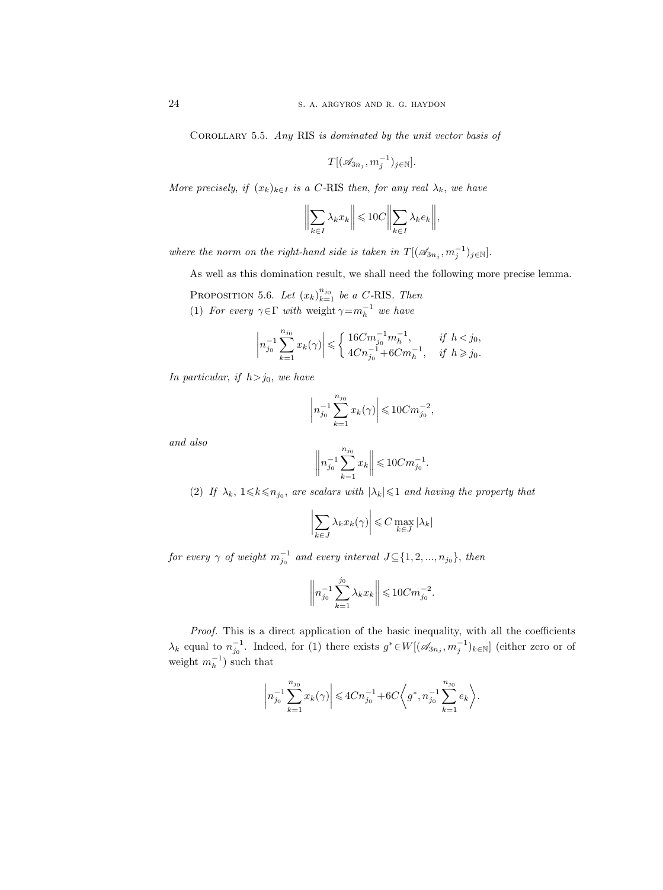Corollary 5.5. *Any* RIS *is dominated by the unit vector basis of*

$$T[(\mathscr{A}_{3n_j}, m_j^{-1})_{j\in\mathbb{N}}].$$

*More precisely, if* $(x_k)_{k\in I}$ *is a* $C$-RIS *then, for any real* $\lambda_k$, *we have*

$$\Big\|\sum_{k\in I}\lambda_k x_k\Big\| \leqslant 10C\Big\|\sum_{k\in I}\lambda_k e_k\Big\|,$$

*where the norm on the right-hand side is taken in* $T[(\mathscr{A}_{3n_j}, m_j^{-1})_{j\in\mathbb{N}}]$.

As well as this domination result, we shall need the following more precise lemma.

Proposition 5.6. *Let* $(x_k)_{k=1}^{n_{j_0}}$ *be a* $C$-RIS. *Then*

(1) *For every* $\gamma\in\Gamma$ *with* weight $\gamma = m_h^{-1}$ *we have*

$$\Big|n_{j_0}^{-1}\sum_{k=1}^{n_{j_0}} x_k(\gamma)\Big| \leqslant \begin{cases} 16Cm_{j_0}^{-1}m_h^{-1}, & \text{if } h<j_0,\\ 4Cn_{j_0}^{-1}+6Cm_h^{-1}, & \text{if } h\geqslant j_0.\end{cases}$$

*In particular, if* $h>j_0$, *we have*

$$\Big|n_{j_0}^{-1}\sum_{k=1}^{n_{j_0}} x_k(\gamma)\Big| \leqslant 10Cm_{j_0}^{-2},$$

*and also*

$$\Big\|n_{j_0}^{-1}\sum_{k=1}^{n_{j_0}} x_k\Big\| \leqslant 10Cm_{j_0}^{-1}.$$

(2) *If* $\lambda_k$, $1\leqslant k\leqslant n_{j_0}$, *are scalars with* $|\lambda_k|\leqslant 1$ *and having the property that*

$$\Big|\sum_{k\in J}\lambda_k x_k(\gamma)\Big| \leqslant C\max_{k\in J}|\lambda_k|$$

*for every* $\gamma$ *of weight* $m_{j_0}^{-1}$ *and every interval* $J\subseteq\{1,2,...,n_{j_0}\}$, *then*

$$\Big\|n_{j_0}^{-1}\sum_{k=1}^{j_0}\lambda_k x_k\Big\| \leqslant 10Cm_{j_0}^{-2}.$$

*Proof.* This is a direct application of the basic inequality, with all the coefficients $\lambda_k$ equal to $n_{j_0}^{-1}$. Indeed, for (1) there exists $g^*\in W[(\mathscr{A}_{3n_j}, m_j^{-1})_{k\in\mathbb{N}}]$ (either zero or of weight $m_h^{-1}$) such that

$$\Big|n_{j_0}^{-1}\sum_{k=1}^{n_{j_0}} x_k(\gamma)\Big| \leqslant 4Cn_{j_0}^{-1}+6C\Big\langle g^*, n_{j_0}^{-1}\sum_{k=1}^{n_{j_0}} e_k\Big\rangle.$$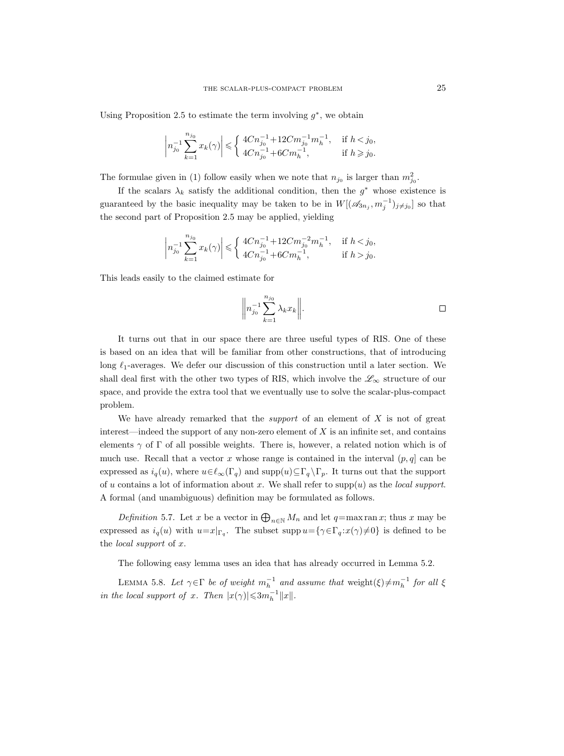Using Proposition 2.5 to estimate the term involving $g^*$, we obtain

$$\left|n_{j_0}^{-1}\sum_{k=1}^{n_{j_0}} x_k(\gamma)\right| \leqslant \begin{cases} 4Cn_{j_0}^{-1}+12Cm_{j_0}^{-1}m_h^{-1}, & \text{if } h<j_0, \\ 4Cn_{j_0}^{-1}+6Cm_h^{-1}, & \text{if } h \geqslant j_0. \end{cases}$$

The formulae given in (1) follow easily when we note that $n_{j_0}$ is larger than $m_{j_0}^2$.

If the scalars $\lambda_k$ satisfy the additional condition, then the $g^*$ whose existence is guaranteed by the basic inequality may be taken to be in $W[(\mathscr{A}_{3n_j}, m_j^{-1})_{j\neq j_0}]$ so that the second part of Proposition 2.5 may be applied, yielding

$$\left|n_{j_0}^{-1}\sum_{k=1}^{n_{j_0}} x_k(\gamma)\right| \leqslant \begin{cases} 4Cn_{j_0}^{-1}+12Cm_{j_0}^{-2}m_h^{-1}, & \text{if } h<j_0, \\ 4Cn_{j_0}^{-1}+6Cm_h^{-1}, & \text{if } h > j_0. \end{cases}$$

This leads easily to the claimed estimate for

$$\left\|n_{j_0}^{-1}\sum_{k=1}^{n_{j_0}} \lambda_k x_k\right\|. \qquad \square$$

It turns out that in our space there are three useful types of RIS. One of these is based on an idea that will be familiar from other constructions, that of introducing long $\ell_1$-averages. We defer our discussion of this construction until a later section. We shall deal first with the other two types of RIS, which involve the $\mathscr{L}_\infty$ structure of our space, and provide the extra tool that we eventually use to solve the scalar-plus-compact problem.

We have already remarked that the *support* of an element of $X$ is not of great interest—indeed the support of any non-zero element of $X$ is an infinite set, and contains elements $\gamma$ of $\Gamma$ of all possible weights. There is, however, a related notion which is of much use. Recall that a vector $x$ whose range is contained in the interval $(p,q]$ can be expressed as $i_q(u)$, where $u\in\ell_\infty(\Gamma_q)$ and $\operatorname{supp}(u)\subseteq\Gamma_q\setminus\Gamma_p$. It turns out that the support of $u$ contains a lot of information about $x$. We shall refer to $\operatorname{supp}(u)$ as the *local support*. A formal (and unambiguous) definition may be formulated as follows.

*Definition* 5.7. Let $x$ be a vector in $\bigoplus_{n\in\mathbb{N}} M_n$ and let $q=\max\operatorname{ran} x$; thus $x$ may be expressed as $i_q(u)$ with $u=x|_{\Gamma_q}$. The subset $\operatorname{supp} u=\{\gamma\in\Gamma_q: x(\gamma)\neq 0\}$ is defined to be the *local support* of $x$.

The following easy lemma uses an idea that has already occurred in Lemma 5.2.

LEMMA 5.8. *Let $\gamma\in\Gamma$ be of weight $m_h^{-1}$ and assume that* $\operatorname{weight}(\xi)\neq m_h^{-1}$ *for all $\xi$ in the local support of $x$. Then $|x(\gamma)|\leqslant 3m_h^{-1}\|x\|$.*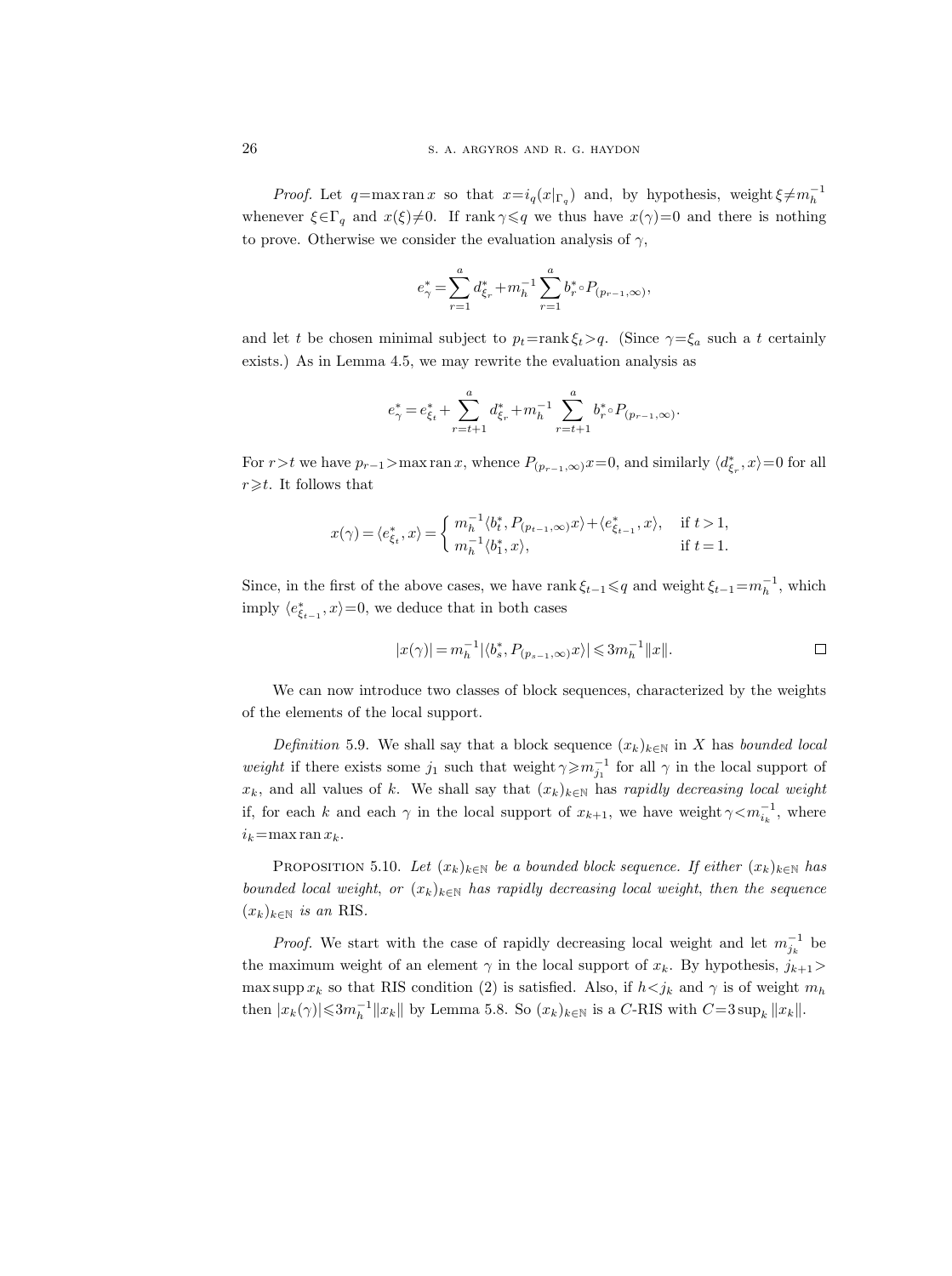*Proof.* Let $q = \max \operatorname{ran} x$ so that $x = i_q(x|_{\Gamma_q})$ and, by hypothesis, $\operatorname{weight} \xi \neq m_h^{-1}$ whenever $\xi \in \Gamma_q$ and $x(\xi) \neq 0$. If $\operatorname{rank} \gamma \leqslant q$ we thus have $x(\gamma) = 0$ and there is nothing to prove. Otherwise we consider the evaluation analysis of $\gamma$,

$$e_\gamma^* = \sum_{r=1}^{a} d_{\xi_r}^* + m_h^{-1} \sum_{r=1}^{a} b_r^* \circ P_{(p_{r-1}, \infty)},$$

and let $t$ be chosen minimal subject to $p_t = \operatorname{rank} \xi_t > q$. (Since $\gamma = \xi_a$ such a $t$ certainly exists.) As in Lemma 4.5, we may rewrite the evaluation analysis as

$$e_\gamma^* = e_{\xi_t}^* + \sum_{r=t+1}^{a} d_{\xi_r}^* + m_h^{-1} \sum_{r=t+1}^{a} b_r^* \circ P_{(p_{r-1}, \infty)}.$$

For $r > t$ we have $p_{r-1} > \max \operatorname{ran} x$, whence $P_{(p_{r-1}, \infty)} x = 0$, and similarly $\langle d_{\xi_r}^*, x \rangle = 0$ for all $r \geqslant t$. It follows that

$$x(\gamma) = \langle e_{\xi_t}^*, x \rangle = \begin{cases} m_h^{-1} \langle b_t^*, P_{(p_{t-1}, \infty)} x \rangle + \langle e_{\xi_{t-1}}^*, x \rangle, & \text{if } t > 1, \\ m_h^{-1} \langle b_1^*, x \rangle, & \text{if } t = 1. \end{cases}$$

Since, in the first of the above cases, we have $\operatorname{rank} \xi_{t-1} \leqslant q$ and $\operatorname{weight} \xi_{t-1} = m_h^{-1}$, which imply $\langle e_{\xi_{t-1}}^*, x \rangle = 0$, we deduce that in both cases

$$|x(\gamma)| = m_h^{-1} |\langle b_s^*, P_{(p_{s-1}, \infty)} x \rangle| \leqslant 3 m_h^{-1} \|x\|. \qquad \square$$

We can now introduce two classes of block sequences, characterized by the weights of the elements of the local support.

*Definition* 5.9. We shall say that a block sequence $(x_k)_{k \in \mathbb{N}}$ in $X$ has *bounded local weight* if there exists some $j_1$ such that $\operatorname{weight} \gamma \geqslant m_{j_1}^{-1}$ for all $\gamma$ in the local support of $x_k$, and all values of $k$. We shall say that $(x_k)_{k \in \mathbb{N}}$ has *rapidly decreasing local weight* if, for each $k$ and each $\gamma$ in the local support of $x_{k+1}$, we have $\operatorname{weight} \gamma < m_{i_k}^{-1}$, where $i_k = \max \operatorname{ran} x_k$.

Proposition 5.10. *Let $(x_k)_{k \in \mathbb{N}}$ be a bounded block sequence. If either $(x_k)_{k \in \mathbb{N}}$ has bounded local weight, or $(x_k)_{k \in \mathbb{N}}$ has rapidly decreasing local weight, then the sequence $(x_k)_{k \in \mathbb{N}}$ is an* RIS.

*Proof.* We start with the case of rapidly decreasing local weight and let $m_{j_k}^{-1}$ be the maximum weight of an element $\gamma$ in the local support of $x_k$. By hypothesis, $j_{k+1} > \max \operatorname{supp} x_k$ so that RIS condition (2) is satisfied. Also, if $h < j_k$ and $\gamma$ is of weight $m_h$ then $|x_k(\gamma)| \leqslant 3 m_h^{-1} \|x_k\|$ by Lemma 5.8. So $(x_k)_{k \in \mathbb{N}}$ is a $C$-RIS with $C = 3 \sup_k \|x_k\|$.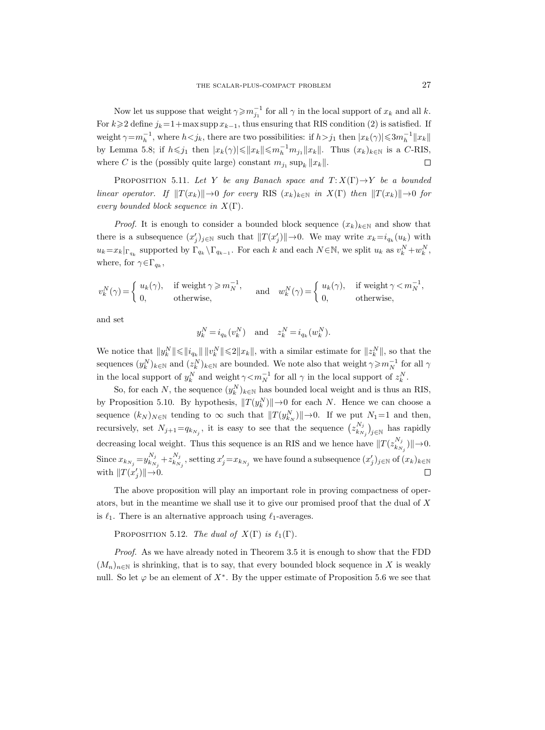Now let us suppose that weight $\gamma \geqslant m_{j_1}^{-1}$ for all $\gamma$ in the local support of $x_k$ and all $k$. For $k \geqslant 2$ define $j_k = 1 + \max \operatorname{supp} x_{k-1}$, thus ensuring that RIS condition (2) is satisfied. If weight $\gamma = m_h^{-1}$, where $h < j_k$, there are two possibilities: if $h > j_1$ then $|x_k(\gamma)| \leqslant 3 m_h^{-1} \|x_k\|$ by Lemma 5.8; if $h \leqslant j_1$ then $|x_k(\gamma)| \leqslant \|x_k\| \leqslant m_h^{-1} m_{j_1} \|x_k\|$. Thus $(x_k)_{k \in \mathbb{N}}$ is a $C$-RIS, where $C$ is the (possibly quite large) constant $m_{j_1} \sup_k \|x_k\|$. $\square$

Proposition 5.11. *Let $Y$ be any Banach space and $T: X(\Gamma) \to Y$ be a bounded linear operator. If $\|T(x_k)\| \to 0$ for every* RIS *$(x_k)_{k \in \mathbb{N}}$ in $X(\Gamma)$ then $\|T(x_k)\| \to 0$ for every bounded block sequence in $X(\Gamma)$.*

*Proof.* It is enough to consider a bounded block sequence $(x_k)_{k \in \mathbb{N}}$ and show that there is a subsequence $(x'_j)_{j \in \mathbb{N}}$ such that $\|T(x'_j)\| \to 0$. We may write $x_k = i_{q_k}(u_k)$ with $u_k = x_k|_{\Gamma_{q_k}}$ supported by $\Gamma_{q_k} \setminus \Gamma_{q_{k-1}}$. For each $k$ and each $N \in \mathbb{N}$, we split $u_k$ as $v_k^N + w_k^N$, where, for $\gamma \in \Gamma_{q_k}$,

$$v_k^N(\gamma) = \begin{cases} u_k(\gamma), & \text{if weight}\,\gamma \geqslant m_N^{-1}, \\ 0, & \text{otherwise,} \end{cases} \quad \text{and} \quad w_k^N(\gamma) = \begin{cases} u_k(\gamma), & \text{if weight}\,\gamma < m_N^{-1}, \\ 0, & \text{otherwise,} \end{cases}$$

and set

$$y_k^N = i_{q_k}(v_k^N) \quad \text{and} \quad z_k^N = i_{q_k}(w_k^N).$$

We notice that $\|y_k^N\| \leqslant \|i_{q_k}\| \, \|v_k^N\| \leqslant 2\|x_k\|$, with a similar estimate for $\|z_k^N\|$, so that the sequences $(y_k^N)_{k \in \mathbb{N}}$ and $(z_k^N)_{k \in \mathbb{N}}$ are bounded. We note also that weight $\gamma \geqslant m_N^{-1}$ for all $\gamma$ in the local support of $y_k^N$ and weight $\gamma < m_N^{-1}$ for all $\gamma$ in the local support of $z_k^N$.

So, for each $N$, the sequence $(y_k^N)_{k \in \mathbb{N}}$ has bounded local weight and is thus an RIS, by Proposition 5.10. By hypothesis, $\|T(y_k^N)\| \to 0$ for each $N$. Hence we can choose a sequence $(k_N)_{N \in \mathbb{N}}$ tending to $\infty$ such that $\|T(y_{k_N}^N)\| \to 0$. If we put $N_1 = 1$ and then, recursively, set $N_{j+1} = q_{k_{N_j}}$, it is easy to see that the sequence $(z_{k_{N_j}}^{N_j})_{j \in \mathbb{N}}$ has rapidly decreasing local weight. Thus this sequence is an RIS and we hence have $\|T(z_{k_{N_j}}^{N_j})\| \to 0$. Since $x_{k_{N_j}} = y_{k_{N_j}}^{N_j} + z_{k_{N_j}}^{N_j}$, setting $x'_j = x_{k_{N_j}}$ we have found a subsequence $(x'_j)_{j \in \mathbb{N}}$ of $(x_k)_{k \in \mathbb{N}}$ with $\|T(x'_j)\| \to 0$. $\square$

The above proposition will play an important role in proving compactness of operators, but in the meantime we shall use it to give our promised proof that the dual of $X$ is $\ell_1$. There is an alternative approach using $\ell_1$-averages.

Proposition 5.12. *The dual of $X(\Gamma)$ is $\ell_1(\Gamma)$.*

*Proof.* As we have already noted in Theorem 3.5 it is enough to show that the FDD $(M_n)_{n \in \mathbb{N}}$ is shrinking, that is to say, that every bounded block sequence in $X$ is weakly null. So let $\varphi$ be an element of $X^*$. By the upper estimate of Proposition 5.6 we see that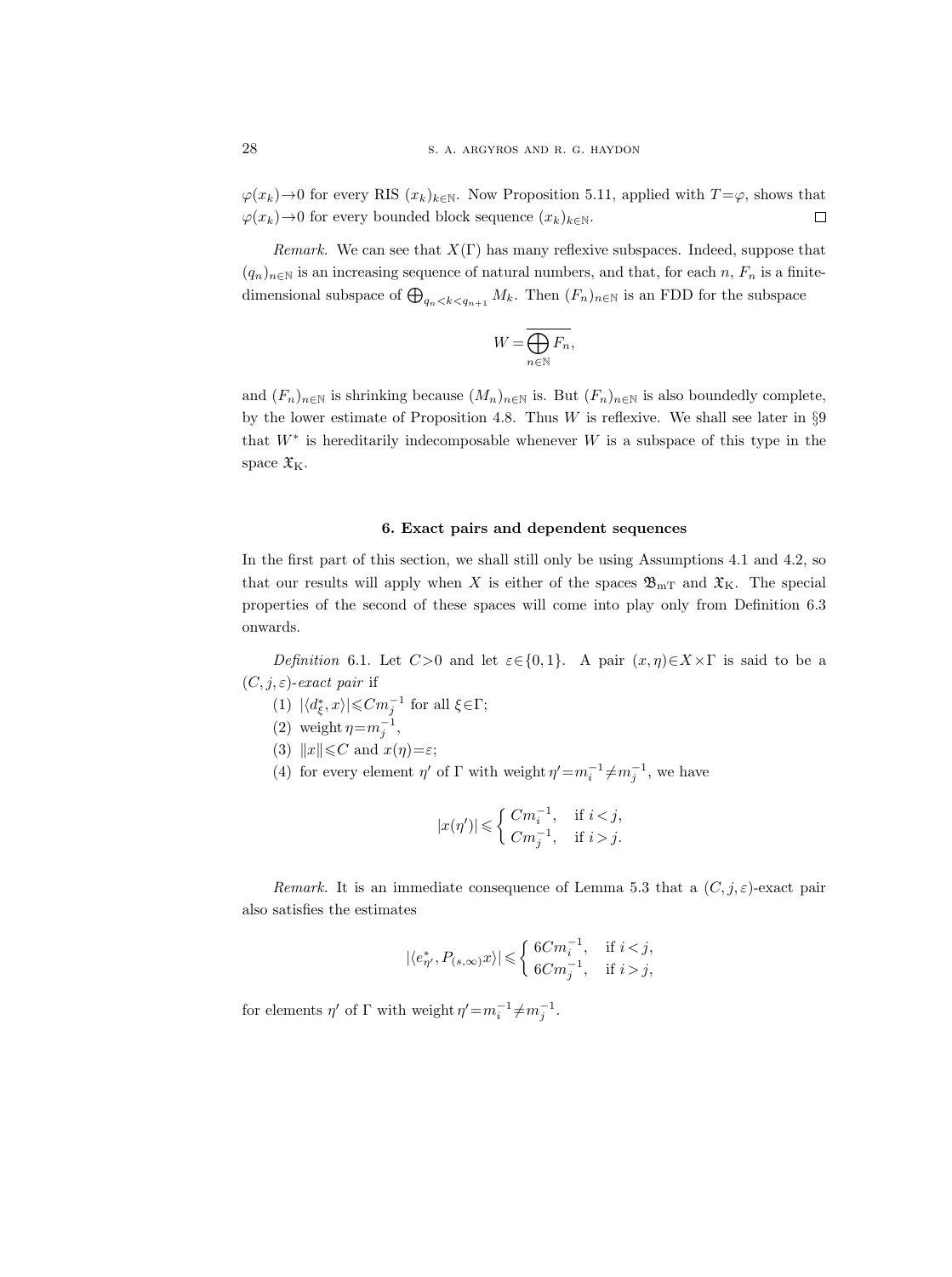$\varphi(x_k) \to 0$ for every RIS $(x_k)_{k\in\mathbb{N}}$. Now Proposition 5.11, applied with $T=\varphi$, shows that $\varphi(x_k)\to 0$ for every bounded block sequence $(x_k)_{k\in\mathbb{N}}$. $\square$

*Remark.* We can see that $X(\Gamma)$ has many reflexive subspaces. Indeed, suppose that $(q_n)_{n\in\mathbb{N}}$ is an increasing sequence of natural numbers, and that, for each $n$, $F_n$ is a finite-dimensional subspace of $\bigoplus_{q_n<k<q_{n+1}} M_k$. Then $(F_n)_{n\in\mathbb{N}}$ is an FDD for the subspace

$$W = \overline{\bigoplus_{n\in\mathbb{N}} F_n},$$

and $(F_n)_{n\in\mathbb{N}}$ is shrinking because $(M_n)_{n\in\mathbb{N}}$ is. But $(F_n)_{n\in\mathbb{N}}$ is also boundedly complete, by the lower estimate of Proposition 4.8. Thus $W$ is reflexive. We shall see later in §9 that $W^*$ is hereditarily indecomposable whenever $W$ is a subspace of this type in the space $\mathfrak{X}_{\mathrm{K}}$.

## 6. Exact pairs and dependent sequences

In the first part of this section, we shall still only be using Assumptions 4.1 and 4.2, so that our results will apply when $X$ is either of the spaces $\mathfrak{B}_{\mathrm{mT}}$ and $\mathfrak{X}_{\mathrm{K}}$. The special properties of the second of these spaces will come into play only from Definition 6.3 onwards.

*Definition* 6.1. Let $C>0$ and let $\varepsilon\in\{0,1\}$. A pair $(x,\eta)\in X\times\Gamma$ is said to be a $(C,j,\varepsilon)$-*exact pair* if

(1) $|\langle d_\xi^*, x\rangle| \leqslant C m_j^{-1}$ for all $\xi\in\Gamma$;

(2) $\operatorname{weight}\eta = m_j^{-1}$,

(3) $\|x\|\leqslant C$ and $x(\eta)=\varepsilon$;

(4) for every element $\eta'$ of $\Gamma$ with $\operatorname{weight}\eta' = m_i^{-1}\neq m_j^{-1}$, we have

$$|x(\eta')| \leqslant \begin{cases} C m_i^{-1}, & \text{if } i<j, \\ C m_j^{-1}, & \text{if } i>j. \end{cases}$$

*Remark.* It is an immediate consequence of Lemma 5.3 that a $(C,j,\varepsilon)$-exact pair also satisfies the estimates

$$|\langle e_{\eta'}^*, P_{(s,\infty)}x\rangle| \leqslant \begin{cases} 6C m_i^{-1}, & \text{if } i<j, \\ 6C m_j^{-1}, & \text{if } i>j, \end{cases}$$

for elements $\eta'$ of $\Gamma$ with $\operatorname{weight}\eta' = m_i^{-1}\neq m_j^{-1}$.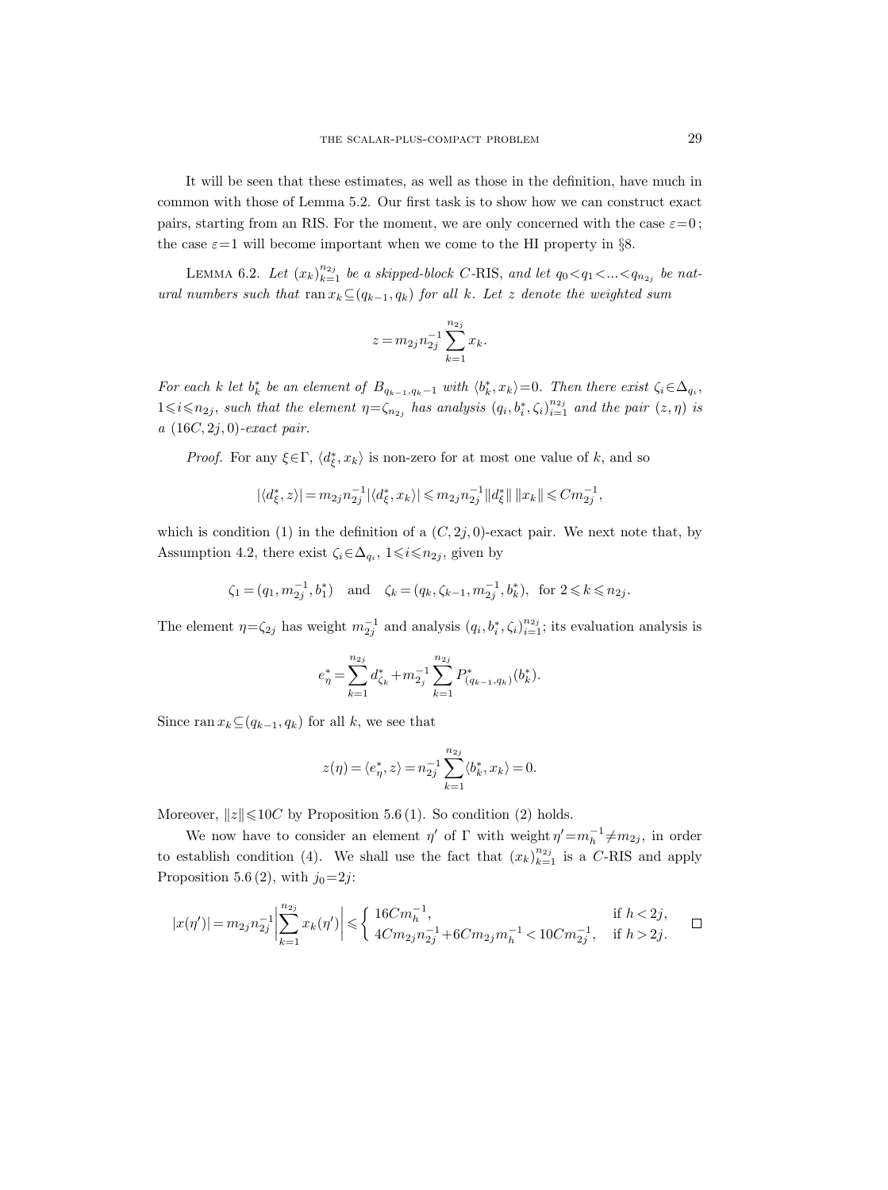It will be seen that these estimates, as well as those in the definition, have much in common with those of Lemma 5.2. Our first task is to show how we can construct exact pairs, starting from an RIS. For the moment, we are only concerned with the case $\varepsilon=0$; the case $\varepsilon=1$ will become important when we come to the HI property in §8.

LEMMA 6.2. *Let $(x_k)_{k=1}^{n_{2j}}$ be a skipped-block $C$-RIS, and let $q_0<q_1<...<q_{n_{2j}}$ be natural numbers such that $\operatorname{ran} x_k \subseteq (q_{k-1}, q_k)$ for all $k$. Let $z$ denote the weighted sum*

$$z = m_{2j} n_{2j}^{-1} \sum_{k=1}^{n_{2j}} x_k.$$

*For each $k$ let $b_k^*$ be an element of $B_{q_{k-1},q_k-1}$ with $\langle b_k^*, x_k\rangle=0$. Then there exist $\zeta_i \in \Delta_{q_i}$, $1 \leqslant i \leqslant n_{2j}$, such that the element $\eta=\zeta_{n_{2j}}$ has analysis $(q_i, b_i^*, \zeta_i)_{i=1}^{n_{2j}}$ and the pair $(z,\eta)$ is a $(16C, 2j, 0)$-exact pair.*

*Proof.* For any $\xi \in \Gamma$, $\langle d_\xi^*, x_k\rangle$ is non-zero for at most one value of $k$, and so

$$|\langle d_\xi^*, z\rangle| = m_{2j} n_{2j}^{-1} |\langle d_\xi^*, x_k\rangle| \leqslant m_{2j} n_{2j}^{-1} \|d_\xi^*\| \, \|x_k\| \leqslant C m_{2j}^{-1},$$

which is condition (1) in the definition of a $(C, 2j, 0)$-exact pair. We next note that, by Assumption 4.2, there exist $\zeta_i \in \Delta_{q_i}$, $1 \leqslant i \leqslant n_{2j}$, given by

$$\zeta_1 = (q_1, m_{2j}^{-1}, b_1^*) \quad \text{and} \quad \zeta_k = (q_k, \zeta_{k-1}, m_{2j}^{-1}, b_k^*), \ \text{for } 2 \leqslant k \leqslant n_{2j}.$$

The element $\eta=\zeta_{2j}$ has weight $m_{2j}^{-1}$ and analysis $(q_i, b_i^*, \zeta_i)_{i=1}^{n_{2j}}$; its evaluation analysis is

$$e_\eta^* = \sum_{k=1}^{n_{2j}} d_{\zeta_k}^* + m_{2_j}^{-1} \sum_{k=1}^{n_{2j}} P_{(q_{k-1},q_k)}^*(b_k^*).$$

Since $\operatorname{ran} x_k \subseteq (q_{k-1}, q_k)$ for all $k$, we see that

$$z(\eta) = \langle e_\eta^*, z\rangle = n_{2j}^{-1} \sum_{k=1}^{n_{2j}} \langle b_k^*, x_k\rangle = 0.$$

Moreover, $\|z\| \leqslant 10C$ by Proposition 5.6 (1). So condition (2) holds.

We now have to consider an element $\eta'$ of $\Gamma$ with weight $\eta' = m_h^{-1} \neq m_{2j}$, in order to establish condition (4). We shall use the fact that $(x_k)_{k=1}^{n_{2j}}$ is a $C$-RIS and apply Proposition 5.6 (2), with $j_0=2j$:

$$|x(\eta')| = m_{2j} n_{2j}^{-1} \left| \sum_{k=1}^{n_{2j}} x_k(\eta') \right| \leqslant \begin{cases} 16 C m_h^{-1}, & \text{if } h < 2j, \\ 4C m_{2j} n_{2j}^{-1} + 6 C m_{2j} m_h^{-1} < 10 C m_{2j}^{-1}, & \text{if } h > 2j. \end{cases} \qquad \square$$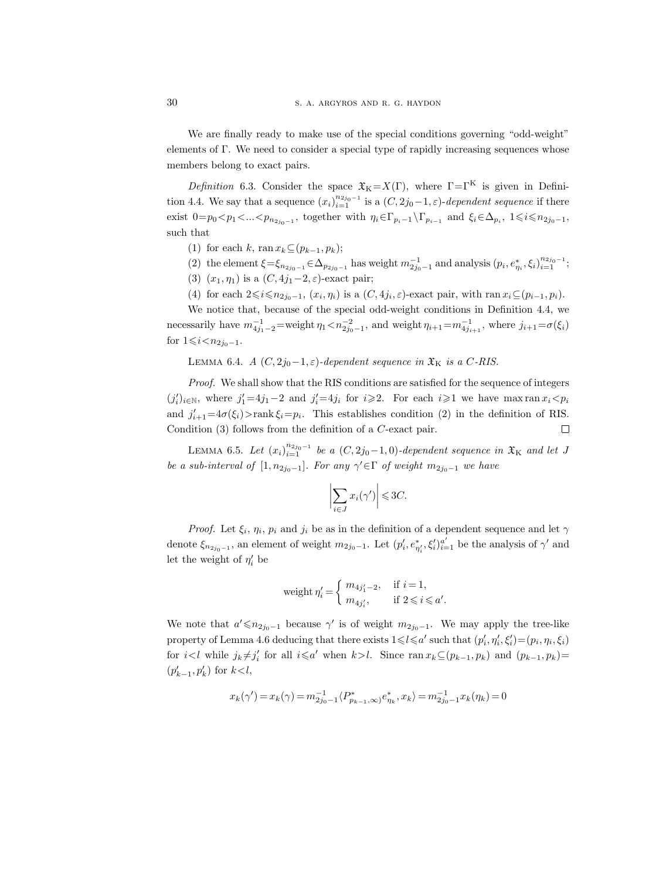We are finally ready to make use of the special conditions governing "odd-weight" elements of $\Gamma$. We need to consider a special type of rapidly increasing sequences whose members belong to exact pairs.

*Definition* 6.3. Consider the space $\mathfrak{X}_{\mathrm{K}}=X(\Gamma)$, where $\Gamma=\Gamma^{\mathrm{K}}$ is given in Definition 4.4. We say that a sequence $(x_i)_{i=1}^{n_{2j_0-1}}$ is a $(C,2j_0-1,\varepsilon)$-*dependent sequence* if there exist $0=p_0<p_1<...<p_{n_{2j_0-1}}$, together with $\eta_i\in\Gamma_{p_i-1}\setminus\Gamma_{p_{i-1}}$ and $\xi_i\in\Delta_{p_i}$, $1\leqslant i\leqslant n_{2j_0-1}$, such that

(1) for each $k$, $\operatorname{ran} x_k\subseteq(p_{k-1},p_k)$;

(2) the element $\xi=\xi_{n_{2j_0-1}}\in\Delta_{p_{2j_0-1}}$ has weight $m_{2j_0-1}^{-1}$ and analysis $(p_i,e_{\eta_i}^*,\xi_i)_{i=1}^{n_{2j_0-1}}$;

(3) $(x_1,\eta_1)$ is a $(C,4j_1-2,\varepsilon)$-exact pair;

(4) for each $2\leqslant i\leqslant n_{2j_0-1}$, $(x_i,\eta_i)$ is a $(C,4j_i,\varepsilon)$-exact pair, with $\operatorname{ran} x_i\subseteq(p_{i-1},p_i)$.

We notice that, because of the special odd-weight conditions in Definition 4.4, we necessarily have $m_{4j_1-2}^{-1}=\operatorname{weight}\eta_1<n_{2j_0-1}^{-2}$, and $\operatorname{weight}\eta_{i+1}=m_{4j_{i+1}}^{-1}$, where $j_{i+1}=\sigma(\xi_i)$ for $1\leqslant i<n_{2j_0-1}$.

LEMMA 6.4. *A $(C,2j_0-1,\varepsilon)$-dependent sequence in $\mathfrak{X}_{\mathrm{K}}$ is a $C$-RIS.*

*Proof.* We shall show that the RIS conditions are satisfied for the sequence of integers $(j_i')_{i\in\mathbb{N}}$, where $j_1'=4j_1-2$ and $j_i'=4j_i$ for $i\geqslant 2$. For each $i\geqslant 1$ we have $\max\operatorname{ran} x_i<p_i$ and $j_{i+1}'=4\sigma(\xi_i)>\operatorname{rank}\xi_i=p_i$. This establishes condition (2) in the definition of RIS. Condition (3) follows from the definition of a $C$-exact pair. $\square$

LEMMA 6.5. *Let $(x_i)_{i=1}^{n_{2j_0-1}}$ be a $(C,2j_0-1,0)$-dependent sequence in $\mathfrak{X}_{\mathrm{K}}$ and let $J$ be a sub-interval of $[1,n_{2j_0-1}]$. For any $\gamma'\in\Gamma$ of weight $m_{2j_0-1}$ we have*

$$\left|\sum_{i\in J}x_i(\gamma')\right|\leqslant 3C.$$

*Proof.* Let $\xi_i$, $\eta_i$, $p_i$ and $j_i$ be as in the definition of a dependent sequence and let $\gamma$ denote $\xi_{n_{2j_0-1}}$, an element of weight $m_{2j_0-1}$. Let $(p_i',e_{\eta_i'}^*,\xi_i')_{i=1}^{a'}$ be the analysis of $\gamma'$ and let the weight of $\eta_i'$ be

$$\operatorname{weight}\eta_i'=\begin{cases}m_{4j_1'-2}, & \text{if } i=1,\\ m_{4j_i'}, & \text{if } 2\leqslant i\leqslant a'.\end{cases}$$

We note that $a'\leqslant n_{2j_0-1}$ because $\gamma'$ is of weight $m_{2j_0-1}$. We may apply the tree-like property of Lemma 4.6 deducing that there exists $1\leqslant l\leqslant a'$ such that $(p_i',\eta_i',\xi_i')=(p_i,\eta_i,\xi_i)$ for $i<l$ while $j_k\neq j_i'$ for all $i\leqslant a'$ when $k>l$. Since $\operatorname{ran} x_k\subseteq(p_{k-1},p_k)$ and $(p_{k-1},p_k)=(p_{k-1}',p_k')$ for $k<l$,

$$x_k(\gamma')=x_k(\gamma)=m_{2j_0-1}^{-1}\langle P_{(p_{k-1},\infty)}^*e_{\eta_k}^*,x_k\rangle=m_{2j_0-1}^{-1}x_k(\eta_k)=0$$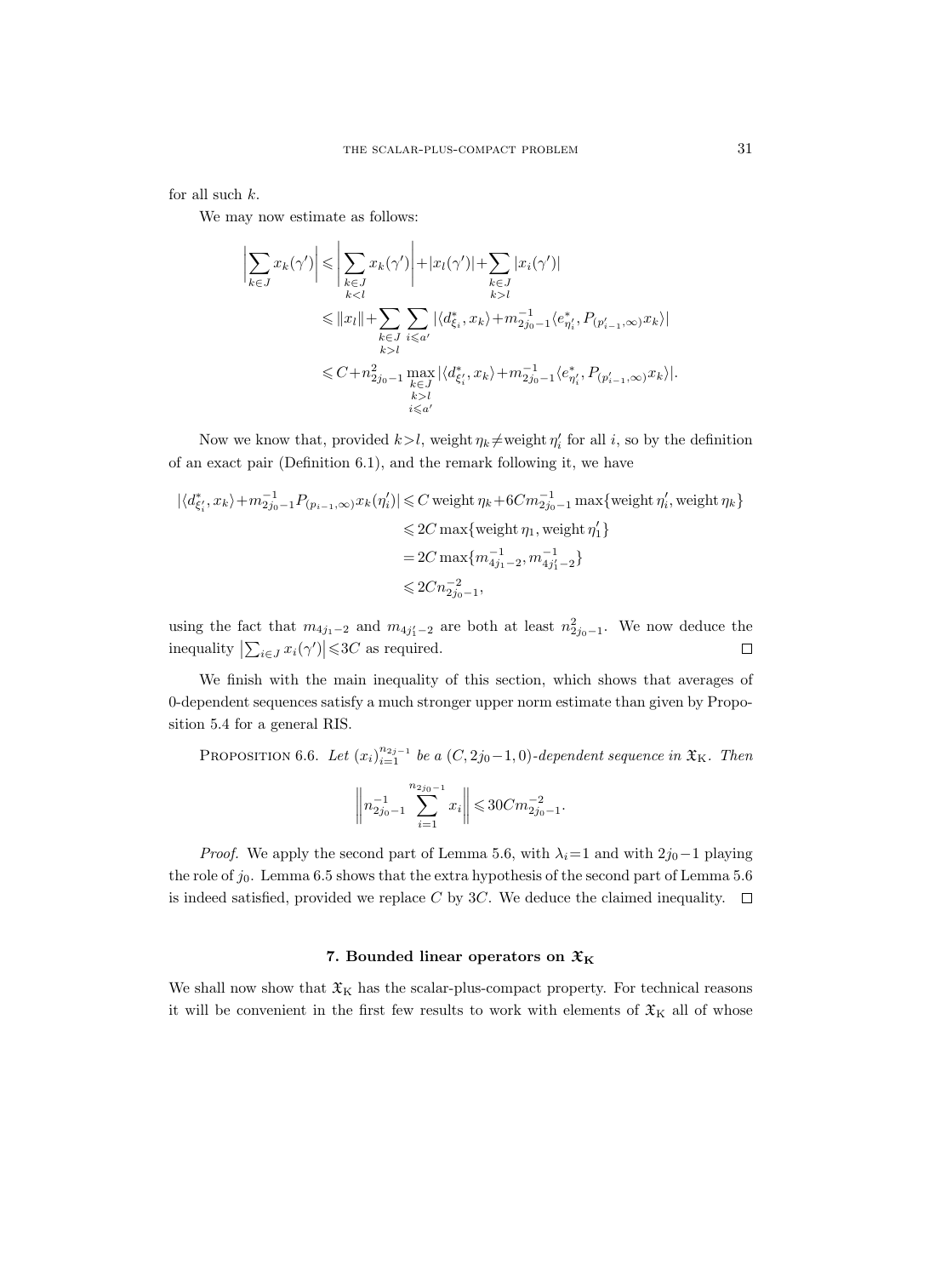for all such $k$.

We may now estimate as follows:

$$
\begin{aligned}
\left|\sum_{k\in J} x_k(\gamma')\right| &\leqslant \left|\sum_{\substack{k\in J\\ k<l}} x_k(\gamma')\right| + |x_l(\gamma')| + \sum_{\substack{k\in J\\ k>l}} |x_i(\gamma')| \\
&\leqslant \|x_l\| + \sum_{\substack{k\in J\\ k>l}} \sum_{i\leqslant a'} |\langle d^*_{\xi_i}, x_k\rangle + m^{-1}_{2j_0-1}\langle e^*_{\eta'_i}, P_{(p'_{i-1},\infty)} x_k\rangle| \\
&\leqslant C + n^2_{2j_0-1} \max_{\substack{k\in J\\ k>l\\ i\leqslant a'}} |\langle d^*_{\xi'_i}, x_k\rangle + m^{-1}_{2j_0-1}\langle e^*_{\eta'_i}, P_{(p'_{i-1},\infty)} x_k\rangle|.
\end{aligned}
$$

Now we know that, provided $k>l$, weight $\eta_k \neq$ weight $\eta'_i$ for all $i$, so by the definition of an exact pair (Definition 6.1), and the remark following it, we have

$$
\begin{aligned}
|\langle d^*_{\xi'_i}, x_k\rangle + m^{-1}_{2j_0-1} P_{(p_{i-1},\infty)} x_k(\eta'_i)| &\leqslant C \,\text{weight}\, \eta_k + 6Cm^{-1}_{2j_0-1} \max\{\text{weight}\, \eta'_i, \text{weight}\, \eta_k\} \\
&\leqslant 2C \max\{\text{weight}\, \eta_1, \text{weight}\, \eta'_1\} \\
&= 2C \max\{m^{-1}_{4j_1-2}, m^{-1}_{4j'_1-2}\} \\
&\leqslant 2Cn^{-2}_{2j_0-1},
\end{aligned}
$$

using the fact that $m_{4j_1-2}$ and $m_{4j'_1-2}$ are both at least $n^2_{2j_0-1}$. We now deduce the inequality $\left|\sum_{i\in J} x_i(\gamma')\right| \leqslant 3C$ as required. $\square$

We finish with the main inequality of this section, which shows that averages of 0-dependent sequences satisfy a much stronger upper norm estimate than given by Proposition 5.4 for a general RIS.

Proposition 6.6. *Let $(x_i)_{i=1}^{n_{2j-1}}$ be a $(C, 2j_0-1, 0)$-dependent sequence in $\mathfrak{X}_{\mathrm{K}}$. Then*

$$
\left\| n^{-1}_{2j_0-1} \sum_{i=1}^{n_{2j_0-1}} x_i \right\| \leqslant 30Cm^{-2}_{2j_0-1}.
$$

*Proof.* We apply the second part of Lemma 5.6, with $\lambda_i = 1$ and with $2j_0-1$ playing the role of $j_0$. Lemma 6.5 shows that the extra hypothesis of the second part of Lemma 5.6 is indeed satisfied, provided we replace $C$ by $3C$. We deduce the claimed inequality. $\square$

## 7. Bounded linear operators on $\mathfrak{X}_{\mathrm{K}}$

We shall now show that $\mathfrak{X}_{\mathrm{K}}$ has the scalar-plus-compact property. For technical reasons it will be convenient in the first few results to work with elements of $\mathfrak{X}_{\mathrm{K}}$ all of whose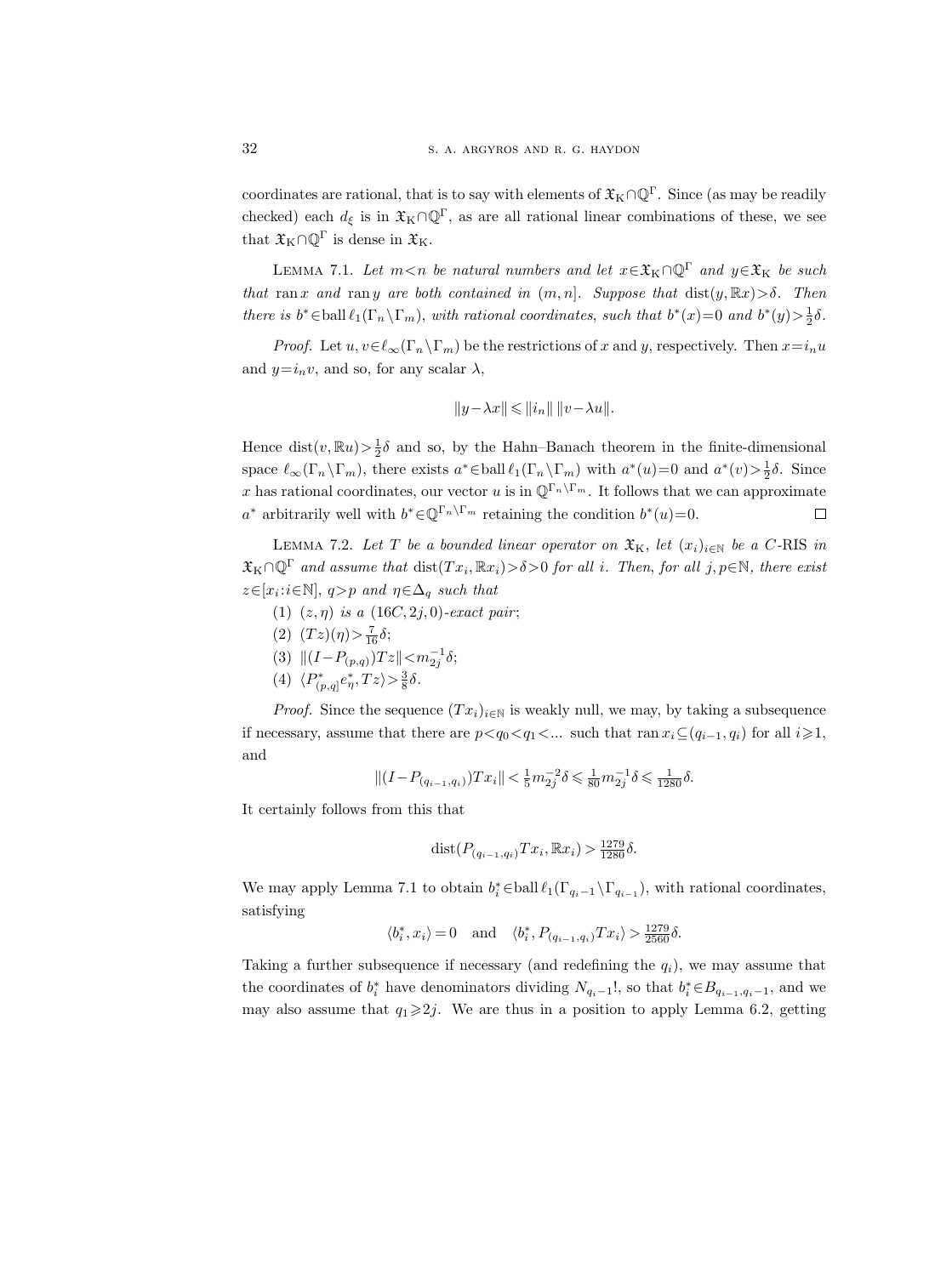coordinates are rational, that is to say with elements of $\mathfrak{X}_{\mathrm{K}} \cap \mathbb{Q}^{\Gamma}$. Since (as may be readily checked) each $d_\xi$ is in $\mathfrak{X}_{\mathrm{K}} \cap \mathbb{Q}^{\Gamma}$, as are all rational linear combinations of these, we see that $\mathfrak{X}_{\mathrm{K}} \cap \mathbb{Q}^{\Gamma}$ is dense in $\mathfrak{X}_{\mathrm{K}}$.

Lemma 7.1. *Let $m<n$ be natural numbers and let $x \in \mathfrak{X}_{\mathrm{K}} \cap \mathbb{Q}^{\Gamma}$ and $y \in \mathfrak{X}_{\mathrm{K}}$ be such that* $\operatorname{ran} x$ *and* $\operatorname{ran} y$ *are both contained in $(m, n]$. Suppose that $\operatorname{dist}(y, \mathbb{R}x) > \delta$. Then there is $b^* \in \operatorname{ball} \ell_1(\Gamma_n \setminus \Gamma_m)$, with rational coordinates, such that $b^*(x)=0$ and $b^*(y) > \frac{1}{2}\delta$.*

*Proof.* Let $u, v \in \ell_\infty(\Gamma_n \setminus \Gamma_m)$ be the restrictions of $x$ and $y$, respectively. Then $x = i_n u$ and $y = i_n v$, and so, for any scalar $\lambda$,

$$\|y - \lambda x\| \leqslant \|i_n\| \, \|v - \lambda u\|.$$

Hence $\operatorname{dist}(v, \mathbb{R}u) > \frac{1}{2}\delta$ and so, by the Hahn–Banach theorem in the finite-dimensional space $\ell_\infty(\Gamma_n \setminus \Gamma_m)$, there exists $a^* \in \operatorname{ball} \ell_1(\Gamma_n \setminus \Gamma_m)$ with $a^*(u)=0$ and $a^*(v) > \frac{1}{2}\delta$. Since $x$ has rational coordinates, our vector $u$ is in $\mathbb{Q}^{\Gamma_n \setminus \Gamma_m}$. It follows that we can approximate $a^*$ arbitrarily well with $b^* \in \mathbb{Q}^{\Gamma_n \setminus \Gamma_m}$ retaining the condition $b^*(u) = 0$. $\square$

Lemma 7.2. *Let $T$ be a bounded linear operator on $\mathfrak{X}_{\mathrm{K}}$, let $(x_i)_{i \in \mathbb{N}}$ be a $C$-RIS in $\mathfrak{X}_{\mathrm{K}} \cap \mathbb{Q}^{\Gamma}$ and assume that $\operatorname{dist}(Tx_i, \mathbb{R}x_i) > \delta > 0$ for all $i$. Then, for all $j, p \in \mathbb{N}$, there exist $z \in [x_i : i \in \mathbb{N}]$, $q > p$ and $\eta \in \Delta_q$ such that*

1. *$(z, \eta)$ is a $(16C, 2j, 0)$-exact pair;*
2. *$(Tz)(\eta) > \frac{7}{16}\delta$;*
3. *$\|(I - P_{(p,q)})Tz\| < m_{2j}^{-1}\delta$;*
4. *$\langle P^*_{(p,q]} e^*_\eta, Tz \rangle > \frac{3}{8}\delta$.*

*Proof.* Since the sequence $(Tx_i)_{i \in \mathbb{N}}$ is weakly null, we may, by taking a subsequence if necessary, assume that there are $p < q_0 < q_1 < \ldots$ such that $\operatorname{ran} x_i \subseteq (q_{i-1}, q_i)$ for all $i \geqslant 1$, and

$$\|(I - P_{(q_{i-1}, q_i)})Tx_i\| < \tfrac{1}{5} m_{2j}^{-2}\delta \leqslant \tfrac{1}{80} m_{2j}^{-1}\delta \leqslant \tfrac{1}{1280}\delta.$$

It certainly follows from this that

$$\operatorname{dist}(P_{(q_{i-1}, q_i)}Tx_i, \mathbb{R}x_i) > \tfrac{1279}{1280}\delta.$$

We may apply Lemma 7.1 to obtain $b_i^* \in \operatorname{ball} \ell_1(\Gamma_{q_i - 1} \setminus \Gamma_{q_{i-1}})$, with rational coordinates, satisfying

$$\langle b_i^*, x_i \rangle = 0 \quad \text{and} \quad \langle b_i^*, P_{(q_{i-1}, q_i)}Tx_i \rangle > \tfrac{1279}{2560}\delta.$$

Taking a further subsequence if necessary (and redefining the $q_i$), we may assume that the coordinates of $b_i^*$ have denominators dividing $N_{q_i - 1}!$, so that $b_i^* \in B_{q_{i-1}, q_i - 1}$, and we may also assume that $q_1 \geqslant 2j$. We are thus in a position to apply Lemma 6.2, getting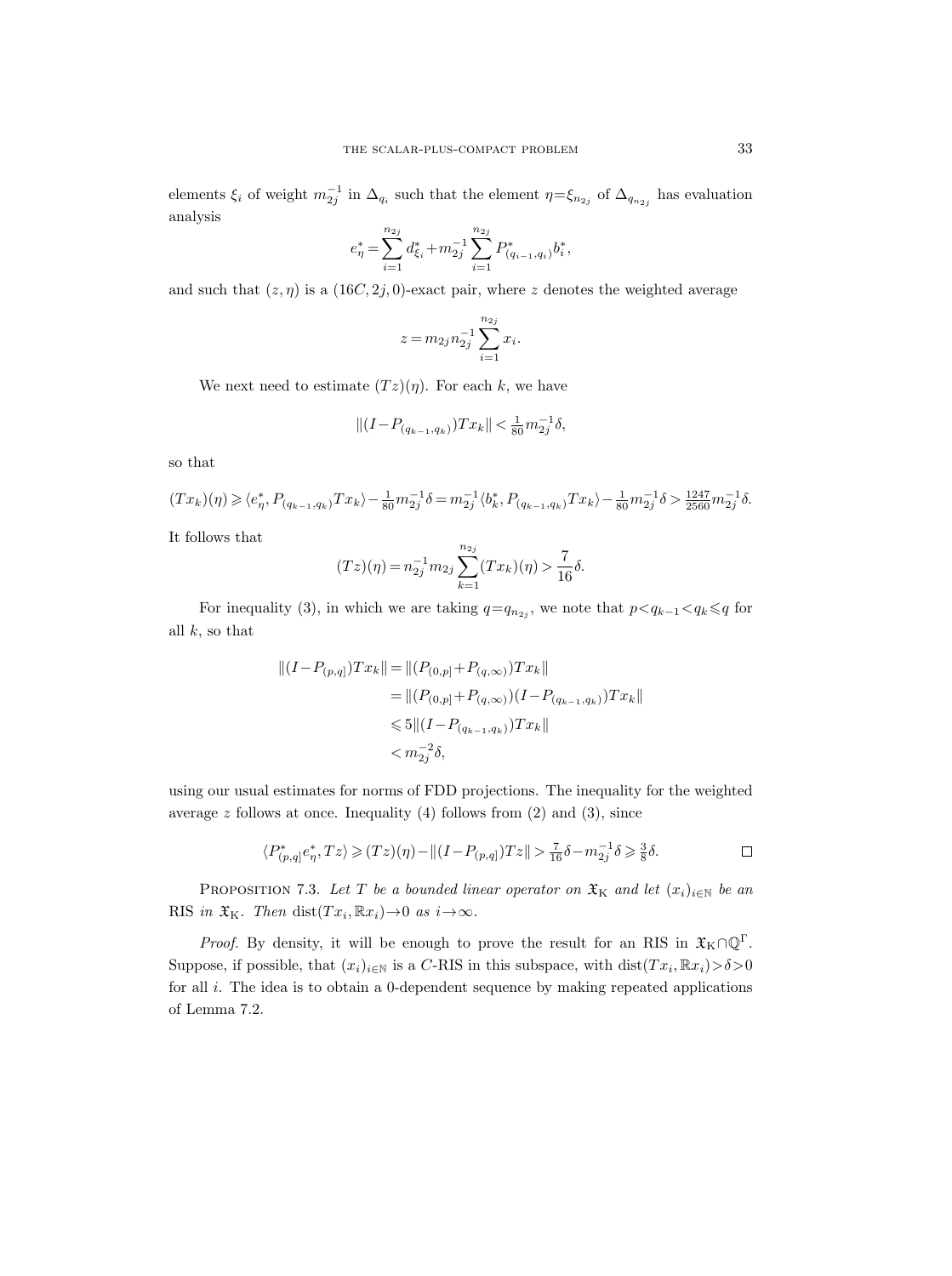elements $\xi_i$ of weight $m_{2j}^{-1}$ in $\Delta_{q_i}$ such that the element $\eta=\xi_{n_{2j}}$ of $\Delta_{q_{n_{2j}}}$ has evaluation analysis

$$e_\eta^* = \sum_{i=1}^{n_{2j}} d_{\xi_i}^* + m_{2j}^{-1} \sum_{i=1}^{n_{2j}} P_{(q_{i-1},q_i)}^* b_i^*,$$

and such that $(z,\eta)$ is a $(16C,2j,0)$-exact pair, where $z$ denotes the weighted average

$$z = m_{2j} n_{2j}^{-1} \sum_{i=1}^{n_{2j}} x_i.$$

We next need to estimate $(Tz)(\eta)$. For each $k$, we have

$$\|(I-P_{(q_{k-1},q_k)})Tx_k\| < \tfrac{1}{80} m_{2j}^{-1}\delta,$$

so that

$$(Tx_k)(\eta) \geqslant \langle e_\eta^*, P_{(q_{k-1},q_k)}Tx_k\rangle - \tfrac{1}{80}m_{2j}^{-1}\delta = m_{2j}^{-1}\langle b_k^*, P_{(q_{k-1},q_k)}Tx_k\rangle - \tfrac{1}{80}m_{2j}^{-1}\delta > \tfrac{1247}{2560}m_{2j}^{-1}\delta.$$

It follows that

$$(Tz)(\eta) = n_{2j}^{-1} m_{2j} \sum_{k=1}^{n_{2j}} (Tx_k)(\eta) > \frac{7}{16}\delta.$$

For inequality (3), in which we are taking $q=q_{n_{2j}}$, we note that $p<q_{k-1}<q_k\leqslant q$ for all $k$, so that

$$\begin{aligned}
\|(I-P_{(p,q]})Tx_k\| &= \|(P_{(0,p]}+P_{(q,\infty)})Tx_k\| \\
&= \|(P_{(0,p]}+P_{(q,\infty)})(I-P_{(q_{k-1},q_k)})Tx_k\| \\
&\leqslant 5\|(I-P_{(q_{k-1},q_k)})Tx_k\| \\
&< m_{2j}^{-2}\delta,
\end{aligned}$$

using our usual estimates for norms of FDD projections. The inequality for the weighted average $z$ follows at once. Inequality (4) follows from (2) and (3), since

$$\langle P_{(p,q]}^* e_\eta^*, Tz\rangle \geqslant (Tz)(\eta) - \|(I-P_{(p,q]})Tz\| > \tfrac{7}{16}\delta - m_{2j}^{-1}\delta \geqslant \tfrac{3}{8}\delta. \qquad \square$$

Proposition 7.3. *Let $T$ be a bounded linear operator on $\mathfrak{X}_{\rm K}$ and let $(x_i)_{i\in\mathbb{N}}$ be an* RIS *in $\mathfrak{X}_{\rm K}$. Then $\operatorname{dist}(Tx_i,\mathbb{R}x_i)\to 0$ as $i\to\infty$.*

*Proof.* By density, it will be enough to prove the result for an RIS in $\mathfrak{X}_{\rm K}\cap\mathbb{Q}^\Gamma$. Suppose, if possible, that $(x_i)_{i\in\mathbb{N}}$ is a $C$-RIS in this subspace, with $\operatorname{dist}(Tx_i,\mathbb{R}x_i)>\delta>0$ for all $i$. The idea is to obtain a 0-dependent sequence by making repeated applications of Lemma 7.2.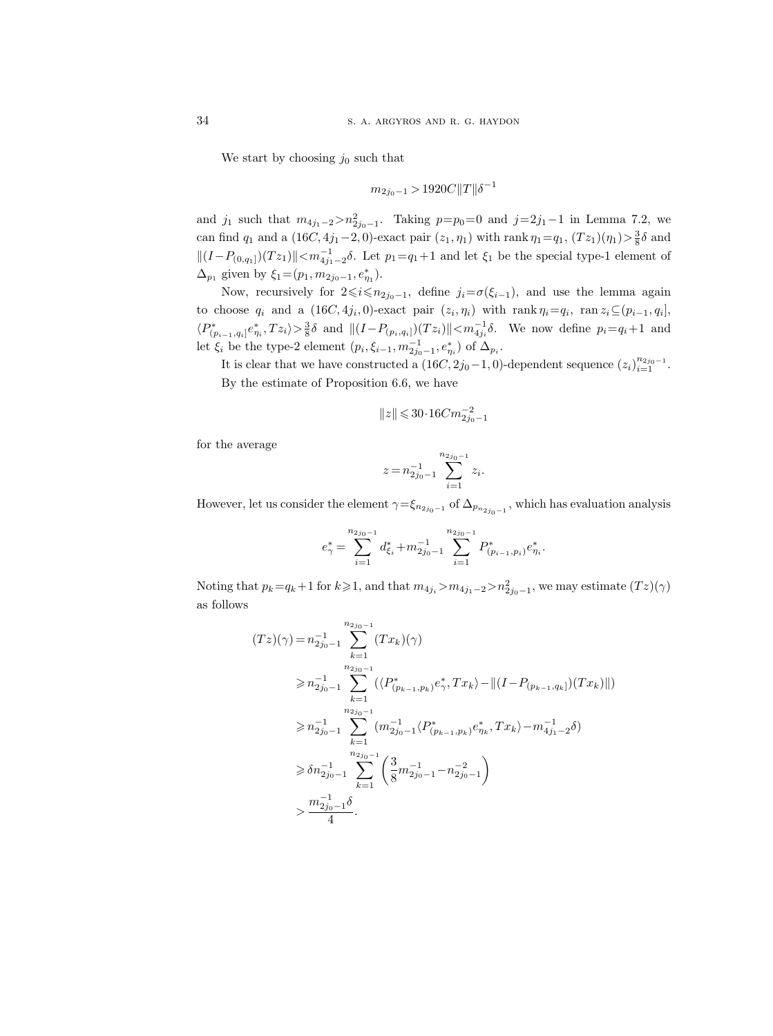We start by choosing $j_0$ such that

$$m_{2j_0-1} > 1920C\|T\|\delta^{-1}$$

and $j_1$ such that $m_{4j_1-2} > n_{2j_0-1}^2$. Taking $p = p_0 = 0$ and $j = 2j_1 - 1$ in Lemma 7.2, we can find $q_1$ and a $(16C, 4j_1-2, 0)$-exact pair $(z_1, \eta_1)$ with $\operatorname{rank}\eta_1 = q_1$, $(Tz_1)(\eta_1) > \frac{3}{8}\delta$ and $\|(I - P_{(0,q_1]})(Tz_1)\| < m_{4j_1-2}^{-1}\delta$. Let $p_1 = q_1 + 1$ and let $\xi_1$ be the special type-1 element of $\Delta_{p_1}$ given by $\xi_1 = (p_1, m_{2j_0-1}, e_{\eta_1}^*)$.

Now, recursively for $2 \leqslant i \leqslant n_{2j_0-1}$, define $j_i = \sigma(\xi_{i-1})$, and use the lemma again to choose $q_i$ and a $(16C, 4j_i, 0)$-exact pair $(z_i, \eta_i)$ with $\operatorname{rank}\eta_i = q_i$, $\operatorname{ran} z_i \subseteq (p_{i-1}, q_i]$, $\langle P^*_{(p_{i-1},q_i]} e^*_{\eta_i}, Tz_i\rangle > \frac{3}{8}\delta$ and $\|(I - P_{(p_i,q_i]})(Tz_i)\| < m_{4j_i}^{-1}\delta$. We now define $p_i = q_i + 1$ and let $\xi_i$ be the type-2 element $(p_i, \xi_{i-1}, m_{2j_0-1}^{-1}, e_{\eta_i}^*)$ of $\Delta_{p_i}$.

It is clear that we have constructed a $(16C, 2j_0-1, 0)$-dependent sequence $(z_i)_{i=1}^{n_{2j_0-1}}$.

By the estimate of Proposition 6.6, we have

$$\|z\| \leqslant 30 \cdot 16 C m_{2j_0-1}^{-2}$$

for the average

$$z = n_{2j_0-1}^{-1} \sum_{i=1}^{n_{2j_0-1}} z_i.$$

However, let us consider the element $\gamma = \xi_{n_{2j_0-1}}$ of $\Delta_{p_{n_{2j_0-1}}}$, which has evaluation analysis

$$e_\gamma^* = \sum_{i=1}^{n_{2j_0-1}} d_{\xi_i}^* + m_{2j_0-1}^{-1} \sum_{i=1}^{n_{2j_0-1}} P^*_{(p_{i-1},p_i)} e^*_{\eta_i}.$$

Noting that $p_k = q_k + 1$ for $k \geqslant 1$, and that $m_{4j_i} > m_{4j_1-2} > n_{2j_0-1}^2$, we may estimate $(Tz)(\gamma)$ as follows

$$\begin{aligned}
(Tz)(\gamma) &= n_{2j_0-1}^{-1} \sum_{k=1}^{n_{2j_0-1}} (Tx_k)(\gamma) \\
&\geqslant n_{2j_0-1}^{-1} \sum_{k=1}^{n_{2j_0-1}} \left(\langle P^*_{(p_{k-1},p_k)} e^*_\gamma, Tx_k\rangle - \|(I - P_{(p_{k-1},q_k]})(Tx_k)\|\right) \\
&\geqslant n_{2j_0-1}^{-1} \sum_{k=1}^{n_{2j_0-1}} \left(m_{2j_0-1}^{-1} \langle P^*_{(p_{k-1},p_k)} e^*_{\eta_k}, Tx_k\rangle - m_{4j_1-2}^{-1}\delta\right) \\
&\geqslant \delta n_{2j_0-1}^{-1} \sum_{k=1}^{n_{2j_0-1}} \left(\frac{3}{8} m_{2j_0-1}^{-1} - n_{2j_0-1}^{-2}\right) \\
&> \frac{m_{2j_0-1}^{-1}\delta}{4}.
\end{aligned}$$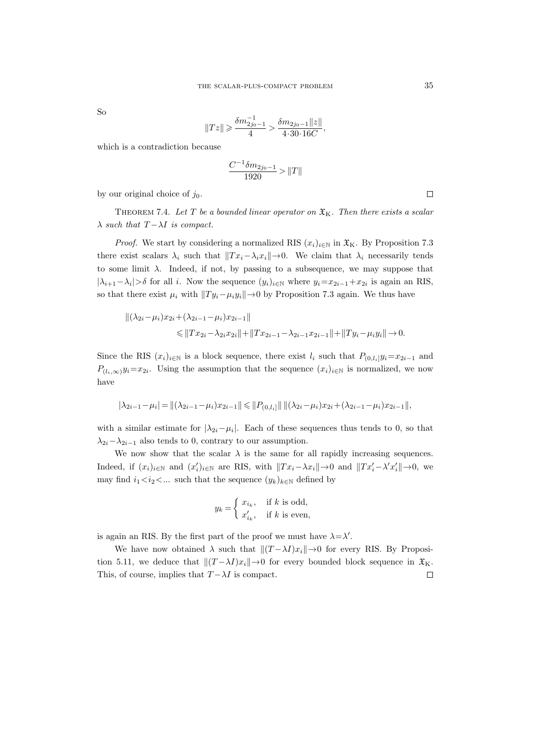So

$$\|Tz\| \geqslant \frac{\delta m_{2j_0-1}^{-1}}{4} > \frac{\delta m_{2j_0-1}\|z\|}{4\cdot 30\cdot 16C},$$

which is a contradiction because

$$\frac{C^{-1}\delta m_{2j_0-1}}{1920} > \|T\|$$

by our original choice of $j_0$. ◻

THEOREM 7.4. *Let $T$ be a bounded linear operator on $\mathfrak{X}_{\mathrm{K}}$. Then there exists a scalar $\lambda$ such that $T-\lambda I$ is compact.*

*Proof.* We start by considering a normalized RIS $(x_i)_{i\in\mathbb{N}}$ in $\mathfrak{X}_{\mathrm{K}}$. By Proposition 7.3 there exist scalars $\lambda_i$ such that $\|Tx_i-\lambda_i x_i\|\to 0$. We claim that $\lambda_i$ necessarily tends to some limit $\lambda$. Indeed, if not, by passing to a subsequence, we may suppose that $|\lambda_{i+1}-\lambda_i|>\delta$ for all $i$. Now the sequence $(y_i)_{i\in\mathbb{N}}$ where $y_i=x_{2i-1}+x_{2i}$ is again an RIS, so that there exist $\mu_i$ with $\|Ty_i-\mu_i y_i\|\to 0$ by Proposition 7.3 again. We thus have

$$\begin{aligned}
&\|(\lambda_{2i}-\mu_i)x_{2i}+(\lambda_{2i-1}-\mu_i)x_{2i-1}\| \\
&\qquad\qquad \leqslant \|Tx_{2i}-\lambda_{2i}x_{2i}\|+\|Tx_{2i-1}-\lambda_{2i-1}x_{2i-1}\|+\|Ty_i-\mu_i y_i\|\to 0.
\end{aligned}$$

Since the RIS $(x_i)_{i\in\mathbb{N}}$ is a block sequence, there exist $l_i$ such that $P_{(0,l_i]}y_i=x_{2i-1}$ and $P_{(l_i,\infty)}y_i=x_{2i}$. Using the assumption that the sequence $(x_i)_{i\in\mathbb{N}}$ is normalized, we now have

$$|\lambda_{2i-1}-\mu_i| = \|(\lambda_{2i-1}-\mu_i)x_{2i-1}\| \leqslant \|P_{(0,l_i]}\|\,\|(\lambda_{2i}-\mu_i)x_{2i}+(\lambda_{2i-1}-\mu_i)x_{2i-1}\|,$$

with a similar estimate for $|\lambda_{2i}-\mu_i|$. Each of these sequences thus tends to 0, so that $\lambda_{2i}-\lambda_{2i-1}$ also tends to 0, contrary to our assumption.

We now show that the scalar $\lambda$ is the same for all rapidly increasing sequences. Indeed, if $(x_i)_{i\in\mathbb{N}}$ and $(x_i')_{i\in\mathbb{N}}$ are RIS, with $\|Tx_i-\lambda x_i\|\to 0$ and $\|Tx_i'-\lambda' x_i'\|\to 0$, we may find $i_1<i_2<\dots$ such that the sequence $(y_k)_{k\in\mathbb{N}}$ defined by

$$y_k = \begin{cases} x_{i_k}, & \text{if } k \text{ is odd},\\ x_{i_k}', & \text{if } k \text{ is even},\end{cases}$$

is again an RIS. By the first part of the proof we must have $\lambda=\lambda'$.

We have now obtained $\lambda$ such that $\|(T-\lambda I)x_i\|\to 0$ for every RIS. By Proposition 5.11, we deduce that $\|(T-\lambda I)x_i\|\to 0$ for every bounded block sequence in $\mathfrak{X}_{\mathrm{K}}$. This, of course, implies that $T-\lambda I$ is compact. ◻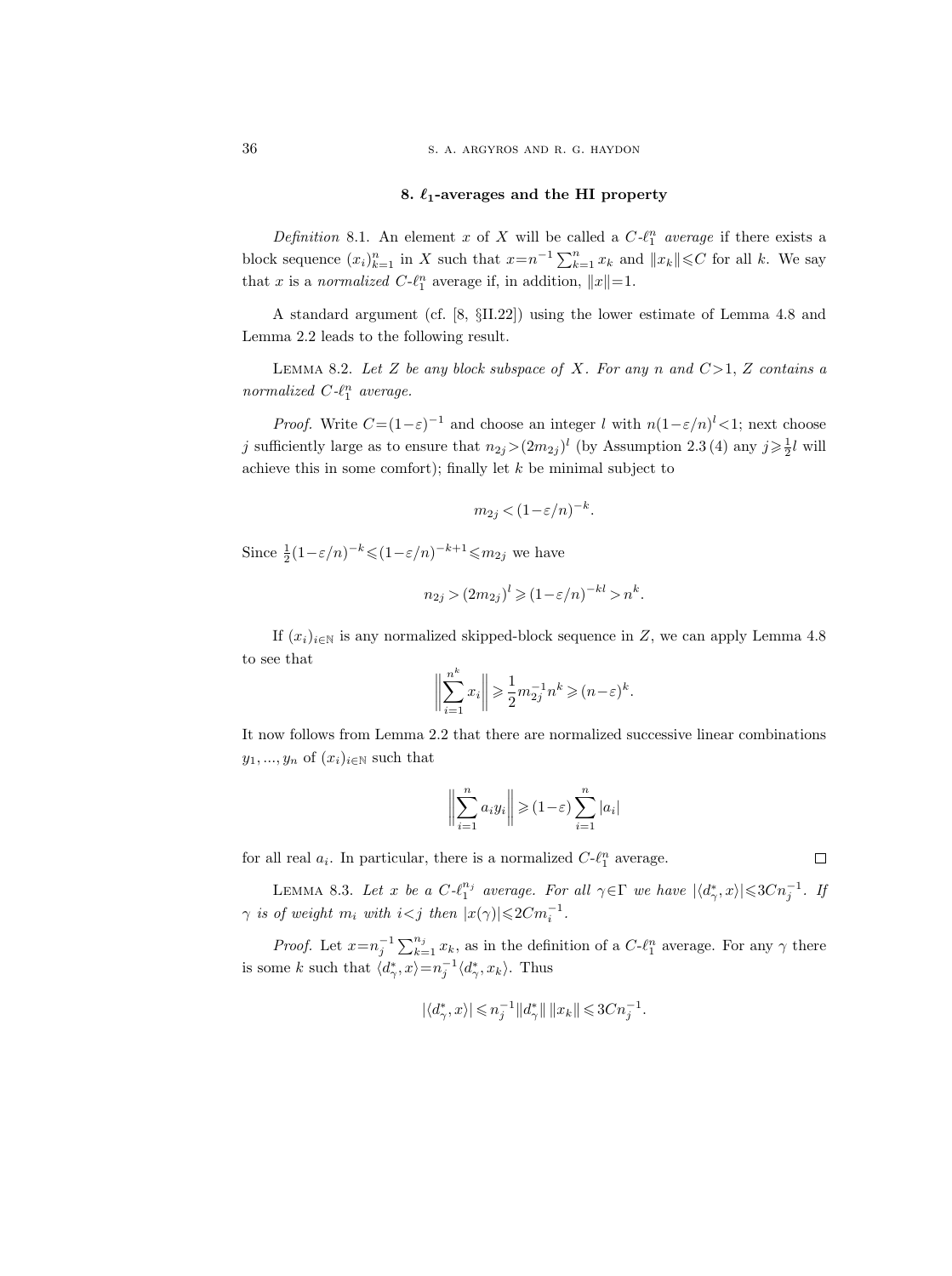## 8. $\ell_1$-averages and the HI property

*Definition* 8.1. An element $x$ of $X$ will be called a *$C$-$\ell_1^n$ average* if there exists a block sequence $(x_i)_{k=1}^n$ in $X$ such that $x=n^{-1}\sum_{k=1}^n x_k$ and $\|x_k\|\leqslant C$ for all $k$. We say that $x$ is a *normalized $C$-$\ell_1^n$* average if, in addition, $\|x\|=1$.

A standard argument (cf. [8, §II.22]) using the lower estimate of Lemma 4.8 and Lemma 2.2 leads to the following result.

Lemma 8.2. *Let $Z$ be any block subspace of $X$. For any $n$ and $C>1$, $Z$ contains a normalized $C$-$\ell_1^n$ average.*

*Proof.* Write $C=(1-\varepsilon)^{-1}$ and choose an integer $l$ with $n(1-\varepsilon/n)^l<1$; next choose $j$ sufficiently large as to ensure that $n_{2j}>(2m_{2j})^l$ (by Assumption 2.3 (4) any $j\geqslant\frac{1}{2}l$ will achieve this in some comfort); finally let $k$ be minimal subject to

$$m_{2j}<(1-\varepsilon/n)^{-k}.$$

Since $\frac{1}{2}(1-\varepsilon/n)^{-k}\leqslant(1-\varepsilon/n)^{-k+1}\leqslant m_{2j}$ we have

$$n_{2j}>(2m_{2j})^l\geqslant(1-\varepsilon/n)^{-kl}>n^k.$$

If $(x_i)_{i\in\mathbb{N}}$ is any normalized skipped-block sequence in $Z$, we can apply Lemma 4.8 to see that

$$\left\|\sum_{i=1}^{n^k}x_i\right\|\geqslant\frac{1}{2}m_{2j}^{-1}n^k\geqslant(n-\varepsilon)^k.$$

It now follows from Lemma 2.2 that there are normalized successive linear combinations $y_1,...,y_n$ of $(x_i)_{i\in\mathbb{N}}$ such that

$$\left\|\sum_{i=1}^{n}a_iy_i\right\|\geqslant(1-\varepsilon)\sum_{i=1}^{n}|a_i|$$

for all real $a_i$. In particular, there is a normalized $C$-$\ell_1^n$ average. $\square$

Lemma 8.3. *Let $x$ be a $C$-$\ell_1^{n_j}$ average. For all $\gamma\in\Gamma$ we have $|\langle d_\gamma^*,x\rangle|\leqslant 3Cn_j^{-1}$. If $\gamma$ is of weight $m_i$ with $i<j$ then $|x(\gamma)|\leqslant 2Cm_i^{-1}$.*

*Proof.* Let $x=n_j^{-1}\sum_{k=1}^{n_j}x_k$, as in the definition of a $C$-$\ell_1^n$ average. For any $\gamma$ there is some $k$ such that $\langle d_\gamma^*,x\rangle=n_j^{-1}\langle d_\gamma^*,x_k\rangle$. Thus

$$|\langle d_\gamma^*,x\rangle|\leqslant n_j^{-1}\|d_\gamma^*\|\,\|x_k\|\leqslant 3Cn_j^{-1}.$$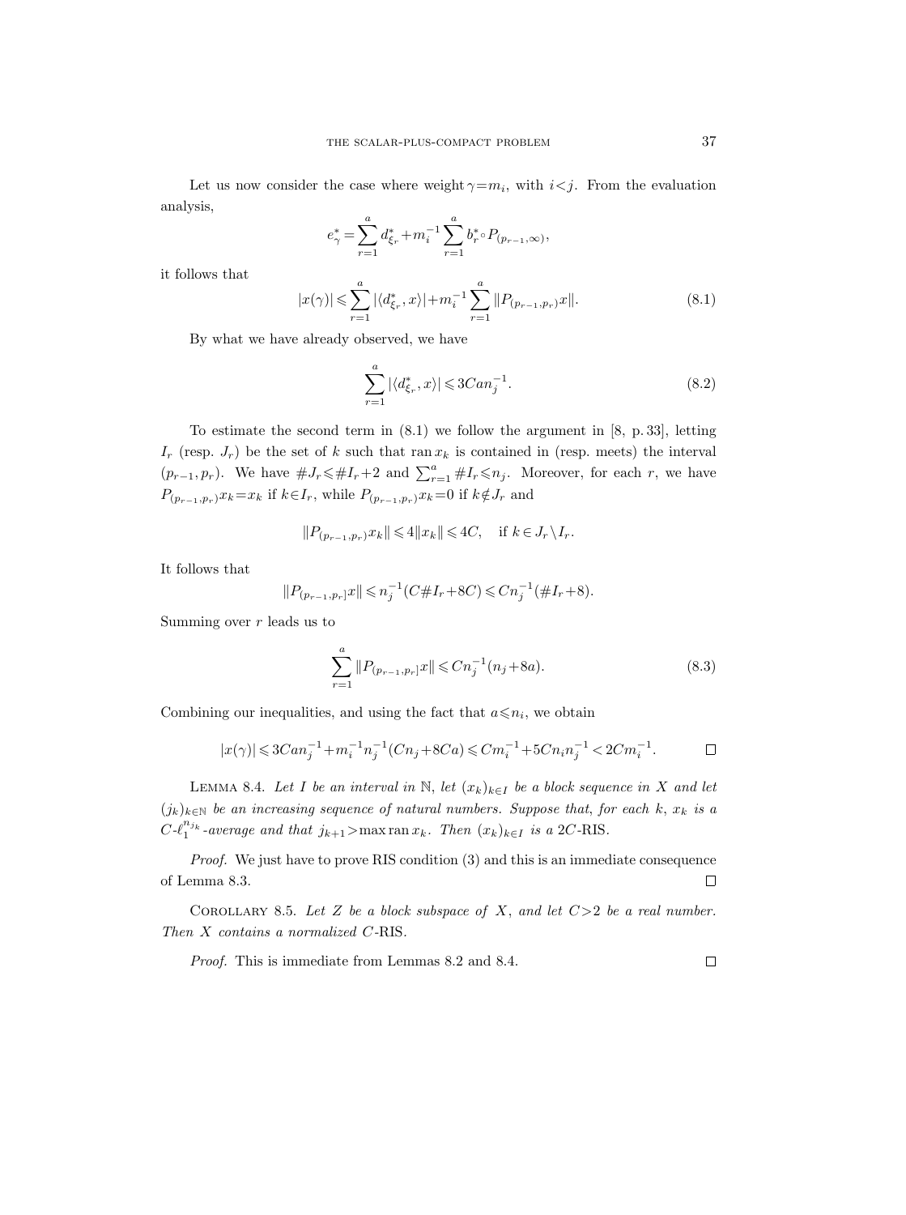Let us now consider the case where weight $\gamma = m_i$, with $i < j$. From the evaluation analysis,

$$e_\gamma^* = \sum_{r=1}^{a} d_{\xi_r}^* + m_i^{-1} \sum_{r=1}^{a} b_r^* \circ P_{(p_{r-1},\infty)},$$

it follows that

$$|x(\gamma)| \leqslant \sum_{r=1}^{a} |\langle d_{\xi_r}^*, x\rangle| + m_i^{-1} \sum_{r=1}^{a} \|P_{(p_{r-1},p_r)} x\|. \tag{8.1}$$

By what we have already observed, we have

$$\sum_{r=1}^{a} |\langle d_{\xi_r}^*, x\rangle| \leqslant 3Can_j^{-1}. \tag{8.2}$$

To estimate the second term in (8.1) we follow the argument in [8, p. 33], letting $I_r$ (resp. $J_r$) be the set of $k$ such that $\operatorname{ran} x_k$ is contained in (resp. meets) the interval $(p_{r-1}, p_r)$. We have $\# J_r \leqslant \# I_r + 2$ and $\sum_{r=1}^{a} \# I_r \leqslant n_j$. Moreover, for each $r$, we have $P_{(p_{r-1},p_r)} x_k = x_k$ if $k \in I_r$, while $P_{(p_{r-1},p_r)} x_k = 0$ if $k \notin J_r$ and

$$\|P_{(p_{r-1},p_r)} x_k\| \leqslant 4\|x_k\| \leqslant 4C, \quad \text{if } k \in J_r \setminus I_r.$$

It follows that

$$\|P_{(p_{r-1},p_r]} x\| \leqslant n_j^{-1}(C\# I_r + 8C) \leqslant Cn_j^{-1}(\# I_r + 8).$$

Summing over $r$ leads us to

$$\sum_{r=1}^{a} \|P_{(p_{r-1},p_r]} x\| \leqslant Cn_j^{-1}(n_j + 8a). \tag{8.3}$$

Combining our inequalities, and using the fact that $a \leqslant n_i$, we obtain

$$|x(\gamma)| \leqslant 3Can_j^{-1} + m_i^{-1} n_j^{-1}(Cn_j + 8Ca) \leqslant Cm_i^{-1} + 5Cn_i n_j^{-1} < 2Cm_i^{-1}. \qquad \square$$

Lemma 8.4. *Let $I$ be an interval in $\mathbb{N}$, let $(x_k)_{k \in I}$ be a block sequence in $X$ and let $(j_k)_{k \in \mathbb{N}}$ be an increasing sequence of natural numbers. Suppose that, for each $k$, $x_k$ is a $C$-$\ell_1^{n_{j_k}}$-average and that $j_{k+1} > \max \operatorname{ran} x_k$. Then $(x_k)_{k \in I}$ is a $2C$-RIS.*

*Proof.* We just have to prove RIS condition (3) and this is an immediate consequence of Lemma 8.3. $\square$

Corollary 8.5. *Let $Z$ be a block subspace of $X$, and let $C > 2$ be a real number. Then $X$ contains a normalized $C$-RIS.*

*Proof.* This is immediate from Lemmas 8.2 and 8.4. $\square$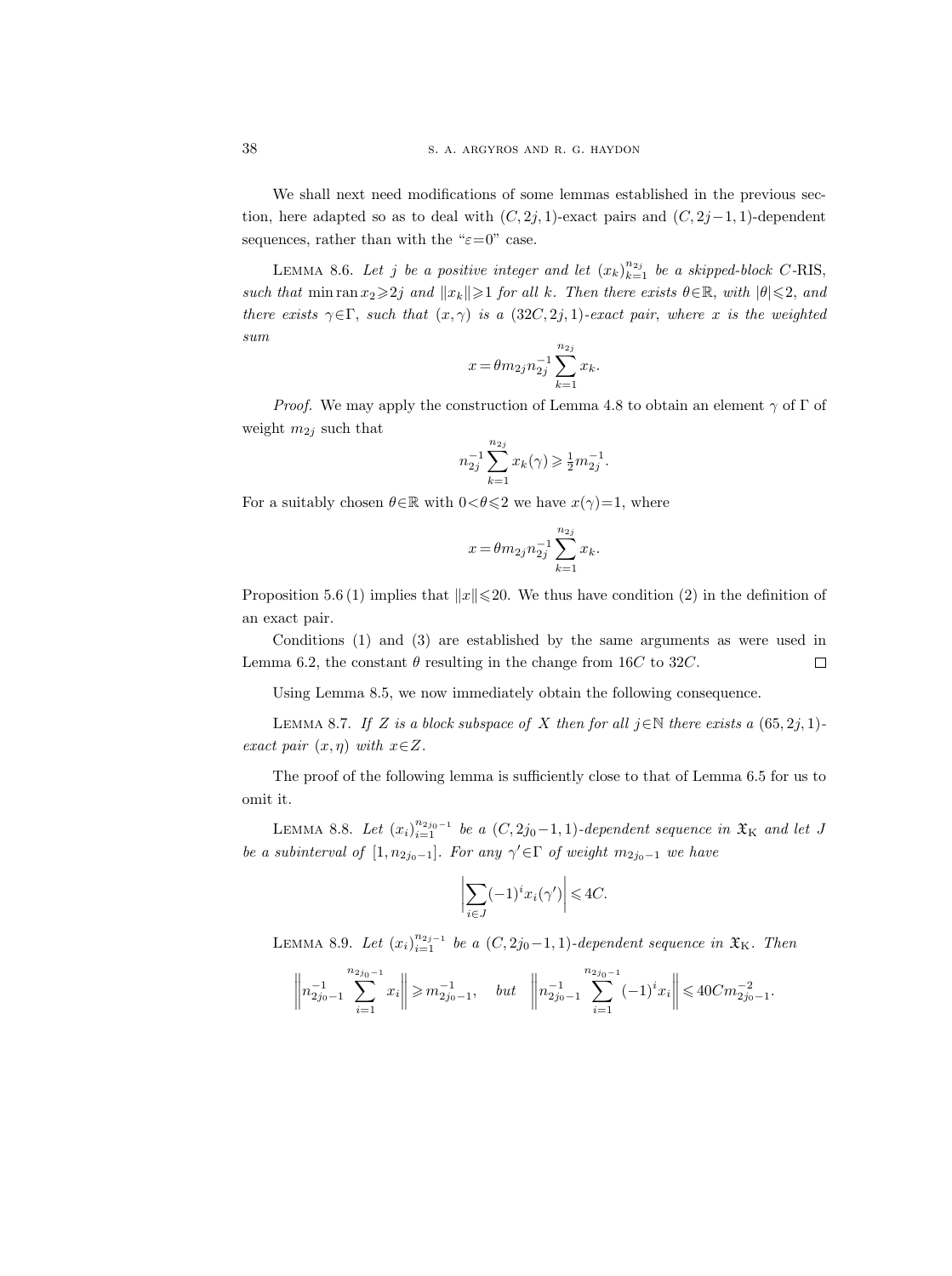We shall next need modifications of some lemmas established in the previous section, here adapted so as to deal with $(C, 2j, 1)$-exact pairs and $(C, 2j-1, 1)$-dependent sequences, rather than with the "$\varepsilon=0$" case.

**Lemma 8.6.** *Let $j$ be a positive integer and let $(x_k)_{k=1}^{n_{2j}}$ be a skipped-block $C$-RIS, such that $\min \operatorname{ran} x_2 \geqslant 2j$ and $\|x_k\| \geqslant 1$ for all $k$. Then there exists $\theta \in \mathbb{R}$, with $|\theta| \leqslant 2$, and there exists $\gamma \in \Gamma$, such that $(x, \gamma)$ is a $(32C, 2j, 1)$-exact pair, where $x$ is the weighted sum*

$$x = \theta m_{2j} n_{2j}^{-1} \sum_{k=1}^{n_{2j}} x_k.$$

*Proof.* We may apply the construction of Lemma 4.8 to obtain an element $\gamma$ of $\Gamma$ of weight $m_{2j}$ such that

$$n_{2j}^{-1} \sum_{k=1}^{n_{2j}} x_k(\gamma) \geqslant \tfrac{1}{2} m_{2j}^{-1}.$$

For a suitably chosen $\theta \in \mathbb{R}$ with $0 < \theta \leqslant 2$ we have $x(\gamma) = 1$, where

$$x = \theta m_{2j} n_{2j}^{-1} \sum_{k=1}^{n_{2j}} x_k.$$

Proposition 5.6 (1) implies that $\|x\| \leqslant 20$. We thus have condition (2) in the definition of an exact pair.

Conditions (1) and (3) are established by the same arguments as were used in Lemma 6.2, the constant $\theta$ resulting in the change from $16C$ to $32C$. $\square$

Using Lemma 8.5, we now immediately obtain the following consequence.

**Lemma 8.7.** *If $Z$ is a block subspace of $X$ then for all $j \in \mathbb{N}$ there exists a $(65, 2j, 1)$-exact pair $(x, \eta)$ with $x \in Z$.*

The proof of the following lemma is sufficiently close to that of Lemma 6.5 for us to omit it.

**Lemma 8.8.** *Let $(x_i)_{i=1}^{n_{2j_0-1}}$ be a $(C, 2j_0-1, 1)$-dependent sequence in $\mathfrak{X}_{\mathrm{K}}$ and let $J$ be a subinterval of $[1, n_{2j_0-1}]$. For any $\gamma' \in \Gamma$ of weight $m_{2j_0-1}$ we have*

$$\left| \sum_{i \in J} (-1)^i x_i(\gamma') \right| \leqslant 4C.$$

**Lemma 8.9.** *Let $(x_i)_{i=1}^{n_{2j-1}}$ be a $(C, 2j_0-1, 1)$-dependent sequence in $\mathfrak{X}_{\mathrm{K}}$. Then*

$$\left\| n_{2j_0-1}^{-1} \sum_{i=1}^{n_{2j_0-1}} x_i \right\| \geqslant m_{2j_0-1}^{-1}, \quad \textit{but} \quad \left\| n_{2j_0-1}^{-1} \sum_{i=1}^{n_{2j_0-1}} (-1)^i x_i \right\| \leqslant 40C m_{2j_0-1}^{-2}.$$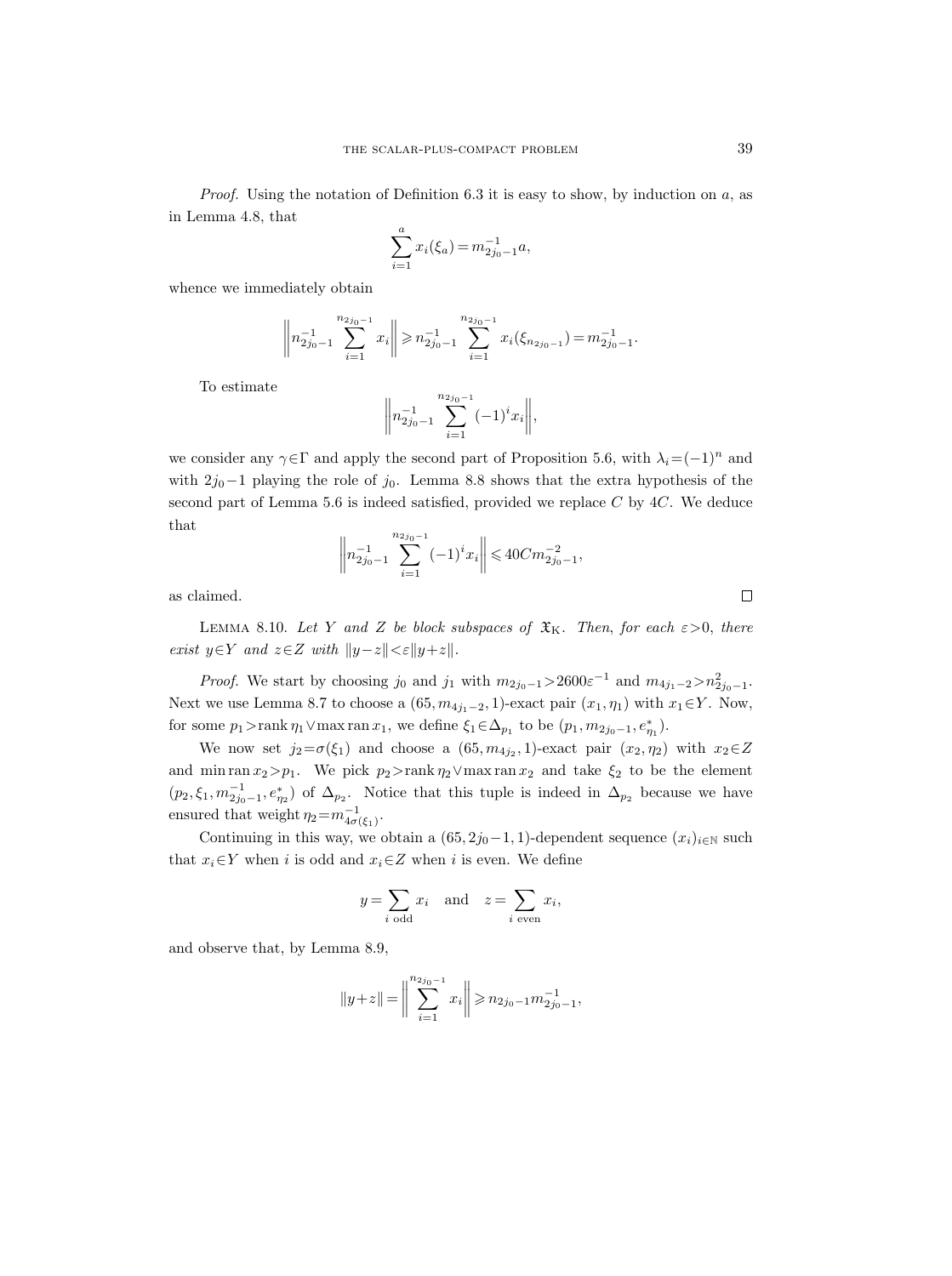*Proof.* Using the notation of Definition 6.3 it is easy to show, by induction on $a$, as in Lemma 4.8, that

$$\sum_{i=1}^{a} x_i(\xi_a) = m_{2j_0-1}^{-1} a,$$

whence we immediately obtain

$$\left\| n_{2j_0-1}^{-1} \sum_{i=1}^{n_{2j_0-1}} x_i \right\| \geqslant n_{2j_0-1}^{-1} \sum_{i=1}^{n_{2j_0-1}} x_i(\xi_{n_{2j_0-1}}) = m_{2j_0-1}^{-1}.$$

To estimate

$$\left\| n_{2j_0-1}^{-1} \sum_{i=1}^{n_{2j_0-1}} (-1)^i x_i \right\|,$$

we consider any $\gamma \in \Gamma$ and apply the second part of Proposition 5.6, with $\lambda_i = (-1)^n$ and with $2j_0-1$ playing the role of $j_0$. Lemma 8.8 shows that the extra hypothesis of the second part of Lemma 5.6 is indeed satisfied, provided we replace $C$ by $4C$. We deduce that

$$\left\| n_{2j_0-1}^{-1} \sum_{i=1}^{n_{2j_0-1}} (-1)^i x_i \right\| \leqslant 40 C m_{2j_0-1}^{-2},$$

as claimed. $\square$

Lemma 8.10. *Let $Y$ and $Z$ be block subspaces of $\mathfrak{X}_{\mathrm{K}}$. Then, for each $\varepsilon > 0$, there exist $y \in Y$ and $z \in Z$ with $\|y - z\| < \varepsilon \|y + z\|$.*

*Proof.* We start by choosing $j_0$ and $j_1$ with $m_{2j_0-1} > 2600 \varepsilon^{-1}$ and $m_{4j_1-2} > n_{2j_0-1}^2$. Next we use Lemma 8.7 to choose a $(65, m_{4j_1-2}, 1)$-exact pair $(x_1, \eta_1)$ with $x_1 \in Y$. Now, for some $p_1 > \operatorname{rank} \eta_1 \vee \max \operatorname{ran} x_1$, we define $\xi_1 \in \Delta_{p_1}$ to be $(p_1, m_{2j_0-1}, e_{\eta_1}^*)$.

We now set $j_2 = \sigma(\xi_1)$ and choose a $(65, m_{4j_2}, 1)$-exact pair $(x_2, \eta_2)$ with $x_2 \in Z$ and $\min \operatorname{ran} x_2 > p_1$. We pick $p_2 > \operatorname{rank} \eta_2 \vee \max \operatorname{ran} x_2$ and take $\xi_2$ to be the element $(p_2, \xi_1, m_{2j_0-1}^{-1}, e_{\eta_2}^*)$ of $\Delta_{p_2}$. Notice that this tuple is indeed in $\Delta_{p_2}$ because we have ensured that weight $\eta_2 = m_{4\sigma(\xi_1)}^{-1}$.

Continuing in this way, we obtain a $(65, 2j_0-1, 1)$-dependent sequence $(x_i)_{i \in \mathbb{N}}$ such that $x_i \in Y$ when $i$ is odd and $x_i \in Z$ when $i$ is even. We define

$$y = \sum_{i \text{ odd}} x_i \quad \text{and} \quad z = \sum_{i \text{ even}} x_i,$$

and observe that, by Lemma 8.9,

$$\|y + z\| = \left\| \sum_{i=1}^{n_{2j_0-1}} x_i \right\| \geqslant n_{2j_0-1} m_{2j_0-1}^{-1},$$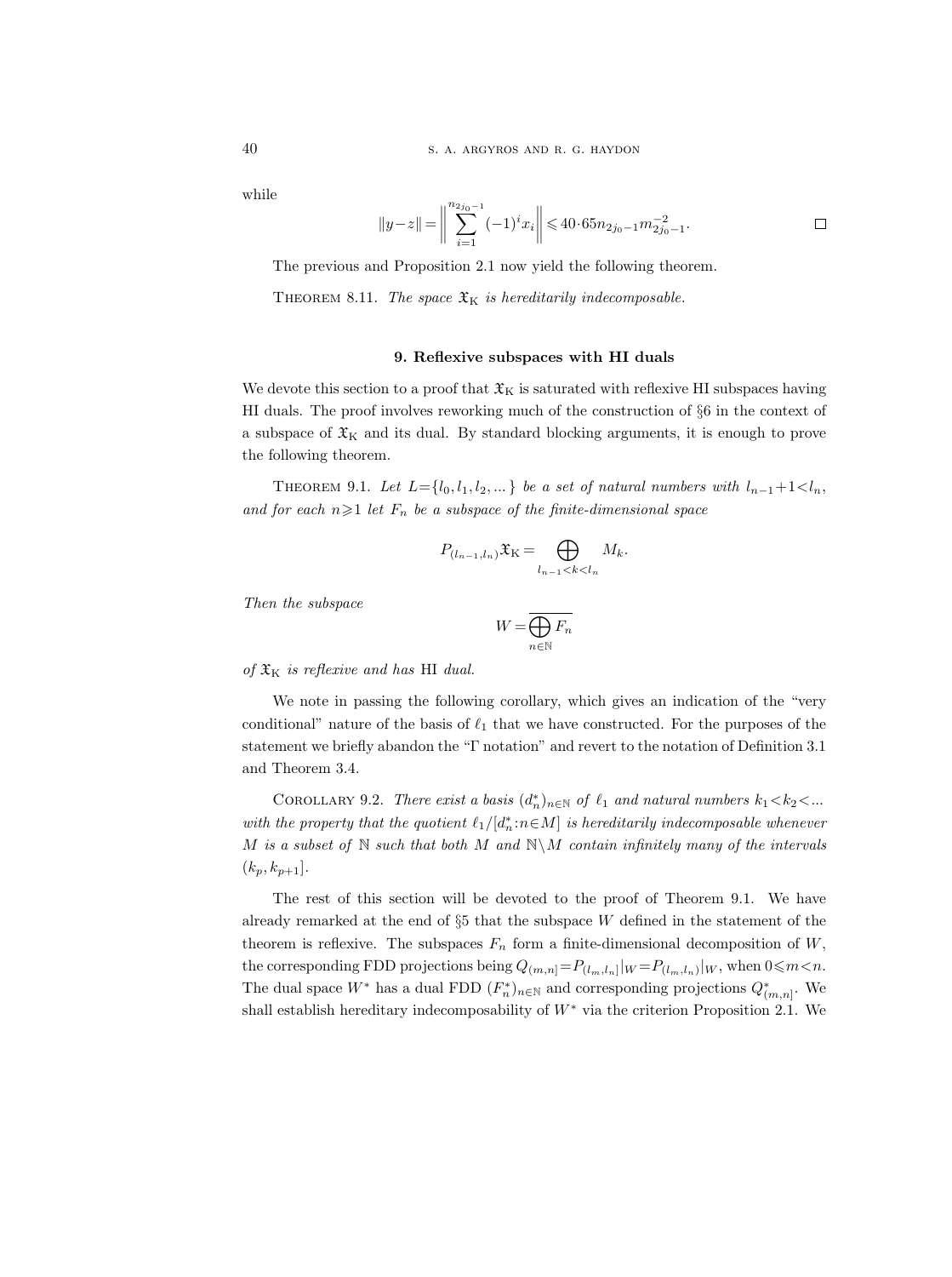while

$$\|y-z\| = \left\| \sum_{i=1}^{n_{2j_0-1}} (-1)^i x_i \right\| \leqslant 40\cdot 65 n_{2j_0-1} m_{2j_0-1}^{-2}. \qquad \square$$

The previous and Proposition 2.1 now yield the following theorem.

THEOREM 8.11. *The space $\mathfrak{X}_{\mathrm{K}}$ is hereditarily indecomposable.*

## 9. Reflexive subspaces with HI duals

We devote this section to a proof that $\mathfrak{X}_{\mathrm{K}}$ is saturated with reflexive HI subspaces having HI duals. The proof involves reworking much of the construction of §6 in the context of a subspace of $\mathfrak{X}_{\mathrm{K}}$ and its dual. By standard blocking arguments, it is enough to prove the following theorem.

THEOREM 9.1. *Let $L=\{l_0, l_1, l_2, \dots\}$ be a set of natural numbers with $l_{n-1}+1<l_n$, and for each $n\geqslant 1$ let $F_n$ be a subspace of the finite-dimensional space*

$$P_{(l_{n-1},l_n)}\mathfrak{X}_{\mathrm{K}} = \bigoplus_{l_{n-1}<k<l_n} M_k.$$

*Then the subspace*

$$W = \overline{\bigoplus_{n\in\mathbb{N}} F_n}$$

*of $\mathfrak{X}_{\mathrm{K}}$ is reflexive and has* HI *dual.*

We note in passing the following corollary, which gives an indication of the "very conditional" nature of the basis of $\ell_1$ that we have constructed. For the purposes of the statement we briefly abandon the "Γ notation" and revert to the notation of Definition 3.1 and Theorem 3.4.

COROLLARY 9.2. *There exist a basis $(d_n^*)_{n\in\mathbb{N}}$ of $\ell_1$ and natural numbers $k_1<k_2<\dots$ with the property that the quotient $\ell_1/[d_n^*:n\in M]$ is hereditarily indecomposable whenever $M$ is a subset of $\mathbb{N}$ such that both $M$ and $\mathbb{N}\setminus M$ contain infinitely many of the intervals $(k_p, k_{p+1}]$.*

The rest of this section will be devoted to the proof of Theorem 9.1. We have already remarked at the end of §5 that the subspace $W$ defined in the statement of the theorem is reflexive. The subspaces $F_n$ form a finite-dimensional decomposition of $W$, the corresponding FDD projections being $Q_{(m,n]}=P_{(l_m,l_n]}|_W=P_{(l_m,l_n)}|_W$, when $0\leqslant m<n$. The dual space $W^*$ has a dual FDD $(F_n^*)_{n\in\mathbb{N}}$ and corresponding projections $Q_{(m,n]}^*$. We shall establish hereditary indecomposability of $W^*$ via the criterion Proposition 2.1. We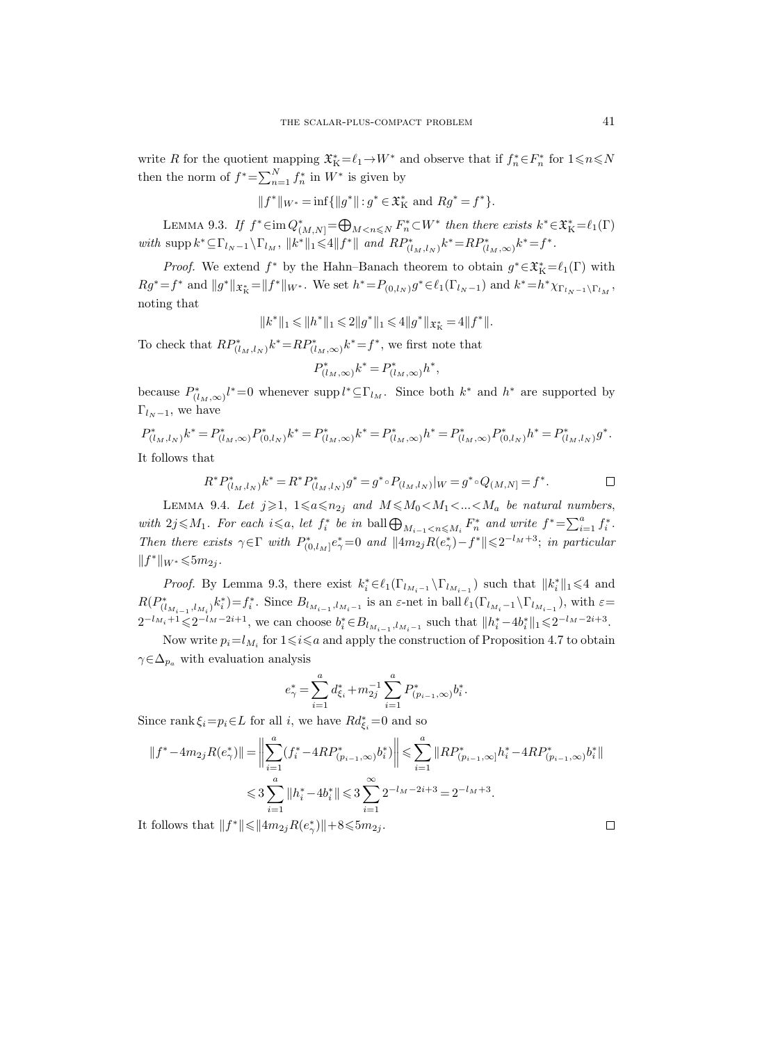write $R$ for the quotient mapping $\mathfrak{X}_{\mathrm{K}}^*=\ell_1\to W^*$ and observe that if $f_n^*\in F_n^*$ for $1\leqslant n\leqslant N$ then the norm of $f^*=\sum_{n=1}^N f_n^*$ in $W^*$ is given by

$$\|f^*\|_{W^*}=\inf\{\|g^*\|:g^*\in\mathfrak{X}_{\mathrm{K}}^* \text{ and } Rg^*=f^*\}.$$

Lemma 9.3. *If $f^*\in\operatorname{im}Q_{(M,N]}^*=\bigoplus_{M<n\leqslant N}F_n^*\subset W^*$ then there exists $k^*\in\mathfrak{X}_{\mathrm{K}}^*=\ell_1(\Gamma)$ with $\operatorname{supp}k^*\subseteq\Gamma_{l_N-1}\setminus\Gamma_{l_M}$, $\|k^*\|_1\leqslant 4\|f^*\|$ and $RP_{(l_M,l_N)}^*k^*=RP_{(l_M,\infty)}^*k^*=f^*$.*

*Proof.* We extend $f^*$ by the Hahn–Banach theorem to obtain $g^*\in\mathfrak{X}_{\mathrm{K}}^*=\ell_1(\Gamma)$ with $Rg^*=f^*$ and $\|g^*\|_{\mathfrak{X}_{\mathrm{K}}^*}=\|f^*\|_{W^*}$. We set $h^*=P_{(0,l_N)}g^*\in\ell_1(\Gamma_{l_N-1})$ and $k^*=h^*\chi_{\Gamma_{l_N-1}\setminus\Gamma_{l_M}}$, noting that

$$\|k^*\|_1\leqslant\|h^*\|_1\leqslant 2\|g^*\|_1\leqslant 4\|g^*\|_{\mathfrak{X}_{\mathrm{K}}^*}=4\|f^*\|.$$

To check that $RP_{(l_M,l_N)}^*k^*=RP_{(l_M,\infty)}^*k^*=f^*$, we first note that

$$P_{(l_M,\infty)}^*k^*=P_{(l_M,\infty)}^*h^*,$$

because $P_{(l_M,\infty)}^*l^*=0$ whenever $\operatorname{supp}l^*\subseteq\Gamma_{l_M}$. Since both $k^*$ and $h^*$ are supported by $\Gamma_{l_N-1}$, we have

$$P_{(l_M,l_N)}^*k^*=P_{(l_M,\infty)}^*P_{(0,l_N)}^*k^*=P_{(l_M,\infty)}^*k^*=P_{(l_M,\infty)}^*h^*=P_{(l_M,\infty)}^*P_{(0,l_N)}^*h^*=P_{(l_M,l_N)}^*g^*.$$

It follows that

$$R^*P_{(l_M,l_N)}^*k^*=R^*P_{(l_M,l_N)}^*g^*=g^*\circ P_{(l_M,l_N)}|_W=g^*\circ Q_{(M,N]}=f^*. \qquad\square$$

Lemma 9.4. *Let $j\geqslant 1$, $1\leqslant a\leqslant n_{2j}$ and $M\leqslant M_0<M_1<...<M_a$ be natural numbers, with $2j\leqslant M_1$. For each $i\leqslant a$, let $f_i^*$ be in $\operatorname{ball}\bigoplus_{M_{i-1}<n\leqslant M_i}F_n^*$ and write $f^*=\sum_{i=1}^a f_i^*$. Then there exists $\gamma\in\Gamma$ with $P_{(0,l_M]}^*e_\gamma^*=0$ and $\|4m_{2j}R(e_\gamma^*)-f^*\|\leqslant 2^{-l_M+3}$; in particular $\|f^*\|_{W^*}\leqslant 5m_{2j}$.*

*Proof.* By Lemma 9.3, there exist $k_i^*\in\ell_1(\Gamma_{l_{M_i}-1}\setminus\Gamma_{l_{M_{i-1}}})$ such that $\|k_i^*\|_1\leqslant 4$ and $R(P_{(l_{M_{i-1}},l_{M_i})}^*k_i^*)=f_i^*$. Since $B_{l_{M_{i-1}},l_{M_i}-1}$ is an $\varepsilon$-net in $\operatorname{ball}\ell_1(\Gamma_{l_{M_i}-1}\setminus\Gamma_{l_{M_{i-1}}})$, with $\varepsilon=2^{-l_{M_i}+1}\leqslant 2^{-l_M-2i+1}$, we can choose $b_i^*\in B_{l_{M_{i-1}},l_{M_i}-1}$ such that $\|h_i^*-4b_i^*\|_1\leqslant 2^{-l_M-2i+3}$.

Now write $p_i=l_{M_i}$ for $1\leqslant i\leqslant a$ and apply the construction of Proposition 4.7 to obtain $\gamma\in\Delta_{p_a}$ with evaluation analysis

$$e_\gamma^*=\sum_{i=1}^a d_{\xi_i}^*+m_{2j}^{-1}\sum_{i=1}^a P_{(p_{i-1},\infty)}^*b_i^*.$$

Since $\operatorname{rank}\xi_i=p_i\in L$ for all $i$, we have $Rd_{\xi_i}^*=0$ and so

$$\begin{aligned}\|f^*-4m_{2j}R(e_\gamma^*)\|&=\left\|\sum_{i=1}^a(f_i^*-4RP_{(p_{i-1},\infty)}^*b_i^*)\right\|\leqslant\sum_{i=1}^a\|RP_{(p_{i-1},\infty]}^*h_i^*-4RP_{(p_{i-1},\infty)}^*b_i^*\|\\&\leqslant 3\sum_{i=1}^a\|h_i^*-4b_i^*\|\leqslant 3\sum_{i=1}^\infty 2^{-l_M-2i+3}=2^{-l_M+3}.\end{aligned}$$

It follows that $\|f^*\|\leqslant\|4m_{2j}R(e_\gamma^*)\|+8\leqslant 5m_{2j}$. $\square$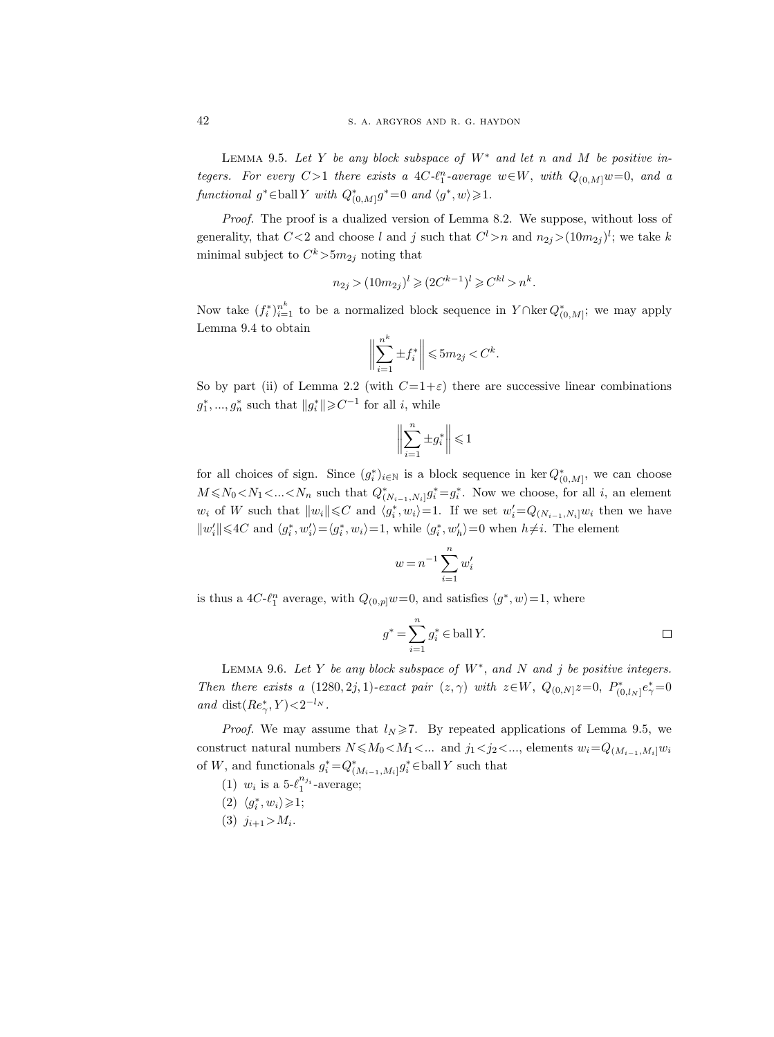LEMMA 9.5. *Let $Y$ be any block subspace of $W^*$ and let $n$ and $M$ be positive integers. For every $C>1$ there exists a $4C$-$\ell_1^n$-average $w \in W$, with $Q_{(0,M]}w=0$, and a functional $g^* \in \operatorname{ball} Y$ with $Q^*_{(0,M]}g^*=0$ and $\langle g^*, w\rangle \geqslant 1$.*

*Proof.* The proof is a dualized version of Lemma 8.2. We suppose, without loss of generality, that $C<2$ and choose $l$ and $j$ such that $C^l>n$ and $n_{2j}>(10m_{2j})^l$; we take $k$ minimal subject to $C^k>5m_{2j}$ noting that

$$n_{2j} > (10m_{2j})^l \geqslant (2C^{k-1})^l \geqslant C^{kl} > n^k.$$

Now take $(f_i^*)_{i=1}^{n^k}$ to be a normalized block sequence in $Y \cap \ker Q^*_{(0,M]}$; we may apply Lemma 9.4 to obtain

$$\left\| \sum_{i=1}^{n^k} \pm f_i^* \right\| \leqslant 5m_{2j} < C^k.$$

So by part (ii) of Lemma 2.2 (with $C=1+\varepsilon$) there are successive linear combinations $g_1^*, ..., g_n^*$ such that $\|g_i^*\| \geqslant C^{-1}$ for all $i$, while

$$\left\| \sum_{i=1}^{n} \pm g_i^* \right\| \leqslant 1$$

for all choices of sign. Since $(g_i^*)_{i\in\mathbb{N}}$ is a block sequence in $\ker Q^*_{(0,M]}$, we can choose $M \leqslant N_0 < N_1 < ... < N_n$ such that $Q^*_{(N_{i-1},N_i]}g_i^* = g_i^*$. Now we choose, for all $i$, an element $w_i$ of $W$ such that $\|w_i\| \leqslant C$ and $\langle g_i^*, w_i\rangle = 1$. If we set $w_i' = Q_{(N_{i-1},N_i]}w_i$ then we have $\|w_i'\| \leqslant 4C$ and $\langle g_i^*, w_i'\rangle = \langle g_i^*, w_i\rangle = 1$, while $\langle g_i^*, w_h'\rangle = 0$ when $h \neq i$. The element

$$w = n^{-1} \sum_{i=1}^{n} w_i'$$

is thus a $4C$-$\ell_1^n$ average, with $Q_{(0,p]}w=0$, and satisfies $\langle g^*, w\rangle = 1$, where

$$g^* = \sum_{i=1}^{n} g_i^* \in \operatorname{ball} Y. \qquad \square$$

LEMMA 9.6. *Let $Y$ be any block subspace of $W^*$, and $N$ and $j$ be positive integers. Then there exists a $(1280, 2j, 1)$-exact pair $(z, \gamma)$ with $z \in W$, $Q_{(0,N]}z=0$, $P^*_{(0,l_N]}e^*_\gamma = 0$ and $\operatorname{dist}(Re^*_\gamma, Y) < 2^{-l_N}$.*

*Proof.* We may assume that $l_N \geqslant 7$. By repeated applications of Lemma 9.5, we construct natural numbers $N \leqslant M_0 < M_1 < ...$ and $j_1 < j_2 < ...$, elements $w_i = Q_{(M_{i-1},M_i]}w_i$ of $W$, and functionals $g_i^* = Q^*_{(M_{i-1},M_i]}g_i^* \in \operatorname{ball} Y$ such that

(1) $w_i$ is a $5$-$\ell_1^{n_{j_i}}$-average;
(2) $\langle g_i^*, w_i\rangle \geqslant 1$;
(3) $j_{i+1} > M_i$.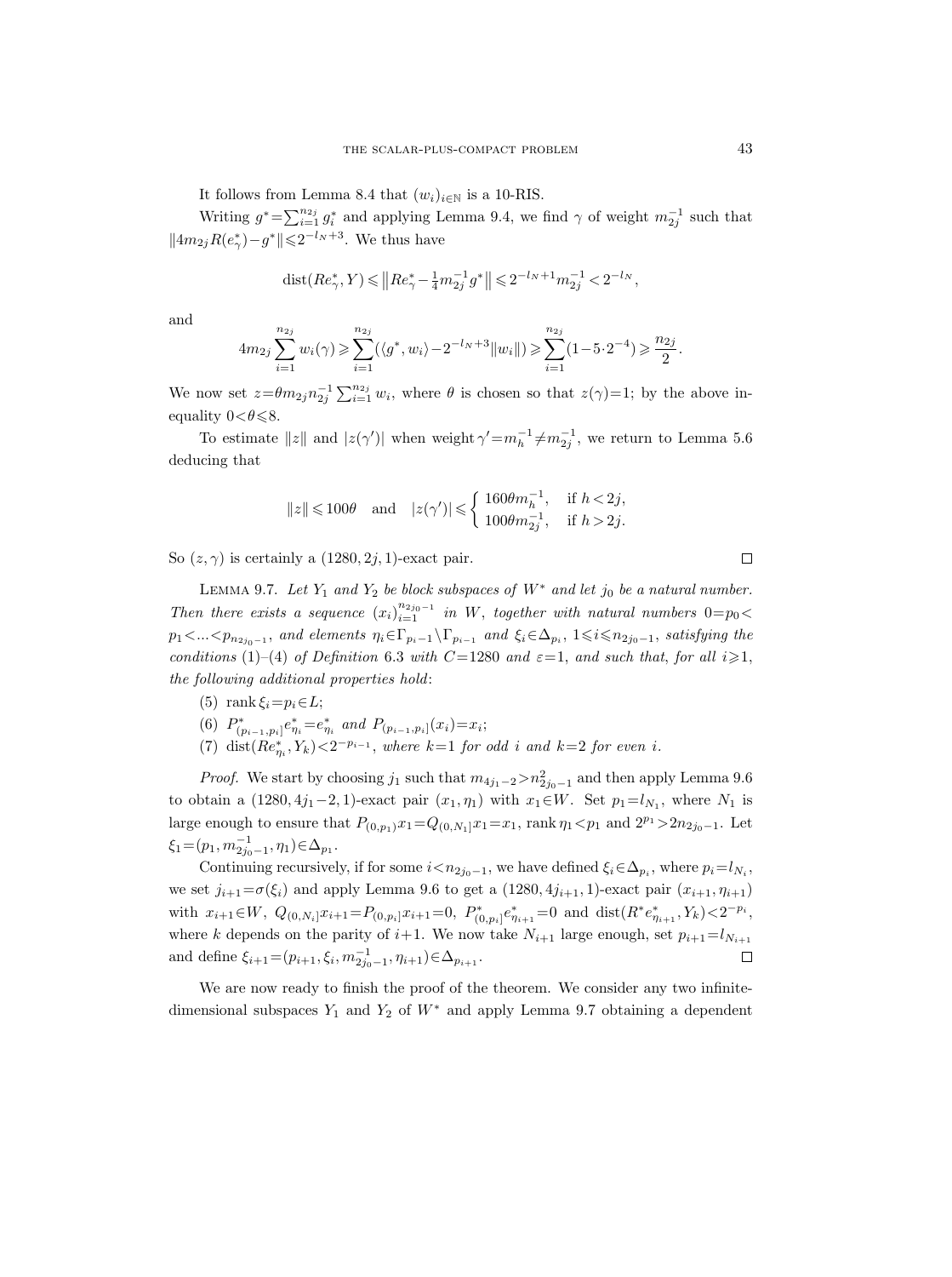It follows from Lemma 8.4 that $(w_i)_{i\in\mathbb{N}}$ is a 10-RIS.

Writing $g^*=\sum_{i=1}^{n_{2j}} g_i^*$ and applying Lemma 9.4, we find $\gamma$ of weight $m_{2j}^{-1}$ such that $\|4m_{2j}R(e_\gamma^*)-g^*\|\leqslant 2^{-l_N+3}$. We thus have

$$\operatorname{dist}(Re_\gamma^*, Y)\leqslant \big\|Re_\gamma^*-\tfrac{1}{4}m_{2j}^{-1}g^*\big\|\leqslant 2^{-l_N+1}m_{2j}^{-1}<2^{-l_N},$$

and

$$4m_{2j}\sum_{i=1}^{n_{2j}} w_i(\gamma)\geqslant \sum_{i=1}^{n_{2j}}(\langle g^*, w_i\rangle - 2^{-l_N+3}\|w_i\|)\geqslant \sum_{i=1}^{n_{2j}}(1-5\cdot 2^{-4})\geqslant \frac{n_{2j}}{2}.$$

We now set $z=\theta m_{2j}n_{2j}^{-1}\sum_{i=1}^{n_{2j}} w_i$, where $\theta$ is chosen so that $z(\gamma)=1$; by the above inequality $0<\theta\leqslant 8$.

To estimate $\|z\|$ and $|z(\gamma')|$ when weight $\gamma'=m_h^{-1}\neq m_{2j}^{-1}$, we return to Lemma 5.6 deducing that

$$\|z\|\leqslant 100\theta \quad\text{and}\quad |z(\gamma')|\leqslant \begin{cases} 160\theta m_h^{-1}, & \text{if } h<2j,\\ 100\theta m_{2j}^{-1}, & \text{if } h>2j.\end{cases}$$

So $(z,\gamma)$ is certainly a $(1280, 2j, 1)$-exact pair. $\square$

Lemma 9.7. *Let $Y_1$ and $Y_2$ be block subspaces of $W^*$ and let $j_0$ be a natural number. Then there exists a sequence $(x_i)_{i=1}^{n_{2j_0-1}}$ in $W$, together with natural numbers $0=p_0<p_1<...<p_{n_{2j_0-1}}$, and elements $\eta_i\in\Gamma_{p_i-1}\setminus\Gamma_{p_{i-1}}$ and $\xi_i\in\Delta_{p_i}$, $1\leqslant i\leqslant n_{2j_0-1}$, satisfying the conditions (1)–(4) of Definition 6.3 with $C=1280$ and $\varepsilon=1$, and such that, for all $i\geqslant 1$, the following additional properties hold*:

(5) $\operatorname{rank}\xi_i=p_i\in L$;

(6) $P^*_{(p_{i-1},p_i]}e^*_{\eta_i}=e^*_{\eta_i}$ *and* $P_{(p_{i-1},p_i]}(x_i)=x_i$;

(7) $\operatorname{dist}(Re^*_{\eta_i}, Y_k)<2^{-p_{i-1}}$, *where $k=1$ for odd $i$ and $k=2$ for even $i$.*

*Proof.* We start by choosing $j_1$ such that $m_{4j_1-2}>n^2_{2j_0-1}$ and then apply Lemma 9.6 to obtain a $(1280, 4j_1-2, 1)$-exact pair $(x_1,\eta_1)$ with $x_1\in W$. Set $p_1=l_{N_1}$, where $N_1$ is large enough to ensure that $P_{(0,p_1)}x_1=Q_{(0,N_1]}x_1=x_1$, $\operatorname{rank}\eta_1<p_1$ and $2^{p_1}>2n_{2j_0-1}$. Let $\xi_1=(p_1, m_{2j_0-1}^{-1}, \eta_1)\in\Delta_{p_1}$.

Continuing recursively, if for some $i<n_{2j_0-1}$, we have defined $\xi_i\in\Delta_{p_i}$, where $p_i=l_{N_i}$, we set $j_{i+1}=\sigma(\xi_i)$ and apply Lemma 9.6 to get a $(1280, 4j_{i+1}, 1)$-exact pair $(x_{i+1},\eta_{i+1})$ with $x_{i+1}\in W$, $Q_{(0,N_i]}x_{i+1}=P_{(0,p_i]}x_{i+1}=0$, $P^*_{(0,p_i]}e^*_{\eta_{i+1}}=0$ and $\operatorname{dist}(R^*e^*_{\eta_{i+1}}, Y_k)<2^{-p_i}$, where $k$ depends on the parity of $i+1$. We now take $N_{i+1}$ large enough, set $p_{i+1}=l_{N_{i+1}}$ and define $\xi_{i+1}=(p_{i+1},\xi_i, m_{2j_0-1}^{-1},\eta_{i+1})\in\Delta_{p_{i+1}}$. $\square$

We are now ready to finish the proof of the theorem. We consider any two infinite-dimensional subspaces $Y_1$ and $Y_2$ of $W^*$ and apply Lemma 9.7 obtaining a dependent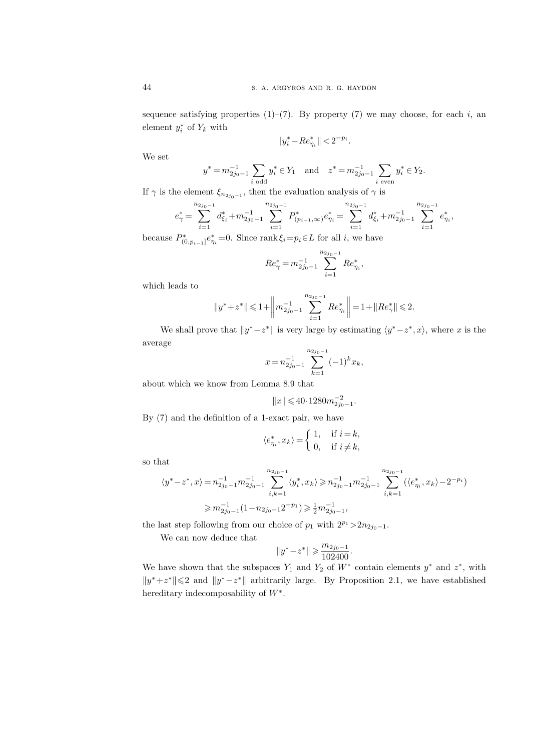sequence satisfying properties (1)–(7). By property (7) we may choose, for each $i$, an element $y_i^*$ of $Y_k$ with

$$\|y_i^* - Re_{\eta_i}^*\| < 2^{-p_i}.$$

We set

$$y^* = m_{2j_0-1}^{-1} \sum_{i \text{ odd}} y_i^* \in Y_1 \quad \text{and} \quad z^* = m_{2j_0-1}^{-1} \sum_{i \text{ even}} y_i^* \in Y_2.$$

If $\gamma$ is the element $\xi_{n_{2j_0-1}}$, then the evaluation analysis of $\gamma$ is

$$e_\gamma^* = \sum_{i=1}^{n_{2j_0-1}} d_{\xi_i}^* + m_{2j_0-1}^{-1} \sum_{i=1}^{n_{2j_0-1}} P_{(p_{i-1},\infty)}^* e_{\eta_i}^* = \sum_{i=1}^{n_{2j_0-1}} d_{\xi_i}^* + m_{2j_0-1}^{-1} \sum_{i=1}^{n_{2j_0-1}} e_{\eta_i}^*,$$

because $P_{(0,p_{i-1}]}^* e_{\eta_i}^* = 0$. Since $\operatorname{rank} \xi_i = p_i \in L$ for all $i$, we have

$$Re_\gamma^* = m_{2j_0-1}^{-1} \sum_{i=1}^{n_{2j_0-1}} Re_{\eta_i}^*,$$

which leads to

$$\|y^* + z^*\| \leqslant 1 + \left\| m_{2j_0-1}^{-1} \sum_{i=1}^{n_{2j_0-1}} Re_{\eta_i}^* \right\| = 1 + \|Re_\gamma^*\| \leqslant 2.$$

We shall prove that $\|y^* - z^*\|$ is very large by estimating $\langle y^* - z^*, x \rangle$, where $x$ is the average

$$x = n_{2j_0-1}^{-1} \sum_{k=1}^{n_{2j_0-1}} (-1)^k x_k,$$

about which we know from Lemma 8.9 that

$$\|x\| \leqslant 40 \cdot 1280 m_{2j_0-1}^{-2}.$$

By (7) and the definition of a 1-exact pair, we have

$$\langle e_{\eta_i}^*, x_k \rangle = \begin{cases} 1, & \text{if } i = k, \\ 0, & \text{if } i \neq k, \end{cases}$$

so that

$$\begin{aligned}
\langle y^* - z^*, x \rangle &= n_{2j_0-1}^{-1} m_{2j_0-1}^{-1} \sum_{i,k=1}^{n_{2j_0-1}} \langle y_i^*, x_k \rangle \geqslant n_{2j_0-1}^{-1} m_{2j_0-1}^{-1} \sum_{i,k=1}^{n_{2j_0-1}} (\langle e_{\eta_i}^*, x_k \rangle - 2^{-p_i}) \\
&\geqslant m_{2j_0-1}^{-1} (1 - n_{2j_0-1} 2^{-p_1}) \geqslant \tfrac{1}{2} m_{2j_0-1}^{-1},
\end{aligned}$$

the last step following from our choice of $p_1$ with $2^{p_1} > 2n_{2j_0-1}$.

We can now deduce that

$$\|y^* - z^*\| \geqslant \frac{m_{2j_0-1}}{102400}.$$

We have shown that the subspaces $Y_1$ and $Y_2$ of $W^*$ contain elements $y^*$ and $z^*$, with $\|y^* + z^*\| \leqslant 2$ and $\|y^* - z^*\|$ arbitrarily large. By Proposition 2.1, we have established hereditary indecomposability of $W^*$.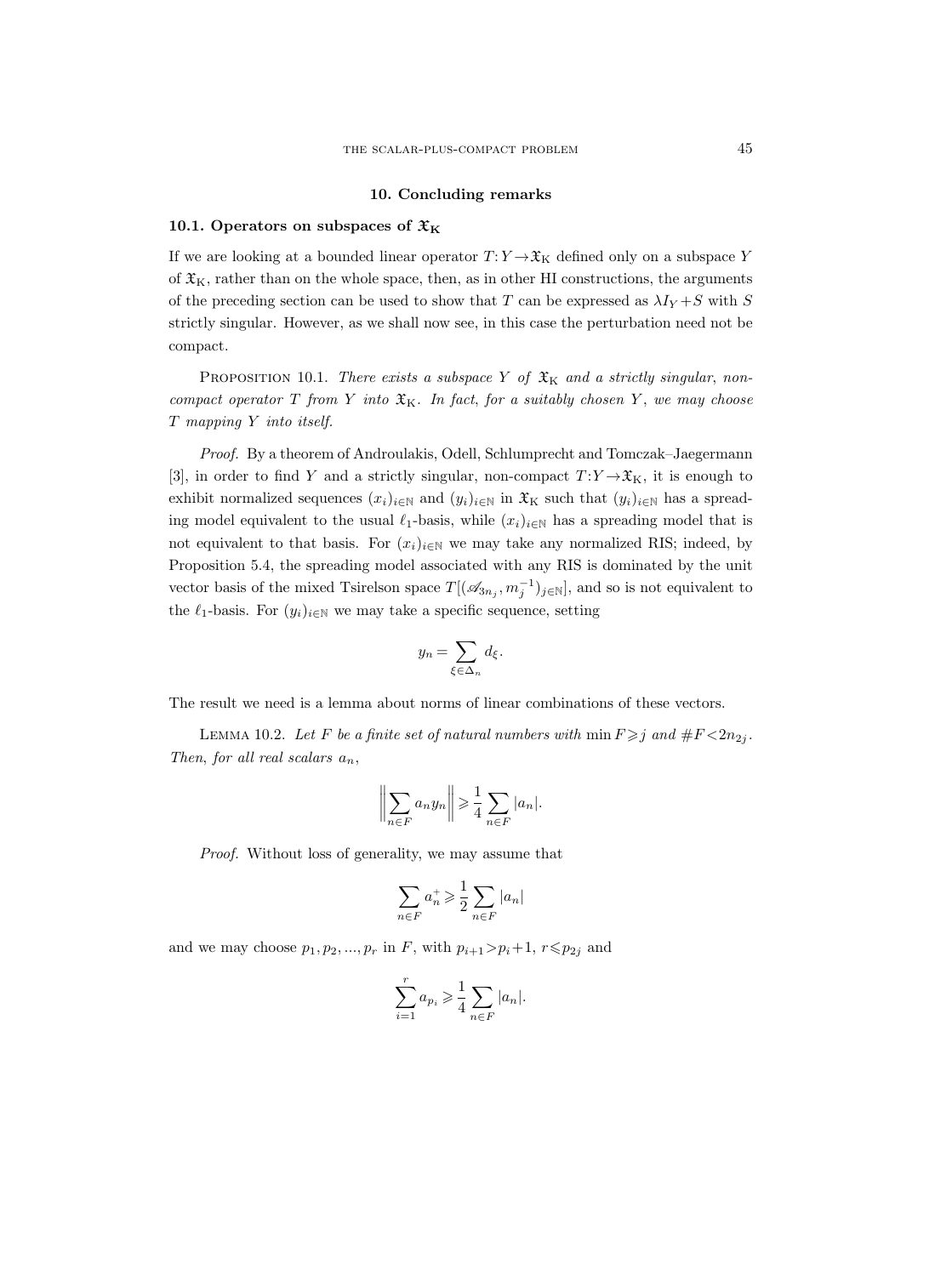## 10. Concluding remarks

### 10.1. Operators on subspaces of $\mathfrak{X}_{\mathrm{K}}$

If we are looking at a bounded linear operator $T: Y \to \mathfrak{X}_{\mathrm{K}}$ defined only on a subspace $Y$ of $\mathfrak{X}_{\mathrm{K}}$, rather than on the whole space, then, as in other HI constructions, the arguments of the preceding section can be used to show that $T$ can be expressed as $\lambda I_Y + S$ with $S$ strictly singular. However, as we shall now see, in this case the perturbation need not be compact.

Proposition 10.1. *There exists a subspace $Y$ of $\mathfrak{X}_{\mathrm{K}}$ and a strictly singular, non-compact operator $T$ from $Y$ into $\mathfrak{X}_{\mathrm{K}}$. In fact, for a suitably chosen $Y$, we may choose $T$ mapping $Y$ into itself.*

*Proof.* By a theorem of Androulakis, Odell, Schlumprecht and Tomczak–Jaegermann [3], in order to find $Y$ and a strictly singular, non-compact $T: Y \to \mathfrak{X}_{\mathrm{K}}$, it is enough to exhibit normalized sequences $(x_i)_{i\in\mathbb{N}}$ and $(y_i)_{i\in\mathbb{N}}$ in $\mathfrak{X}_{\mathrm{K}}$ such that $(y_i)_{i\in\mathbb{N}}$ has a spreading model equivalent to the usual $\ell_1$-basis, while $(x_i)_{i\in\mathbb{N}}$ has a spreading model that is not equivalent to that basis. For $(x_i)_{i\in\mathbb{N}}$ we may take any normalized RIS; indeed, by Proposition 5.4, the spreading model associated with any RIS is dominated by the unit vector basis of the mixed Tsirelson space $T[(\mathscr{A}_{3n_j}, m_j^{-1})_{j\in\mathbb{N}}]$, and so is not equivalent to the $\ell_1$-basis. For $(y_i)_{i\in\mathbb{N}}$ we may take a specific sequence, setting

$$y_n = \sum_{\xi \in \Delta_n} d_\xi .$$

The result we need is a lemma about norms of linear combinations of these vectors.

Lemma 10.2. *Let $F$ be a finite set of natural numbers with $\min F \geqslant j$ and $\#F < 2n_{2j}$. Then, for all real scalars $a_n$,*

$$\left\| \sum_{n\in F} a_n y_n \right\| \geqslant \frac{1}{4} \sum_{n\in F} |a_n| .$$

*Proof.* Without loss of generality, we may assume that

$$\sum_{n\in F} a_n^+ \geqslant \frac{1}{2} \sum_{n\in F} |a_n|$$

and we may choose $p_1, p_2, ..., p_r$ in $F$, with $p_{i+1} > p_i + 1$, $r \leqslant p_{2j}$ and

$$\sum_{i=1}^{r} a_{p_i} \geqslant \frac{1}{4} \sum_{n\in F} |a_n| .$$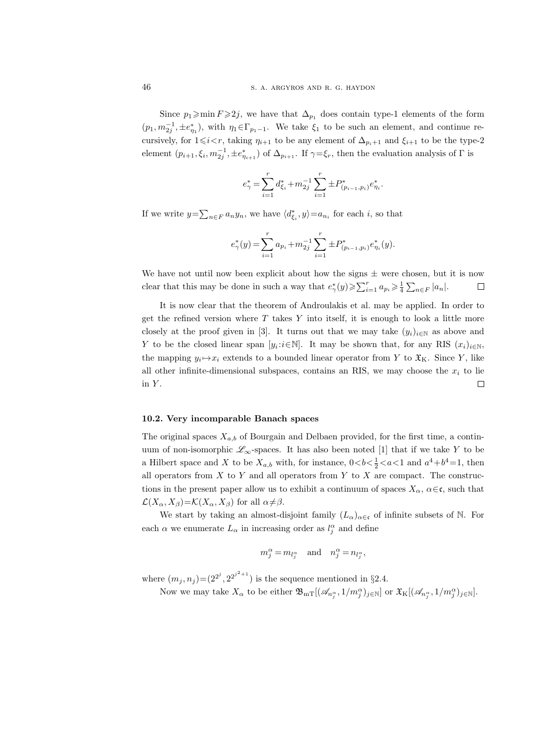Since $p_1 \geqslant \min F \geqslant 2j$, we have that $\Delta_{p_1}$ does contain type-1 elements of the form $(p_1, m_{2j}^{-1}, \pm e^*_{\eta_1})$, with $\eta_1 \in \Gamma_{p_1 - 1}$. We take $\xi_1$ to be such an element, and continue recursively, for $1 \leqslant i < r$, taking $\eta_{i+1}$ to be any element of $\Delta_{p_i+1}$ and $\xi_{i+1}$ to be the type-2 element $(p_{i+1}, \xi_i, m_{2j}^{-1}, \pm e^*_{\eta_{i+1}})$ of $\Delta_{p_{i+1}}$. If $\gamma = \xi_r$, then the evaluation analysis of $\Gamma$ is

$$e^*_\gamma = \sum_{i=1}^r d^*_{\xi_i} + m_{2j}^{-1} \sum_{i=1}^r \pm P^*_{(p_{i-1}, p_i)} e^*_{\eta_i}.$$

If we write $y = \sum_{n \in F} a_n y_n$, we have $\langle d^*_{\xi_i}, y \rangle = a_{n_i}$ for each $i$, so that

$$e^*_\gamma(y) = \sum_{i=1}^r a_{p_i} + m_{2j}^{-1} \sum_{i=1}^r \pm P^*_{(p_{i-1}, p_i)} e^*_{\eta_i}(y).$$

We have not until now been explicit about how the signs $\pm$ were chosen, but it is now clear that this may be done in such a way that $e^*_\gamma(y) \geqslant \sum_{i=1}^r a_{p_i} \geqslant \frac{1}{4} \sum_{n \in F} |a_n|$. $\square$

It is now clear that the theorem of Androulakis et al. may be applied. In order to get the refined version where $T$ takes $Y$ into itself, it is enough to look a little more closely at the proof given in [3]. It turns out that we may take $(y_i)_{i \in \mathbb{N}}$ as above and $Y$ to be the closed linear span $[y_i : i \in \mathbb{N}]$. It may be shown that, for any RIS $(x_i)_{i \in \mathbb{N}}$, the mapping $y_i \mapsto x_i$ extends to a bounded linear operator from $Y$ to $\mathfrak{X}_{\mathrm{K}}$. Since $Y$, like all other infinite-dimensional subspaces, contains an RIS, we may choose the $x_i$ to lie in $Y$. $\square$

### 10.2. Very incomparable Banach spaces

The original spaces $X_{a,b}$ of Bourgain and Delbaen provided, for the first time, a continuum of non-isomorphic $\mathscr{L}_\infty$-spaces. It has also been noted [1] that if we take $Y$ to be a Hilbert space and $X$ to be $X_{a,b}$ with, for instance, $0 < b < \frac{1}{2} < a < 1$ and $a^4 + b^4 = 1$, then all operators from $X$ to $Y$ and all operators from $Y$ to $X$ are compact. The constructions in the present paper allow us to exhibit a continuum of spaces $X_\alpha$, $\alpha \in \mathfrak{c}$, such that $\mathcal{L}(X_\alpha, X_\beta) = \mathcal{K}(X_\alpha, X_\beta)$ for all $\alpha \neq \beta$.

We start by taking an almost-disjoint family $(L_\alpha)_{\alpha \in \mathfrak{c}}$ of infinite subsets of $\mathbb{N}$. For each $\alpha$ we enumerate $L_\alpha$ in increasing order as $l_j^\alpha$ and define

$$m_j^\alpha = m_{l_j^\alpha} \quad \text{and} \quad n_j^\alpha = n_{l_j^\alpha},$$

where $(m_j, n_j) = (2^{2^j}, 2^{2^{j^2+1}})$ is the sequence mentioned in §2.4.

Now we may take $X_\alpha$ to be either $\mathfrak{B}_{\mathrm{mT}}[(\mathscr{A}_{n_j^\alpha}, 1/m_j^\alpha)_{j \in \mathbb{N}}]$ or $\mathfrak{X}_{\mathrm{K}}[(\mathscr{A}_{n_j^\alpha}, 1/m_j^\alpha)_{j \in \mathbb{N}}]$.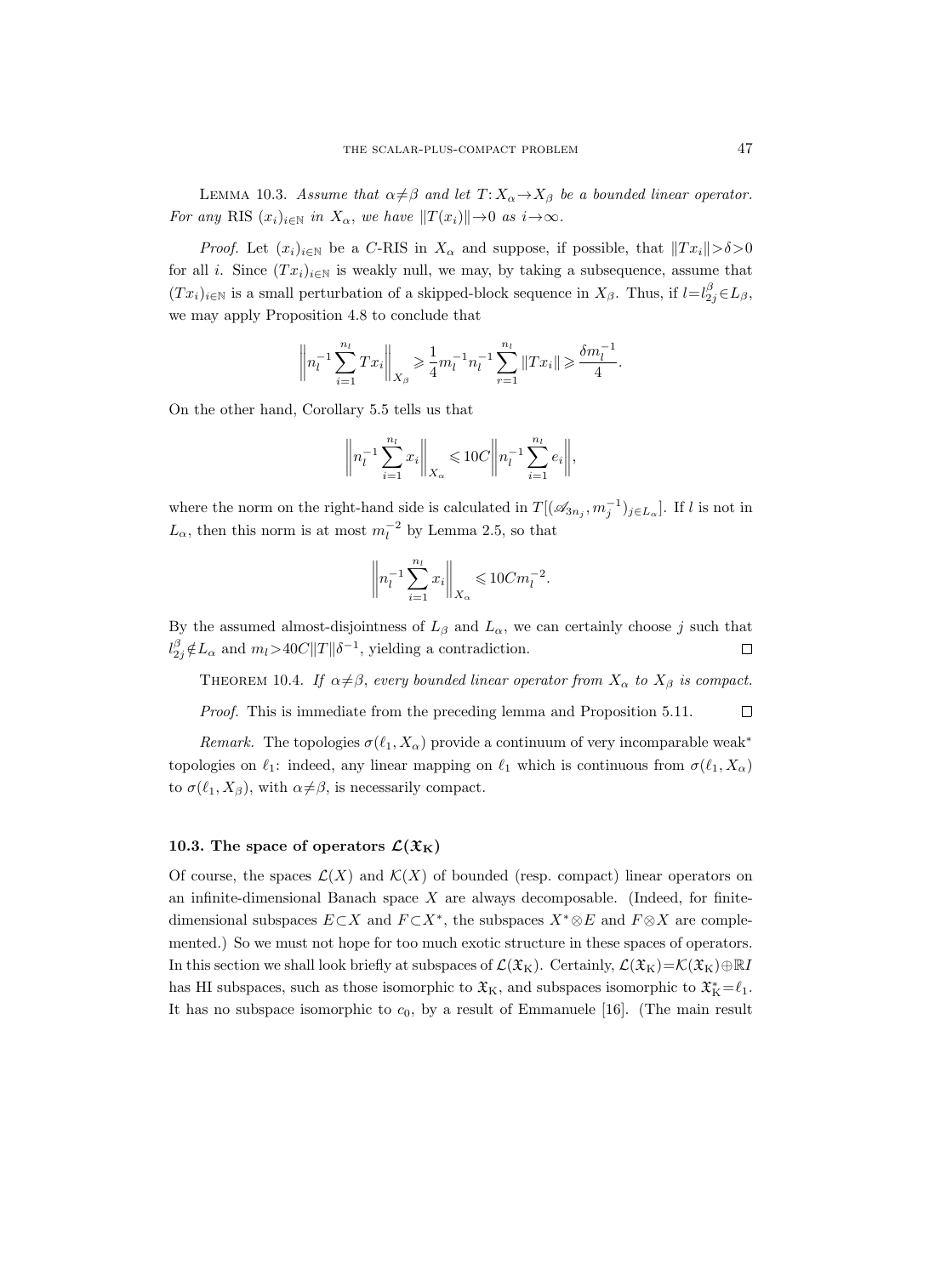Lemma 10.3. *Assume that $\alpha\neq\beta$ and let $T: X_\alpha\to X_\beta$ be a bounded linear operator. For any* RIS $(x_i)_{i\in\mathbb{N}}$ *in* $X_\alpha$, *we have* $\|T(x_i)\|\to 0$ *as* $i\to\infty$.

*Proof.* Let $(x_i)_{i\in\mathbb{N}}$ be a $C$-RIS in $X_\alpha$ and suppose, if possible, that $\|Tx_i\|>\delta>0$ for all $i$. Since $(Tx_i)_{i\in\mathbb{N}}$ is weakly null, we may, by taking a subsequence, assume that $(Tx_i)_{i\in\mathbb{N}}$ is a small perturbation of a skipped-block sequence in $X_\beta$. Thus, if $l=l^\beta_{2j}\in L_\beta$, we may apply Proposition 4.8 to conclude that

$$\left\| n_l^{-1}\sum_{i=1}^{n_l} Tx_i\right\|_{X_\beta} \geqslant \frac{1}{4}m_l^{-1}n_l^{-1}\sum_{r=1}^{n_l}\|Tx_i\| \geqslant \frac{\delta m_l^{-1}}{4}.$$

On the other hand, Corollary 5.5 tells us that

$$\left\| n_l^{-1}\sum_{i=1}^{n_l} x_i\right\|_{X_\alpha} \leqslant 10C\left\| n_l^{-1}\sum_{i=1}^{n_l} e_i\right\|,$$

where the norm on the right-hand side is calculated in $T[(\mathscr{A}_{3n_j}, m_j^{-1})_{j\in L_\alpha}]$. If $l$ is not in $L_\alpha$, then this norm is at most $m_l^{-2}$ by Lemma 2.5, so that

$$\left\| n_l^{-1}\sum_{i=1}^{n_l} x_i\right\|_{X_\alpha} \leqslant 10Cm_l^{-2}.$$

By the assumed almost-disjointness of $L_\beta$ and $L_\alpha$, we can certainly choose $j$ such that $l^\beta_{2j}\notin L_\alpha$ and $m_l>40C\|T\|\delta^{-1}$, yielding a contradiction. ∎

Theorem 10.4. *If $\alpha\neq\beta$, every bounded linear operator from $X_\alpha$ to $X_\beta$ is compact.*

*Proof.* This is immediate from the preceding lemma and Proposition 5.11. ∎

*Remark.* The topologies $\sigma(\ell_1, X_\alpha)$ provide a continuum of very incomparable weak$^*$ topologies on $\ell_1$: indeed, any linear mapping on $\ell_1$ which is continuous from $\sigma(\ell_1, X_\alpha)$ to $\sigma(\ell_1, X_\beta)$, with $\alpha\neq\beta$, is necessarily compact.

### 10.3. The space of operators $\mathcal{L}(\mathfrak{X}_\mathrm{K})$

Of course, the spaces $\mathcal{L}(X)$ and $\mathcal{K}(X)$ of bounded (resp. compact) linear operators on an infinite-dimensional Banach space $X$ are always decomposable. (Indeed, for finite-dimensional subspaces $E\subset X$ and $F\subset X^*$, the subspaces $X^*\otimes E$ and $F\otimes X$ are complemented.) So we must not hope for too much exotic structure in these spaces of operators. In this section we shall look briefly at subspaces of $\mathcal{L}(\mathfrak{X}_\mathrm{K})$. Certainly, $\mathcal{L}(\mathfrak{X}_\mathrm{K})=\mathcal{K}(\mathfrak{X}_\mathrm{K})\oplus\mathbb{R}I$ has HI subspaces, such as those isomorphic to $\mathfrak{X}_\mathrm{K}$, and subspaces isomorphic to $\mathfrak{X}_\mathrm{K}^*=\ell_1$. It has no subspace isomorphic to $c_0$, by a result of Emmanuele [16]. (The main result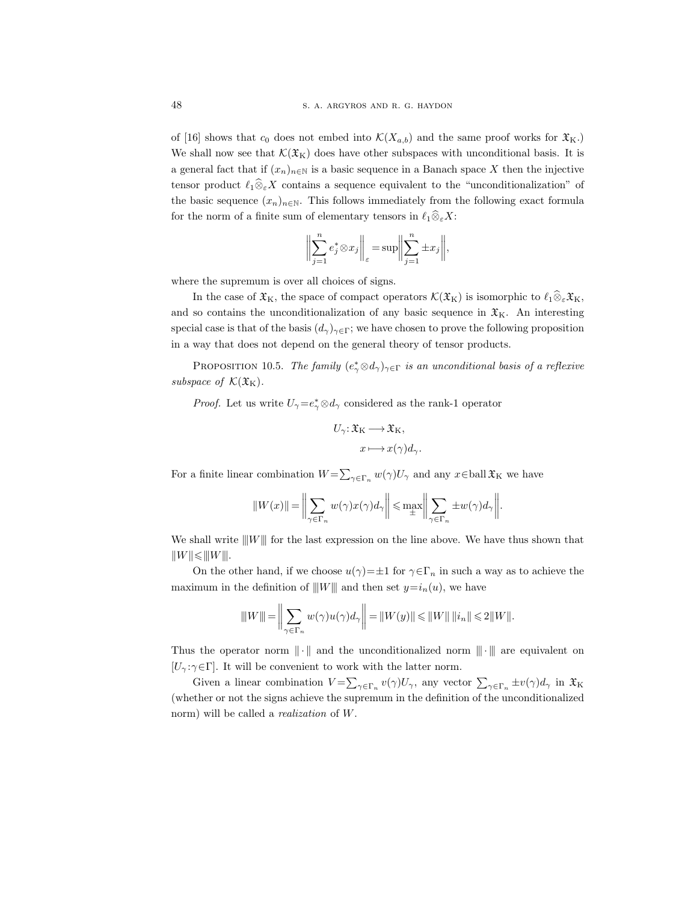of [16] shows that $c_0$ does not embed into $\mathcal{K}(X_{a,b})$ and the same proof works for $\mathfrak{X}_{\mathrm{K}}$.) We shall now see that $\mathcal{K}(\mathfrak{X}_{\mathrm{K}})$ does have other subspaces with unconditional basis. It is a general fact that if $(x_n)_{n\in\mathbb{N}}$ is a basic sequence in a Banach space $X$ then the injective tensor product $\ell_1\widehat{\otimes}_\varepsilon X$ contains a sequence equivalent to the "unconditionalization" of the basic sequence $(x_n)_{n\in\mathbb{N}}$. This follows immediately from the following exact formula for the norm of a finite sum of elementary tensors in $\ell_1\widehat{\otimes}_\varepsilon X$:

$$\left\|\sum_{j=1}^n e_j^*\otimes x_j\right\|_\varepsilon = \sup\left\|\sum_{j=1}^n \pm x_j\right\|,$$

where the supremum is over all choices of signs.

In the case of $\mathfrak{X}_{\mathrm{K}}$, the space of compact operators $\mathcal{K}(\mathfrak{X}_{\mathrm{K}})$ is isomorphic to $\ell_1\widehat{\otimes}_\varepsilon\mathfrak{X}_{\mathrm{K}}$, and so contains the unconditionalization of any basic sequence in $\mathfrak{X}_{\mathrm{K}}$. An interesting special case is that of the basis $(d_\gamma)_{\gamma\in\Gamma}$; we have chosen to prove the following proposition in a way that does not depend on the general theory of tensor products.

PROPOSITION 10.5. *The family $(e_\gamma^*\otimes d_\gamma)_{\gamma\in\Gamma}$ is an unconditional basis of a reflexive subspace of $\mathcal{K}(\mathfrak{X}_{\mathrm{K}})$.*

*Proof.* Let us write $U_\gamma = e_\gamma^*\otimes d_\gamma$ considered as the rank-1 operator

$$U_\gamma\colon \mathfrak{X}_{\mathrm{K}} \longrightarrow \mathfrak{X}_{\mathrm{K}},$$
$$x \longmapsto x(\gamma)d_\gamma.$$

For a finite linear combination $W=\sum_{\gamma\in\Gamma_n} w(\gamma)U_\gamma$ and any $x\in\operatorname{ball}\mathfrak{X}_{\mathrm{K}}$ we have

$$\|W(x)\| = \left\|\sum_{\gamma\in\Gamma_n} w(\gamma)x(\gamma)d_\gamma\right\| \leqslant \max_{\pm}\left\|\sum_{\gamma\in\Gamma_n} \pm w(\gamma)d_\gamma\right\|.$$

We shall write $|||W|||$ for the last expression on the line above. We have thus shown that $\|W\|\leqslant|||W|||$.

On the other hand, if we choose $u(\gamma)=\pm1$ for $\gamma\in\Gamma_n$ in such a way as to achieve the maximum in the definition of $|||W|||$ and then set $y=i_n(u)$, we have

$$|||W||| = \left\|\sum_{\gamma\in\Gamma_n} w(\gamma)u(\gamma)d_\gamma\right\| = \|W(y)\| \leqslant \|W\|\,\|i_n\| \leqslant 2\|W\|.$$

Thus the operator norm $\|\cdot\|$ and the unconditionalized norm $|||\cdot|||$ are equivalent on $[U_\gamma:\gamma\in\Gamma]$. It will be convenient to work with the latter norm.

Given a linear combination $V=\sum_{\gamma\in\Gamma_n} v(\gamma)U_\gamma$, any vector $\sum_{\gamma\in\Gamma_n}\pm v(\gamma)d_\gamma$ in $\mathfrak{X}_{\mathrm{K}}$ (whether or not the signs achieve the supremum in the definition of the unconditionalized norm) will be called a *realization* of $W$.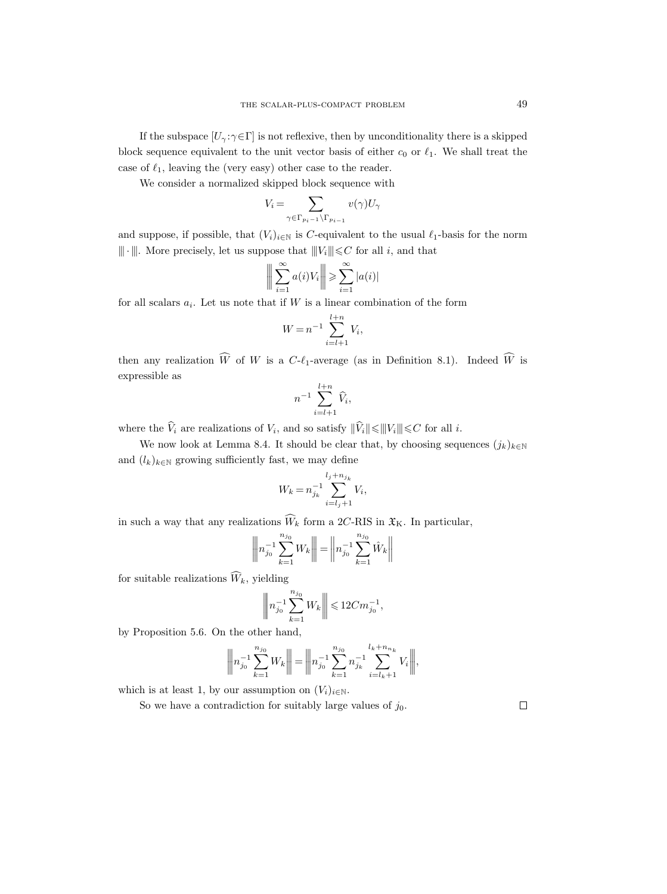If the subspace $[U_\gamma : \gamma \in \Gamma]$ is not reflexive, then by unconditionality there is a skipped block sequence equivalent to the unit vector basis of either $c_0$ or $\ell_1$. We shall treat the case of $\ell_1$, leaving the (very easy) other case to the reader.

We consider a normalized skipped block sequence with

$$V_i = \sum_{\gamma \in \Gamma_{p_i - 1} \setminus \Gamma_{p_{i-1}}} v(\gamma) U_\gamma$$

and suppose, if possible, that $(V_i)_{i\in\mathbb{N}}$ is $C$-equivalent to the usual $\ell_1$-basis for the norm $|\!|\!|\cdot|\!|\!|$. More precisely, let us suppose that $|\!|\!|V_i|\!|\!| \leqslant C$ for all $i$, and that

$$\left|\!\left|\!\left| \sum_{i=1}^{\infty} a(i) V_i \right|\!\right|\!\right| \geqslant \sum_{i=1}^{\infty} |a(i)|$$

for all scalars $a_i$. Let us note that if $W$ is a linear combination of the form

$$W = n^{-1} \sum_{i=l+1}^{l+n} V_i,$$

then any realization $\widehat{W}$ of $W$ is a $C$-$\ell_1$-average (as in Definition 8.1). Indeed $\widehat{W}$ is expressible as

$$n^{-1} \sum_{i=l+1}^{l+n} \widehat{V}_i,$$

where the $\widehat{V}_i$ are realizations of $V_i$, and so satisfy $\|\widehat{V}_i\| \leqslant |\!|\!|V_i|\!|\!| \leqslant C$ for all $i$.

We now look at Lemma 8.4. It should be clear that, by choosing sequences $(j_k)_{k\in\mathbb{N}}$ and $(l_k)_{k\in\mathbb{N}}$ growing sufficiently fast, we may define

$$W_k = n_{j_k}^{-1} \sum_{i=l_j+1}^{l_j+n_{j_k}} V_i,$$

in such a way that any realizations $\widehat{W}_k$ form a $2C$-RIS in $\mathfrak{X}_{\mathrm{K}}$. In particular,

$$\left|\!\left|\!\left| n_{j_0}^{-1} \sum_{k=1}^{n_{j_0}} W_k \right|\!\right|\!\right| = \left\| n_{j_0}^{-1} \sum_{k=1}^{n_{j_0}} \hat{W}_k \right\|$$

for suitable realizations $\widehat{W}_k$, yielding

$$\left|\!\left|\!\left| n_{j_0}^{-1} \sum_{k=1}^{n_{j_0}} W_k \right|\!\right|\!\right| \leqslant 12 C m_{j_0}^{-1},$$

by Proposition 5.6. On the other hand,

$$\left|\!\left|\!\left| n_{j_0}^{-1} \sum_{k=1}^{n_{j_0}} W_k \right|\!\right|\!\right| = \left|\!\left|\!\left| n_{j_0}^{-1} \sum_{k=1}^{n_{j_0}} n_{j_k}^{-1} \sum_{i=l_k+1}^{l_k+n_{n_k}} V_i \right|\!\right|\!\right|,$$

which is at least 1, by our assumption on $(V_i)_{i\in\mathbb{N}}$.

So we have a contradiction for suitably large values of $j_0$. □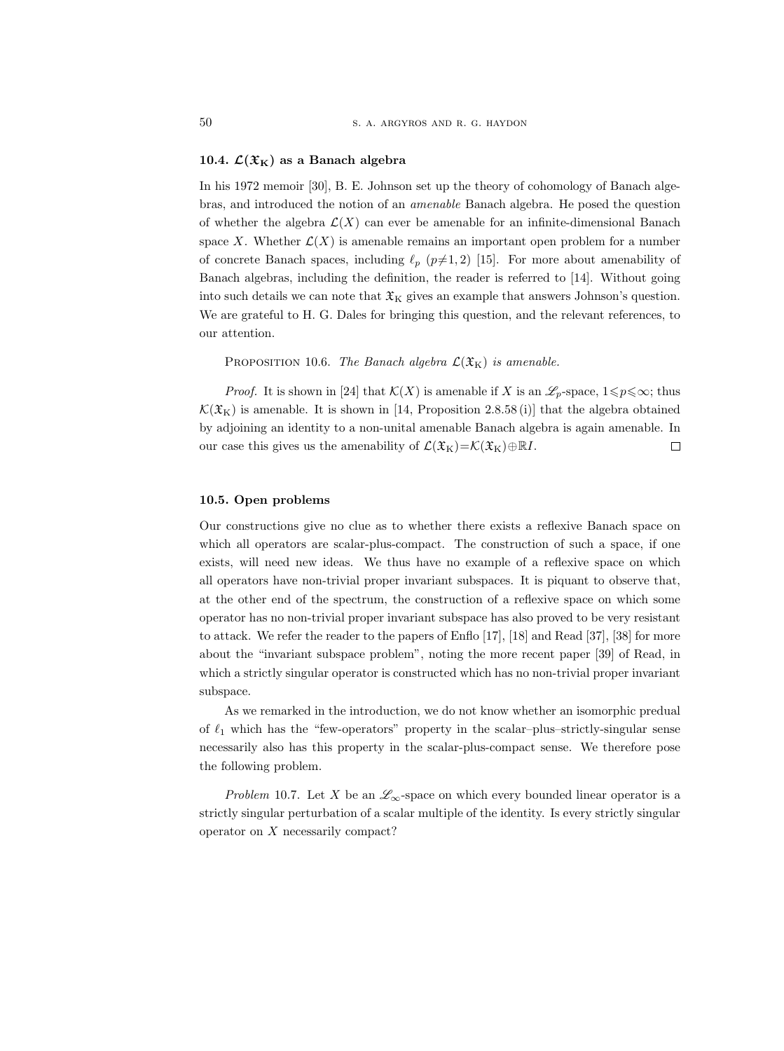### 10.4. $\mathcal{L}(\mathfrak{X}_K)$ as a Banach algebra

In his 1972 memoir [30], B. E. Johnson set up the theory of cohomology of Banach algebras, and introduced the notion of an *amenable* Banach algebra. He posed the question of whether the algebra $\mathcal{L}(X)$ can ever be amenable for an infinite-dimensional Banach space $X$. Whether $\mathcal{L}(X)$ is amenable remains an important open problem for a number of concrete Banach spaces, including $\ell_p$ ($p \neq 1, 2$) [15]. For more about amenability of Banach algebras, including the definition, the reader is referred to [14]. Without going into such details we can note that $\mathfrak{X}_K$ gives an example that answers Johnson's question. We are grateful to H. G. Dales for bringing this question, and the relevant references, to our attention.

PROPOSITION 10.6. *The Banach algebra $\mathcal{L}(\mathfrak{X}_K)$ is amenable.*

*Proof.* It is shown in [24] that $\mathcal{K}(X)$ is amenable if $X$ is an $\mathscr{L}_p$-space, $1 \leqslant p \leqslant \infty$; thus $\mathcal{K}(\mathfrak{X}_K)$ is amenable. It is shown in [14, Proposition 2.8.58 (i)] that the algebra obtained by adjoining an identity to a non-unital amenable Banach algebra is again amenable. In our case this gives us the amenability of $\mathcal{L}(\mathfrak{X}_K) = \mathcal{K}(\mathfrak{X}_K) \oplus \mathbb{R}I$. $\square$

### 10.5. Open problems

Our constructions give no clue as to whether there exists a reflexive Banach space on which all operators are scalar-plus-compact. The construction of such a space, if one exists, will need new ideas. We thus have no example of a reflexive space on which all operators have non-trivial proper invariant subspaces. It is piquant to observe that, at the other end of the spectrum, the construction of a reflexive space on which some operator has no non-trivial proper invariant subspace has also proved to be very resistant to attack. We refer the reader to the papers of Enflo [17], [18] and Read [37], [38] for more about the "invariant subspace problem", noting the more recent paper [39] of Read, in which a strictly singular operator is constructed which has no non-trivial proper invariant subspace.

As we remarked in the introduction, we do not know whether an isomorphic predual of $\ell_1$ which has the "few-operators" property in the scalar–plus–strictly-singular sense necessarily also has this property in the scalar-plus-compact sense. We therefore pose the following problem.

*Problem* 10.7. Let $X$ be an $\mathscr{L}_\infty$-space on which every bounded linear operator is a strictly singular perturbation of a scalar multiple of the identity. Is every strictly singular operator on $X$ necessarily compact?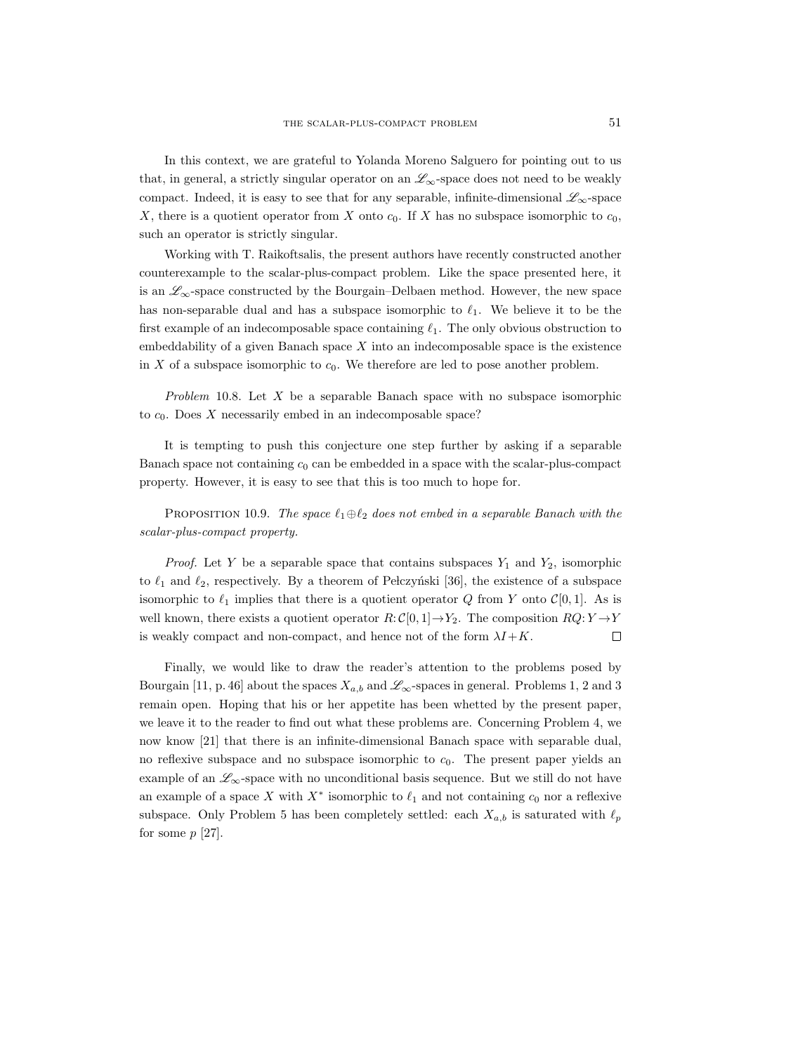In this context, we are grateful to Yolanda Moreno Salguero for pointing out to us that, in general, a strictly singular operator on an $\mathscr{L}_\infty$-space does not need to be weakly compact. Indeed, it is easy to see that for any separable, infinite-dimensional $\mathscr{L}_\infty$-space $X$, there is a quotient operator from $X$ onto $c_0$. If $X$ has no subspace isomorphic to $c_0$, such an operator is strictly singular.

Working with T. Raikoftsalis, the present authors have recently constructed another counterexample to the scalar-plus-compact problem. Like the space presented here, it is an $\mathscr{L}_\infty$-space constructed by the Bourgain–Delbaen method. However, the new space has non-separable dual and has a subspace isomorphic to $\ell_1$. We believe it to be the first example of an indecomposable space containing $\ell_1$. The only obvious obstruction to embeddability of a given Banach space $X$ into an indecomposable space is the existence in $X$ of a subspace isomorphic to $c_0$. We therefore are led to pose another problem.

*Problem* 10.8. Let $X$ be a separable Banach space with no subspace isomorphic to $c_0$. Does $X$ necessarily embed in an indecomposable space?

It is tempting to push this conjecture one step further by asking if a separable Banach space not containing $c_0$ can be embedded in a space with the scalar-plus-compact property. However, it is easy to see that this is too much to hope for.

PROPOSITION 10.9. *The space $\ell_1 \oplus \ell_2$ does not embed in a separable Banach with the scalar-plus-compact property.*

*Proof.* Let $Y$ be a separable space that contains subspaces $Y_1$ and $Y_2$, isomorphic to $\ell_1$ and $\ell_2$, respectively. By a theorem of Pełczyński [36], the existence of a subspace isomorphic to $\ell_1$ implies that there is a quotient operator $Q$ from $Y$ onto $\mathcal{C}[0,1]$. As is well known, there exists a quotient operator $R: \mathcal{C}[0,1] \to Y_2$. The composition $RQ: Y \to Y$ is weakly compact and non-compact, and hence not of the form $\lambda I + K$. □

Finally, we would like to draw the reader's attention to the problems posed by Bourgain [11, p. 46] about the spaces $X_{a,b}$ and $\mathscr{L}_\infty$-spaces in general. Problems 1, 2 and 3 remain open. Hoping that his or her appetite has been whetted by the present paper, we leave it to the reader to find out what these problems are. Concerning Problem 4, we now know [21] that there is an infinite-dimensional Banach space with separable dual, no reflexive subspace and no subspace isomorphic to $c_0$. The present paper yields an example of an $\mathscr{L}_\infty$-space with no unconditional basis sequence. But we still do not have an example of a space $X$ with $X^*$ isomorphic to $\ell_1$ and not containing $c_0$ nor a reflexive subspace. Only Problem 5 has been completely settled: each $X_{a,b}$ is saturated with $\ell_p$ for some $p$ [27].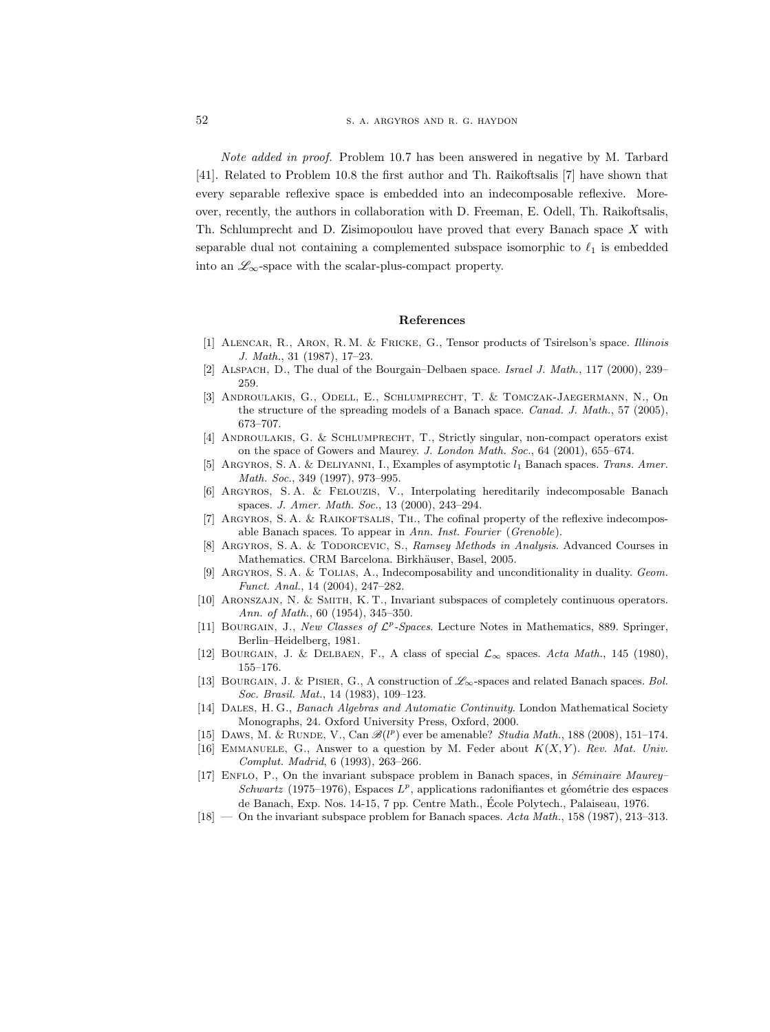*Note added in proof.* Problem 10.7 has been answered in negative by M. Tarbard [41]. Related to Problem 10.8 the first author and Th. Raikoftsalis [7] have shown that every separable reflexive space is embedded into an indecomposable reflexive. Moreover, recently, the authors in collaboration with D. Freeman, E. Odell, Th. Raikoftsalis, Th. Schlumprecht and D. Zisimopoulou have proved that every Banach space $X$ with separable dual not containing a complemented subspace isomorphic to $\ell_1$ is embedded into an $\mathscr{L}_\infty$-space with the scalar-plus-compact property.

## References

[1] Alencar, R., Aron, R. M. & Fricke, G., Tensor products of Tsirelson's space. *Illinois J. Math.*, 31 (1987), 17–23.

[2] Alspach, D., The dual of the Bourgain–Delbaen space. *Israel J. Math.*, 117 (2000), 239–259.

[3] Androulakis, G., Odell, E., Schlumprecht, T. & Tomczak-Jaegermann, N., On the structure of the spreading models of a Banach space. *Canad. J. Math.*, 57 (2005), 673–707.

[4] Androulakis, G. & Schlumprecht, T., Strictly singular, non-compact operators exist on the space of Gowers and Maurey. *J. London Math. Soc.*, 64 (2001), 655–674.

[5] Argyros, S. A. & Deliyanni, I., Examples of asymptotic $l_1$ Banach spaces. *Trans. Amer. Math. Soc.*, 349 (1997), 973–995.

[6] Argyros, S. A. & Felouzis, V., Interpolating hereditarily indecomposable Banach spaces. *J. Amer. Math. Soc.*, 13 (2000), 243–294.

[7] Argyros, S. A. & Raikoftsalis, Th., The cofinal property of the reflexive indecomposable Banach spaces. To appear in *Ann. Inst. Fourier* (*Grenoble*).

[8] Argyros, S. A. & Todorcevic, S., *Ramsey Methods in Analysis*. Advanced Courses in Mathematics. CRM Barcelona. Birkhäuser, Basel, 2005.

[9] Argyros, S. A. & Tolias, A., Indecomposability and unconditionality in duality. *Geom. Funct. Anal.*, 14 (2004), 247–282.

[10] Aronszajn, N. & Smith, K. T., Invariant subspaces of completely continuous operators. *Ann. of Math.*, 60 (1954), 345–350.

[11] Bourgain, J., *New Classes of $\mathcal{L}^p$-Spaces*. Lecture Notes in Mathematics, 889. Springer, Berlin–Heidelberg, 1981.

[12] Bourgain, J. & Delbaen, F., A class of special $\mathcal{L}_\infty$ spaces. *Acta Math.*, 145 (1980), 155–176.

[13] Bourgain, J. & Pisier, G., A construction of $\mathscr{L}_\infty$-spaces and related Banach spaces. *Bol. Soc. Brasil. Mat.*, 14 (1983), 109–123.

[14] Dales, H. G., *Banach Algebras and Automatic Continuity*. London Mathematical Society Monographs, 24. Oxford University Press, Oxford, 2000.

[15] Daws, M. & Runde, V., Can $\mathscr{B}(l^p)$ ever be amenable? *Studia Math.*, 188 (2008), 151–174.

[16] Emmanuele, G., Answer to a question by M. Feder about $K(X, Y)$. *Rev. Mat. Univ. Complut. Madrid*, 6 (1993), 263–266.

[17] Enflo, P., On the invariant subspace problem in Banach spaces, in *Séminaire Maurey–Schwartz* (1975–1976), Espaces $L^p$, applications radonifiantes et géométrie des espaces de Banach, Exp. Nos. 14-15, 7 pp. Centre Math., École Polytech., Palaiseau, 1976.

[18] — On the invariant subspace problem for Banach spaces. *Acta Math.*, 158 (1987), 213–313.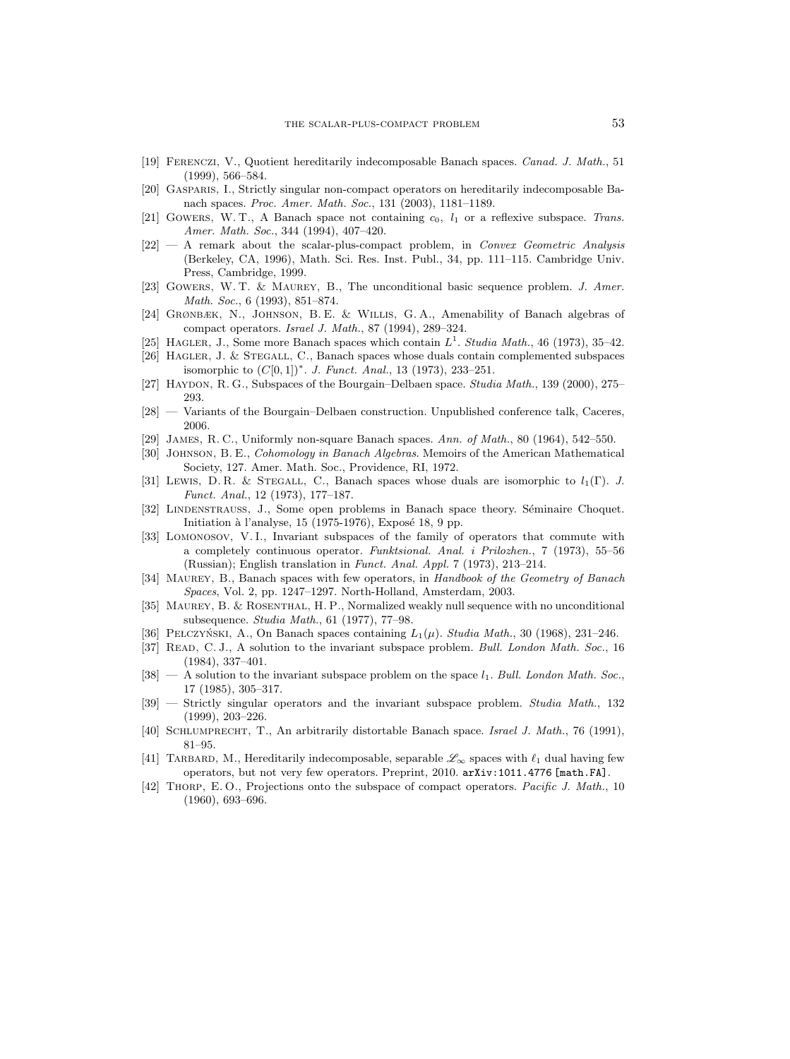[19] Ferenczi, V., Quotient hereditarily indecomposable Banach spaces. *Canad. J. Math.*, 51 (1999), 566–584.

[20] Gasparis, I., Strictly singular non-compact operators on hereditarily indecomposable Banach spaces. *Proc. Amer. Math. Soc.*, 131 (2003), 1181–1189.

[21] Gowers, W. T., A Banach space not containing $c_0$, $l_1$ or a reflexive subspace. *Trans. Amer. Math. Soc.*, 344 (1994), 407–420.

[22] — A remark about the scalar-plus-compact problem, in *Convex Geometric Analysis* (Berkeley, CA, 1996), Math. Sci. Res. Inst. Publ., 34, pp. 111–115. Cambridge Univ. Press, Cambridge, 1999.

[23] Gowers, W. T. & Maurey, B., The unconditional basic sequence problem. *J. Amer. Math. Soc.*, 6 (1993), 851–874.

[24] Grønbæk, N., Johnson, B. E. & Willis, G. A., Amenability of Banach algebras of compact operators. *Israel J. Math.*, 87 (1994), 289–324.

[25] Hagler, J., Some more Banach spaces which contain $L^1$. *Studia Math.*, 46 (1973), 35–42.

[26] Hagler, J. & Stegall, C., Banach spaces whose duals contain complemented subspaces isomorphic to $(C[0,1])^*$. *J. Funct. Anal.*, 13 (1973), 233–251.

[27] Haydon, R. G., Subspaces of the Bourgain–Delbaen space. *Studia Math.*, 139 (2000), 275–293.

[28] — Variants of the Bourgain–Delbaen construction. Unpublished conference talk, Caceres, 2006.

[29] James, R. C., Uniformly non-square Banach spaces. *Ann. of Math.*, 80 (1964), 542–550.

[30] Johnson, B. E., *Cohomology in Banach Algebras*. Memoirs of the American Mathematical Society, 127. Amer. Math. Soc., Providence, RI, 1972.

[31] Lewis, D. R. & Stegall, C., Banach spaces whose duals are isomorphic to $l_1(\Gamma)$. *J. Funct. Anal.*, 12 (1973), 177–187.

[32] Lindenstrauss, J., Some open problems in Banach space theory. Séminaire Choquet. Initiation à l'analyse, 15 (1975-1976), Exposé 18, 9 pp.

[33] Lomonosov, V. I., Invariant subspaces of the family of operators that commute with a completely continuous operator. *Funktsional. Anal. i Prilozhen.*, 7 (1973), 55–56 (Russian); English translation in *Funct. Anal. Appl.* 7 (1973), 213–214.

[34] Maurey, B., Banach spaces with few operators, in *Handbook of the Geometry of Banach Spaces*, Vol. 2, pp. 1247–1297. North-Holland, Amsterdam, 2003.

[35] Maurey, B. & Rosenthal, H. P., Normalized weakly null sequence with no unconditional subsequence. *Studia Math.*, 61 (1977), 77–98.

[36] Pełczyński, A., On Banach spaces containing $L_1(\mu)$. *Studia Math.*, 30 (1968), 231–246.

[37] Read, C. J., A solution to the invariant subspace problem. *Bull. London Math. Soc.*, 16 (1984), 337–401.

[38] — A solution to the invariant subspace problem on the space $l_1$. *Bull. London Math. Soc.*, 17 (1985), 305–317.

[39] — Strictly singular operators and the invariant subspace problem. *Studia Math.*, 132 (1999), 203–226.

[40] Schlumprecht, T., An arbitrarily distortable Banach space. *Israel J. Math.*, 76 (1991), 81–95.

[41] Tarbard, M., Hereditarily indecomposable, separable $\mathscr{L}_\infty$ spaces with $\ell_1$ dual having few operators, but not very few operators. Preprint, 2010. arXiv:1011.4776 [math.FA].

[42] Thorp, E. O., Projections onto the subspace of compact operators. *Pacific J. Math.*, 10 (1960), 693–696.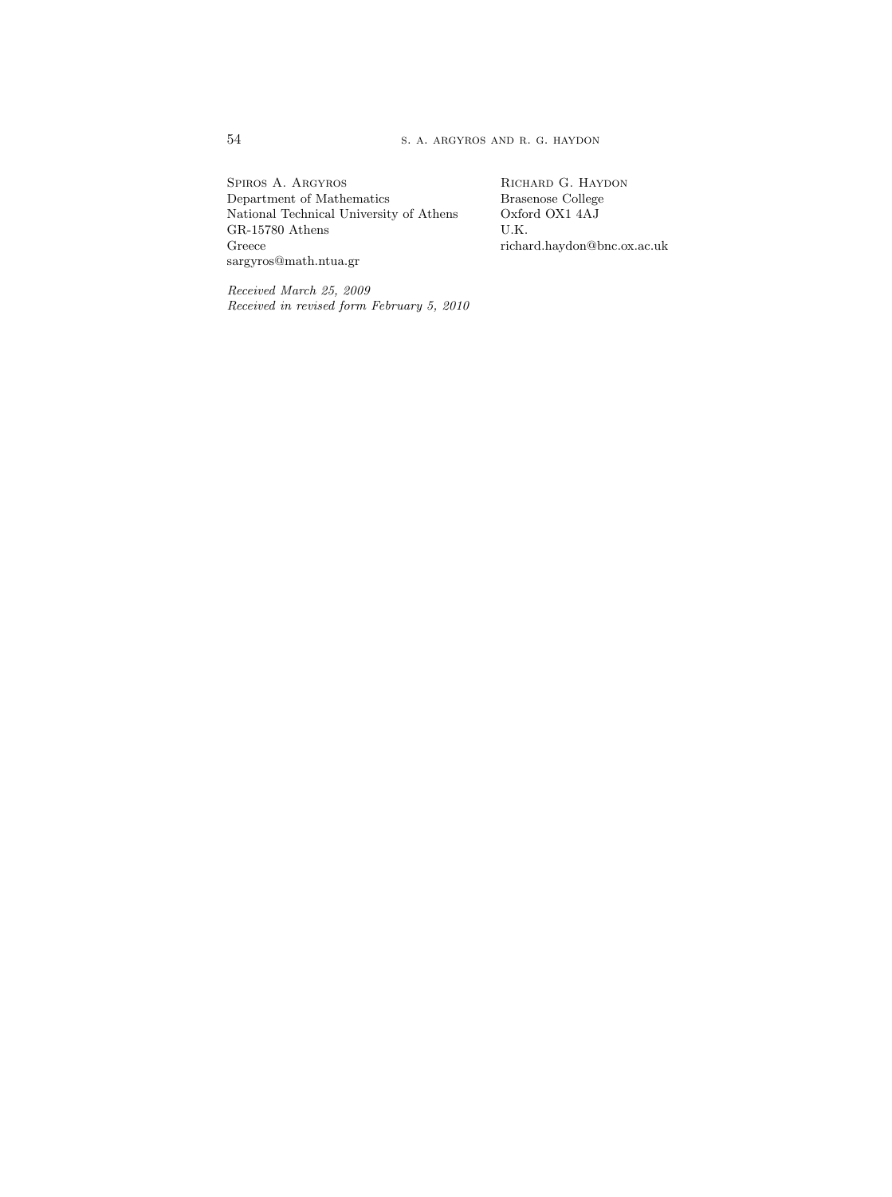Spiros A. Argyros
Department of Mathematics
National Technical University of Athens
GR-15780 Athens
Greece
sargyros@math.ntua.gr

Richard G. Haydon
Brasenose College
Oxford OX1 4AJ
U.K.
richard.haydon@bnc.ox.ac.uk

*Received March 25, 2009*
*Received in revised form February 5, 2010*